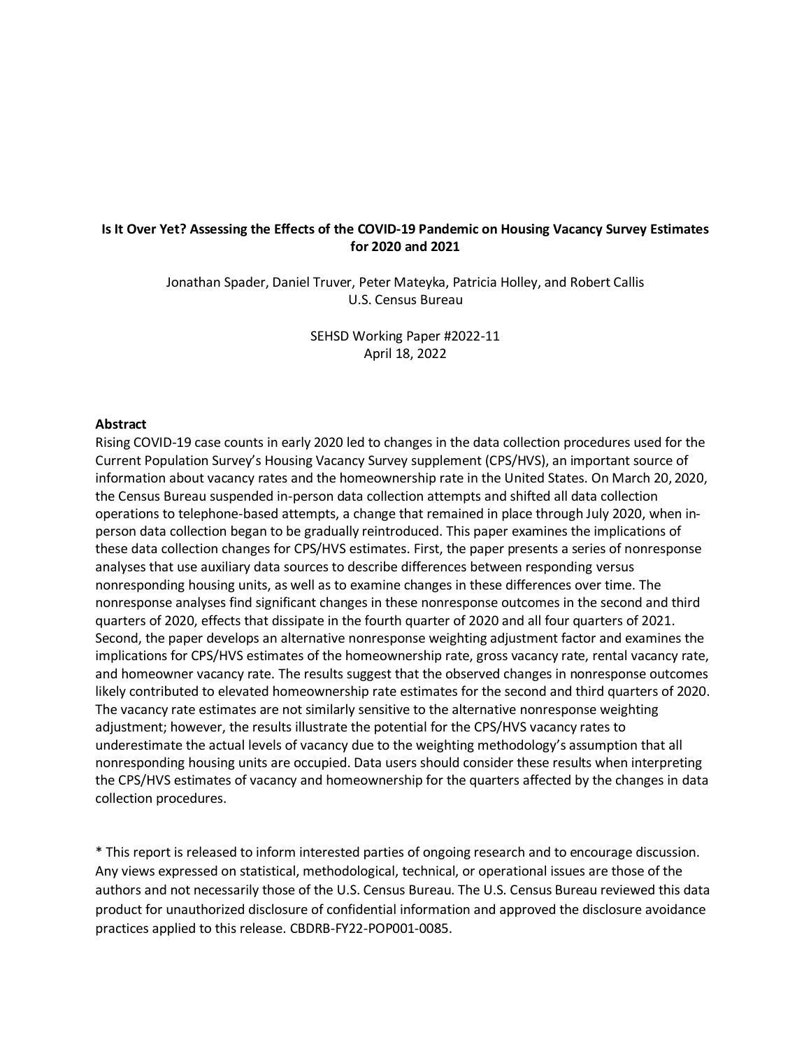# Is It Over Yet? Assessing the Effects of the COVID-19 Pandemic on Housing Vacancy Survey Estimates for 2020 and 2021

Jonathan Spader, Daniel Truver, Peter Mateyka, Patricia Holley, and Robert Callis
U.S. Census Bureau

SEHSD Working Paper #2022-11
April 18, 2022

## Abstract

Rising COVID-19 case counts in early 2020 led to changes in the data collection procedures used for the Current Population Survey's Housing Vacancy Survey supplement (CPS/HVS), an important source of information about vacancy rates and the homeownership rate in the United States. On March 20, 2020, the Census Bureau suspended in-person data collection attempts and shifted all data collection operations to telephone-based attempts, a change that remained in place through July 2020, when in-person data collection began to be gradually reintroduced. This paper examines the implications of these data collection changes for CPS/HVS estimates. First, the paper presents a series of nonresponse analyses that use auxiliary data sources to describe differences between responding versus nonresponding housing units, as well as to examine changes in these differences over time. The nonresponse analyses find significant changes in these nonresponse outcomes in the second and third quarters of 2020, effects that dissipate in the fourth quarter of 2020 and all four quarters of 2021. Second, the paper develops an alternative nonresponse weighting adjustment factor and examines the implications for CPS/HVS estimates of the homeownership rate, gross vacancy rate, rental vacancy rate, and homeowner vacancy rate. The results suggest that the observed changes in nonresponse outcomes likely contributed to elevated homeownership rate estimates for the second and third quarters of 2020. The vacancy rate estimates are not similarly sensitive to the alternative nonresponse weighting adjustment; however, the results illustrate the potential for the CPS/HVS vacancy rates to underestimate the actual levels of vacancy due to the weighting methodology's assumption that all nonresponding housing units are occupied. Data users should consider these results when interpreting the CPS/HVS estimates of vacancy and homeownership for the quarters affected by the changes in data collection procedures.

* This report is released to inform interested parties of ongoing research and to encourage discussion. Any views expressed on statistical, methodological, technical, or operational issues are those of the authors and not necessarily those of the U.S. Census Bureau. The U.S. Census Bureau reviewed this data product for unauthorized disclosure of confidential information and approved the disclosure avoidance practices applied to this release. CBDRB-FY22-POP001-0085.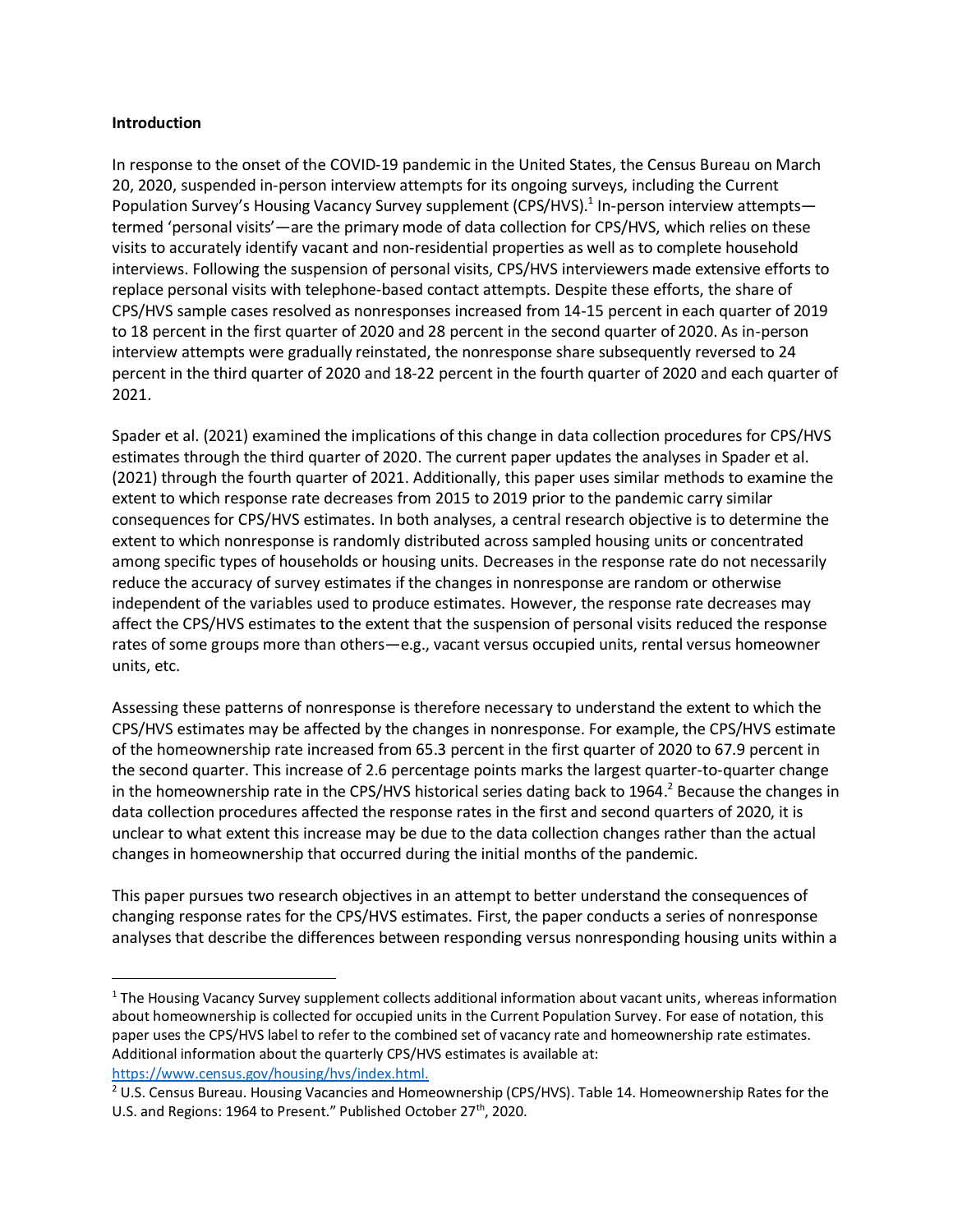**Introduction**

In response to the onset of the COVID-19 pandemic in the United States, the Census Bureau on March 20, 2020, suspended in-person interview attempts for its ongoing surveys, including the Current Population Survey's Housing Vacancy Survey supplement (CPS/HVS).[1] In-person interview attempts—termed 'personal visits'—are the primary mode of data collection for CPS/HVS, which relies on these visits to accurately identify vacant and non-residential properties as well as to complete household interviews. Following the suspension of personal visits, CPS/HVS interviewers made extensive efforts to replace personal visits with telephone-based contact attempts. Despite these efforts, the share of CPS/HVS sample cases resolved as nonresponses increased from 14-15 percent in each quarter of 2019 to 18 percent in the first quarter of 2020 and 28 percent in the second quarter of 2020. As in-person interview attempts were gradually reinstated, the nonresponse share subsequently reversed to 24 percent in the third quarter of 2020 and 18-22 percent in the fourth quarter of 2020 and each quarter of 2021.

Spader et al. (2021) examined the implications of this change in data collection procedures for CPS/HVS estimates through the third quarter of 2020. The current paper updates the analyses in Spader et al. (2021) through the fourth quarter of 2021. Additionally, this paper uses similar methods to examine the extent to which response rate decreases from 2015 to 2019 prior to the pandemic carry similar consequences for CPS/HVS estimates. In both analyses, a central research objective is to determine the extent to which nonresponse is randomly distributed across sampled housing units or concentrated among specific types of households or housing units. Decreases in the response rate do not necessarily reduce the accuracy of survey estimates if the changes in nonresponse are random or otherwise independent of the variables used to produce estimates. However, the response rate decreases may affect the CPS/HVS estimates to the extent that the suspension of personal visits reduced the response rates of some groups more than others—e.g., vacant versus occupied units, rental versus homeowner units, etc.

Assessing these patterns of nonresponse is therefore necessary to understand the extent to which the CPS/HVS estimates may be affected by the changes in nonresponse. For example, the CPS/HVS estimate of the homeownership rate increased from 65.3 percent in the first quarter of 2020 to 67.9 percent in the second quarter. This increase of 2.6 percentage points marks the largest quarter-to-quarter change in the homeownership rate in the CPS/HVS historical series dating back to 1964.[2] Because the changes in data collection procedures affected the response rates in the first and second quarters of 2020, it is unclear to what extent this increase may be due to the data collection changes rather than the actual changes in homeownership that occurred during the initial months of the pandemic.

This paper pursues two research objectives in an attempt to better understand the consequences of changing response rates for the CPS/HVS estimates. First, the paper conducts a series of nonresponse analyses that describe the differences between responding versus nonresponding housing units within a

---

[1] The Housing Vacancy Survey supplement collects additional information about vacant units, whereas information about homeownership is collected for occupied units in the Current Population Survey. For ease of notation, this paper uses the CPS/HVS label to refer to the combined set of vacancy rate and homeownership rate estimates. Additional information about the quarterly CPS/HVS estimates is available at: https://www.census.gov/housing/hvs/index.html.

[2] U.S. Census Bureau. Housing Vacancies and Homeownership (CPS/HVS). Table 14. Homeownership Rates for the U.S. and Regions: 1964 to Present." Published October 27th, 2020.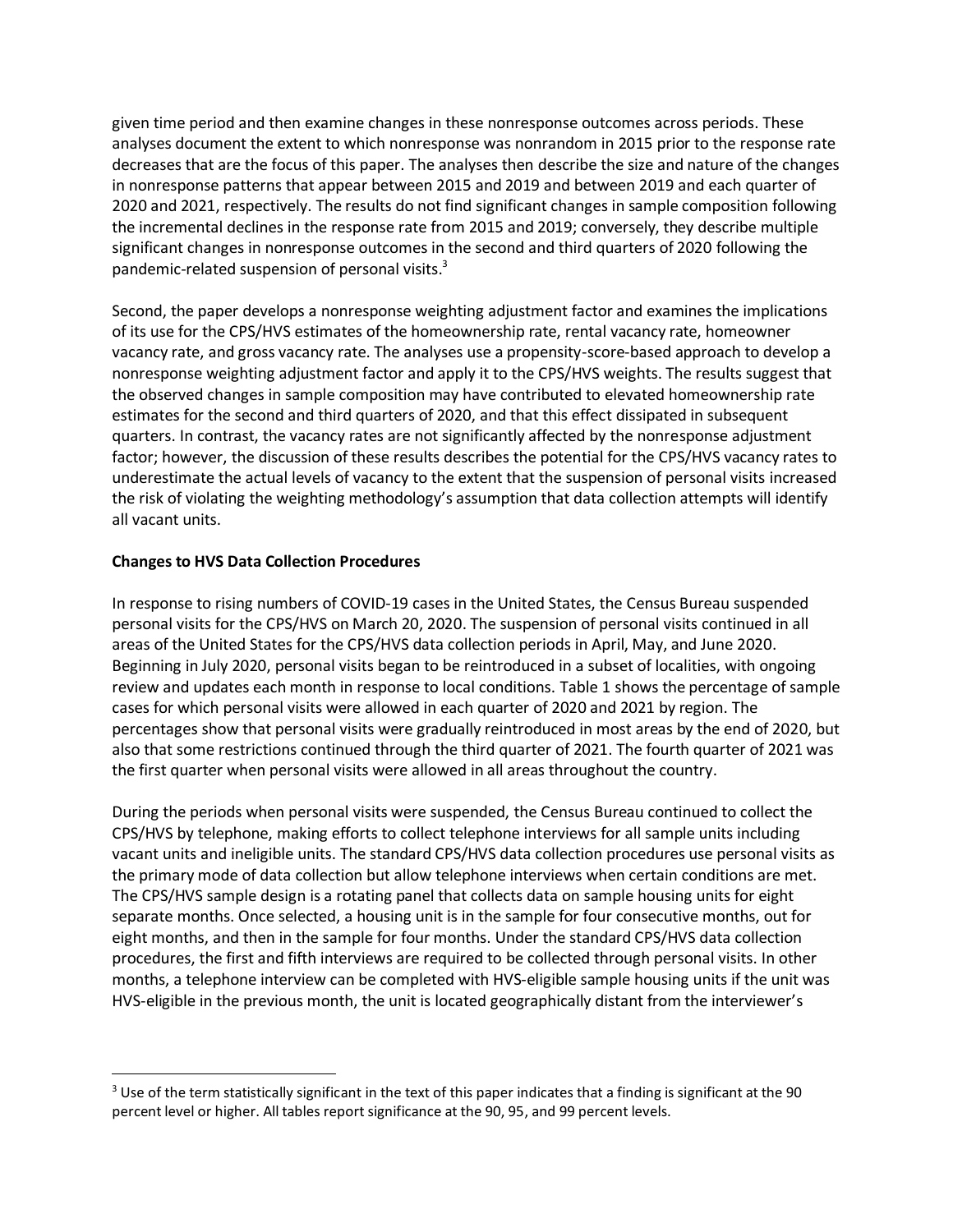given time period and then examine changes in these nonresponse outcomes across periods. These analyses document the extent to which nonresponse was nonrandom in 2015 prior to the response rate decreases that are the focus of this paper. The analyses then describe the size and nature of the changes in nonresponse patterns that appear between 2015 and 2019 and between 2019 and each quarter of 2020 and 2021, respectively. The results do not find significant changes in sample composition following the incremental declines in the response rate from 2015 and 2019; conversely, they describe multiple significant changes in nonresponse outcomes in the second and third quarters of 2020 following the pandemic-related suspension of personal visits.[3]

Second, the paper develops a nonresponse weighting adjustment factor and examines the implications of its use for the CPS/HVS estimates of the homeownership rate, rental vacancy rate, homeowner vacancy rate, and gross vacancy rate. The analyses use a propensity-score-based approach to develop a nonresponse weighting adjustment factor and apply it to the CPS/HVS weights. The results suggest that the observed changes in sample composition may have contributed to elevated homeownership rate estimates for the second and third quarters of 2020, and that this effect dissipated in subsequent quarters. In contrast, the vacancy rates are not significantly affected by the nonresponse adjustment factor; however, the discussion of these results describes the potential for the CPS/HVS vacancy rates to underestimate the actual levels of vacancy to the extent that the suspension of personal visits increased the risk of violating the weighting methodology's assumption that data collection attempts will identify all vacant units.

**Changes to HVS Data Collection Procedures**

In response to rising numbers of COVID-19 cases in the United States, the Census Bureau suspended personal visits for the CPS/HVS on March 20, 2020. The suspension of personal visits continued in all areas of the United States for the CPS/HVS data collection periods in April, May, and June 2020. Beginning in July 2020, personal visits began to be reintroduced in a subset of localities, with ongoing review and updates each month in response to local conditions. Table 1 shows the percentage of sample cases for which personal visits were allowed in each quarter of 2020 and 2021 by region. The percentages show that personal visits were gradually reintroduced in most areas by the end of 2020, but also that some restrictions continued through the third quarter of 2021. The fourth quarter of 2021 was the first quarter when personal visits were allowed in all areas throughout the country.

During the periods when personal visits were suspended, the Census Bureau continued to collect the CPS/HVS by telephone, making efforts to collect telephone interviews for all sample units including vacant units and ineligible units. The standard CPS/HVS data collection procedures use personal visits as the primary mode of data collection but allow telephone interviews when certain conditions are met. The CPS/HVS sample design is a rotating panel that collects data on sample housing units for eight separate months. Once selected, a housing unit is in the sample for four consecutive months, out for eight months, and then in the sample for four months. Under the standard CPS/HVS data collection procedures, the first and fifth interviews are required to be collected through personal visits. In other months, a telephone interview can be completed with HVS-eligible sample housing units if the unit was HVS-eligible in the previous month, the unit is located geographically distant from the interviewer's

[3] Use of the term statistically significant in the text of this paper indicates that a finding is significant at the 90 percent level or higher. All tables report significance at the 90, 95, and 99 percent levels.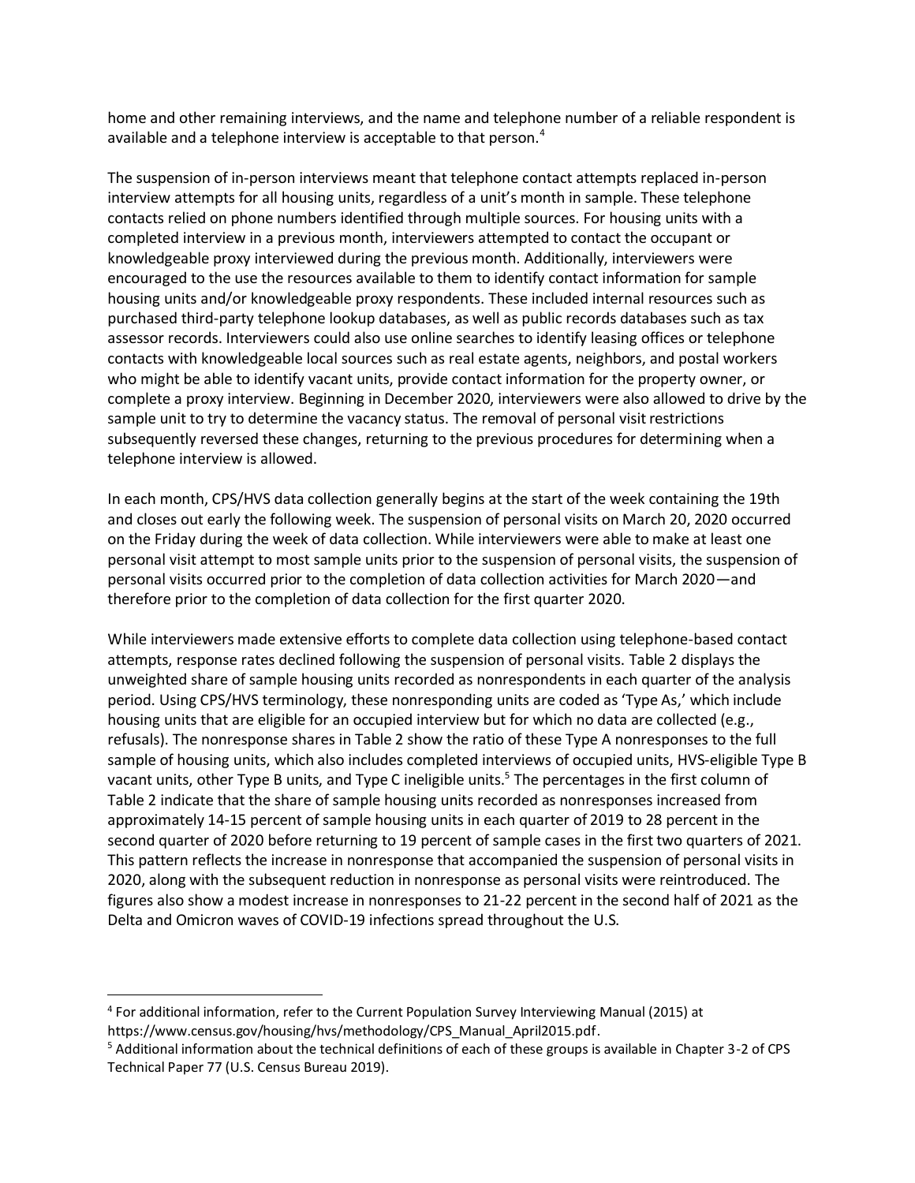home and other remaining interviews, and the name and telephone number of a reliable respondent is available and a telephone interview is acceptable to that person.[4]

The suspension of in-person interviews meant that telephone contact attempts replaced in-person interview attempts for all housing units, regardless of a unit's month in sample. These telephone contacts relied on phone numbers identified through multiple sources. For housing units with a completed interview in a previous month, interviewers attempted to contact the occupant or knowledgeable proxy interviewed during the previous month. Additionally, interviewers were encouraged to the use the resources available to them to identify contact information for sample housing units and/or knowledgeable proxy respondents. These included internal resources such as purchased third-party telephone lookup databases, as well as public records databases such as tax assessor records. Interviewers could also use online searches to identify leasing offices or telephone contacts with knowledgeable local sources such as real estate agents, neighbors, and postal workers who might be able to identify vacant units, provide contact information for the property owner, or complete a proxy interview. Beginning in December 2020, interviewers were also allowed to drive by the sample unit to try to determine the vacancy status. The removal of personal visit restrictions subsequently reversed these changes, returning to the previous procedures for determining when a telephone interview is allowed.

In each month, CPS/HVS data collection generally begins at the start of the week containing the 19th and closes out early the following week. The suspension of personal visits on March 20, 2020 occurred on the Friday during the week of data collection. While interviewers were able to make at least one personal visit attempt to most sample units prior to the suspension of personal visits, the suspension of personal visits occurred prior to the completion of data collection activities for March 2020—and therefore prior to the completion of data collection for the first quarter 2020.

While interviewers made extensive efforts to complete data collection using telephone-based contact attempts, response rates declined following the suspension of personal visits. Table 2 displays the unweighted share of sample housing units recorded as nonrespondents in each quarter of the analysis period. Using CPS/HVS terminology, these nonresponding units are coded as 'Type As,' which include housing units that are eligible for an occupied interview but for which no data are collected (e.g., refusals). The nonresponse shares in Table 2 show the ratio of these Type A nonresponses to the full sample of housing units, which also includes completed interviews of occupied units, HVS-eligible Type B vacant units, other Type B units, and Type C ineligible units.[5] The percentages in the first column of Table 2 indicate that the share of sample housing units recorded as nonresponses increased from approximately 14-15 percent of sample housing units in each quarter of 2019 to 28 percent in the second quarter of 2020 before returning to 19 percent of sample cases in the first two quarters of 2021. This pattern reflects the increase in nonresponse that accompanied the suspension of personal visits in 2020, along with the subsequent reduction in nonresponse as personal visits were reintroduced. The figures also show a modest increase in nonresponses to 21-22 percent in the second half of 2021 as the Delta and Omicron waves of COVID-19 infections spread throughout the U.S.

---

[4] For additional information, refer to the Current Population Survey Interviewing Manual (2015) at https://www.census.gov/housing/hvs/methodology/CPS_Manual_April2015.pdf.

[5] Additional information about the technical definitions of each of these groups is available in Chapter 3-2 of CPS Technical Paper 77 (U.S. Census Bureau 2019).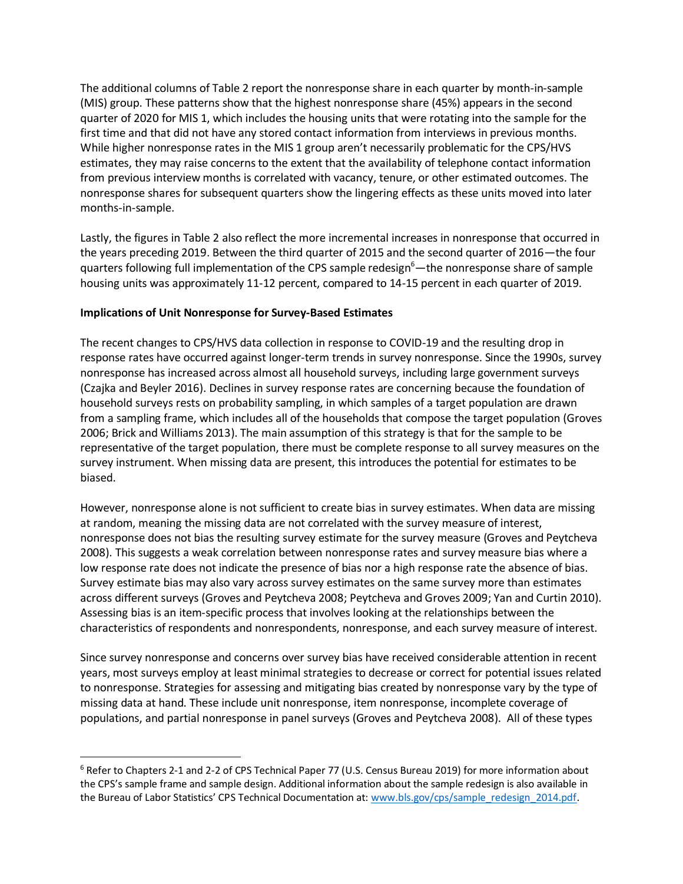The additional columns of Table 2 report the nonresponse share in each quarter by month-in-sample (MIS) group. These patterns show that the highest nonresponse share (45%) appears in the second quarter of 2020 for MIS 1, which includes the housing units that were rotating into the sample for the first time and that did not have any stored contact information from interviews in previous months. While higher nonresponse rates in the MIS 1 group aren't necessarily problematic for the CPS/HVS estimates, they may raise concerns to the extent that the availability of telephone contact information from previous interview months is correlated with vacancy, tenure, or other estimated outcomes. The nonresponse shares for subsequent quarters show the lingering effects as these units moved into later months-in-sample.

Lastly, the figures in Table 2 also reflect the more incremental increases in nonresponse that occurred in the years preceding 2019. Between the third quarter of 2015 and the second quarter of 2016—the four quarters following full implementation of the CPS sample redesign[6]—the nonresponse share of sample housing units was approximately 11-12 percent, compared to 14-15 percent in each quarter of 2019.

**Implications of Unit Nonresponse for Survey-Based Estimates**

The recent changes to CPS/HVS data collection in response to COVID-19 and the resulting drop in response rates have occurred against longer-term trends in survey nonresponse. Since the 1990s, survey nonresponse has increased across almost all household surveys, including large government surveys (Czajka and Beyler 2016). Declines in survey response rates are concerning because the foundation of household surveys rests on probability sampling, in which samples of a target population are drawn from a sampling frame, which includes all of the households that compose the target population (Groves 2006; Brick and Williams 2013). The main assumption of this strategy is that for the sample to be representative of the target population, there must be complete response to all survey measures on the survey instrument. When missing data are present, this introduces the potential for estimates to be biased.

However, nonresponse alone is not sufficient to create bias in survey estimates. When data are missing at random, meaning the missing data are not correlated with the survey measure of interest, nonresponse does not bias the resulting survey estimate for the survey measure (Groves and Peytcheva 2008). This suggests a weak correlation between nonresponse rates and survey measure bias where a low response rate does not indicate the presence of bias nor a high response rate the absence of bias. Survey estimate bias may also vary across survey estimates on the same survey more than estimates across different surveys (Groves and Peytcheva 2008; Peytcheva and Groves 2009; Yan and Curtin 2010). Assessing bias is an item-specific process that involves looking at the relationships between the characteristics of respondents and nonrespondents, nonresponse, and each survey measure of interest.

Since survey nonresponse and concerns over survey bias have received considerable attention in recent years, most surveys employ at least minimal strategies to decrease or correct for potential issues related to nonresponse. Strategies for assessing and mitigating bias created by nonresponse vary by the type of missing data at hand. These include unit nonresponse, item nonresponse, incomplete coverage of populations, and partial nonresponse in panel surveys (Groves and Peytcheva 2008). All of these types

[6] Refer to Chapters 2-1 and 2-2 of CPS Technical Paper 77 (U.S. Census Bureau 2019) for more information about the CPS's sample frame and sample design. Additional information about the sample redesign is also available in the Bureau of Labor Statistics' CPS Technical Documentation at: www.bls.gov/cps/sample_redesign_2014.pdf.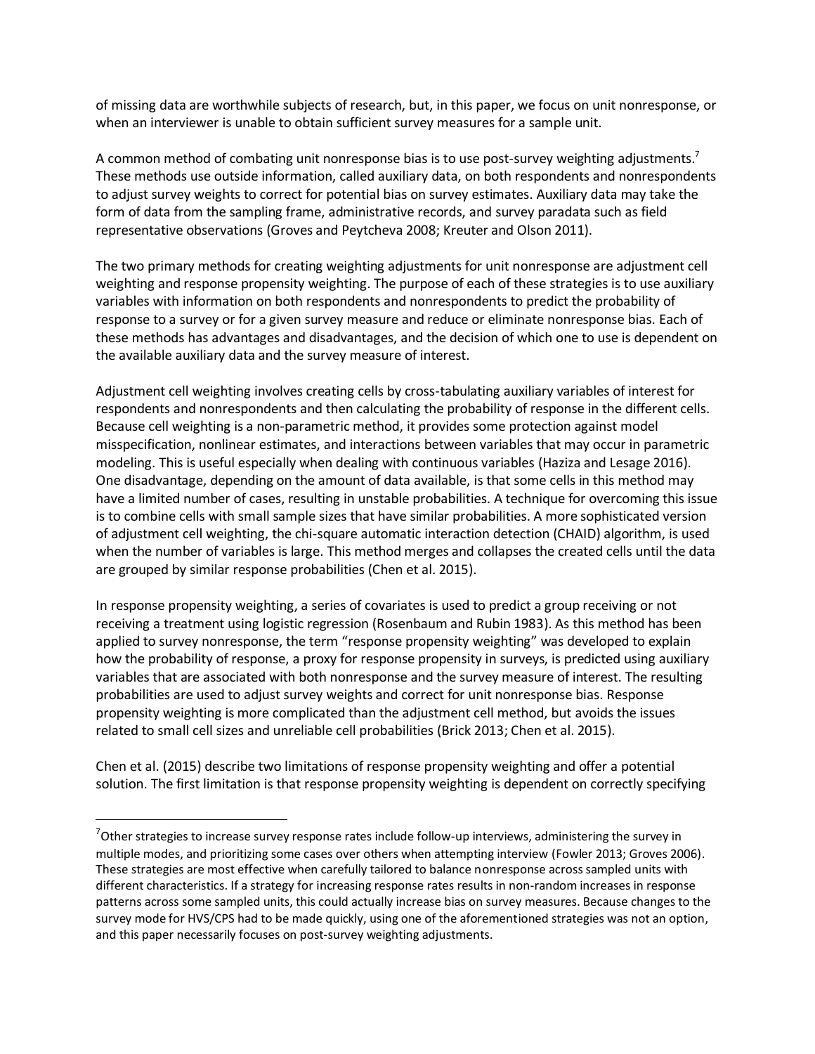of missing data are worthwhile subjects of research, but, in this paper, we focus on unit nonresponse, or when an interviewer is unable to obtain sufficient survey measures for a sample unit.

A common method of combating unit nonresponse bias is to use post-survey weighting adjustments.[7] These methods use outside information, called auxiliary data, on both respondents and nonrespondents to adjust survey weights to correct for potential bias on survey estimates. Auxiliary data may take the form of data from the sampling frame, administrative records, and survey paradata such as field representative observations (Groves and Peytcheva 2008; Kreuter and Olson 2011).

The two primary methods for creating weighting adjustments for unit nonresponse are adjustment cell weighting and response propensity weighting. The purpose of each of these strategies is to use auxiliary variables with information on both respondents and nonrespondents to predict the probability of response to a survey or for a given survey measure and reduce or eliminate nonresponse bias. Each of these methods has advantages and disadvantages, and the decision of which one to use is dependent on the available auxiliary data and the survey measure of interest.

Adjustment cell weighting involves creating cells by cross-tabulating auxiliary variables of interest for respondents and nonrespondents and then calculating the probability of response in the different cells. Because cell weighting is a non-parametric method, it provides some protection against model misspecification, nonlinear estimates, and interactions between variables that may occur in parametric modeling. This is useful especially when dealing with continuous variables (Haziza and Lesage 2016). One disadvantage, depending on the amount of data available, is that some cells in this method may have a limited number of cases, resulting in unstable probabilities. A technique for overcoming this issue is to combine cells with small sample sizes that have similar probabilities. A more sophisticated version of adjustment cell weighting, the chi-square automatic interaction detection (CHAID) algorithm, is used when the number of variables is large. This method merges and collapses the created cells until the data are grouped by similar response probabilities (Chen et al. 2015).

In response propensity weighting, a series of covariates is used to predict a group receiving or not receiving a treatment using logistic regression (Rosenbaum and Rubin 1983). As this method has been applied to survey nonresponse, the term "response propensity weighting" was developed to explain how the probability of response, a proxy for response propensity in surveys, is predicted using auxiliary variables that are associated with both nonresponse and the survey measure of interest. The resulting probabilities are used to adjust survey weights and correct for unit nonresponse bias. Response propensity weighting is more complicated than the adjustment cell method, but avoids the issues related to small cell sizes and unreliable cell probabilities (Brick 2013; Chen et al. 2015).

Chen et al. (2015) describe two limitations of response propensity weighting and offer a potential solution. The first limitation is that response propensity weighting is dependent on correctly specifying

---

[7] Other strategies to increase survey response rates include follow-up interviews, administering the survey in multiple modes, and prioritizing some cases over others when attempting interview (Fowler 2013; Groves 2006). These strategies are most effective when carefully tailored to balance nonresponse across sampled units with different characteristics. If a strategy for increasing response rates results in non-random increases in response patterns across some sampled units, this could actually increase bias on survey measures. Because changes to the survey mode for HVS/CPS had to be made quickly, using one of the aforementioned strategies was not an option, and this paper necessarily focuses on post-survey weighting adjustments.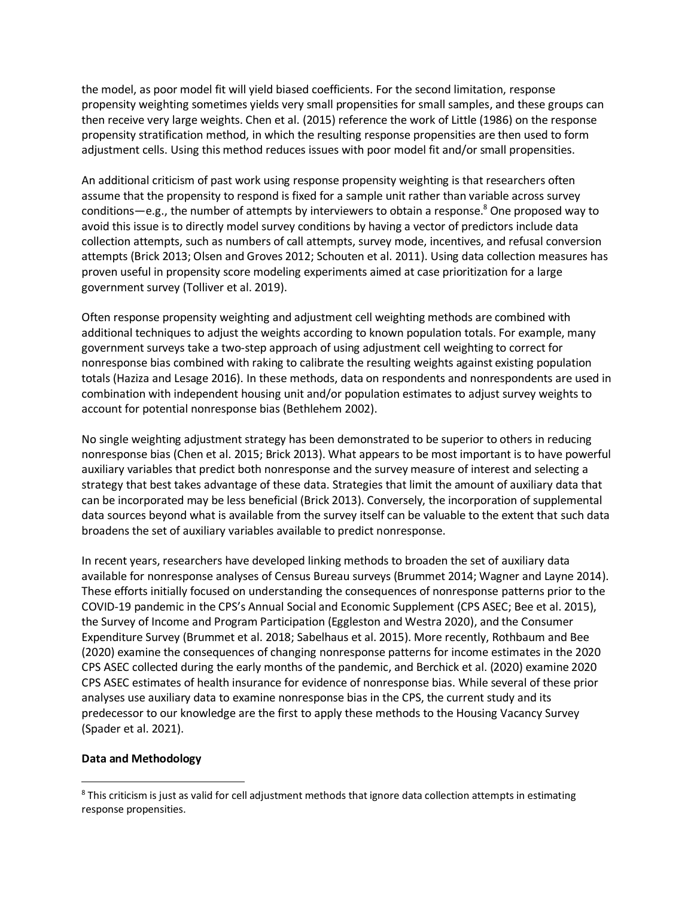the model, as poor model fit will yield biased coefficients. For the second limitation, response propensity weighting sometimes yields very small propensities for small samples, and these groups can then receive very large weights. Chen et al. (2015) reference the work of Little (1986) on the response propensity stratification method, in which the resulting response propensities are then used to form adjustment cells. Using this method reduces issues with poor model fit and/or small propensities.

An additional criticism of past work using response propensity weighting is that researchers often assume that the propensity to respond is fixed for a sample unit rather than variable across survey conditions—e.g., the number of attempts by interviewers to obtain a response.[8] One proposed way to avoid this issue is to directly model survey conditions by having a vector of predictors include data collection attempts, such as numbers of call attempts, survey mode, incentives, and refusal conversion attempts (Brick 2013; Olsen and Groves 2012; Schouten et al. 2011). Using data collection measures has proven useful in propensity score modeling experiments aimed at case prioritization for a large government survey (Tolliver et al. 2019).

Often response propensity weighting and adjustment cell weighting methods are combined with additional techniques to adjust the weights according to known population totals. For example, many government surveys take a two-step approach of using adjustment cell weighting to correct for nonresponse bias combined with raking to calibrate the resulting weights against existing population totals (Haziza and Lesage 2016). In these methods, data on respondents and nonrespondents are used in combination with independent housing unit and/or population estimates to adjust survey weights to account for potential nonresponse bias (Bethlehem 2002).

No single weighting adjustment strategy has been demonstrated to be superior to others in reducing nonresponse bias (Chen et al. 2015; Brick 2013). What appears to be most important is to have powerful auxiliary variables that predict both nonresponse and the survey measure of interest and selecting a strategy that best takes advantage of these data. Strategies that limit the amount of auxiliary data that can be incorporated may be less beneficial (Brick 2013). Conversely, the incorporation of supplemental data sources beyond what is available from the survey itself can be valuable to the extent that such data broadens the set of auxiliary variables available to predict nonresponse.

In recent years, researchers have developed linking methods to broaden the set of auxiliary data available for nonresponse analyses of Census Bureau surveys (Brummet 2014; Wagner and Layne 2014). These efforts initially focused on understanding the consequences of nonresponse patterns prior to the COVID-19 pandemic in the CPS's Annual Social and Economic Supplement (CPS ASEC; Bee et al. 2015), the Survey of Income and Program Participation (Eggleston and Westra 2020), and the Consumer Expenditure Survey (Brummet et al. 2018; Sabelhaus et al. 2015). More recently, Rothbaum and Bee (2020) examine the consequences of changing nonresponse patterns for income estimates in the 2020 CPS ASEC collected during the early months of the pandemic, and Berchick et al. (2020) examine 2020 CPS ASEC estimates of health insurance for evidence of nonresponse bias. While several of these prior analyses use auxiliary data to examine nonresponse bias in the CPS, the current study and its predecessor to our knowledge are the first to apply these methods to the Housing Vacancy Survey (Spader et al. 2021).

**Data and Methodology**

[8] This criticism is just as valid for cell adjustment methods that ignore data collection attempts in estimating response propensities.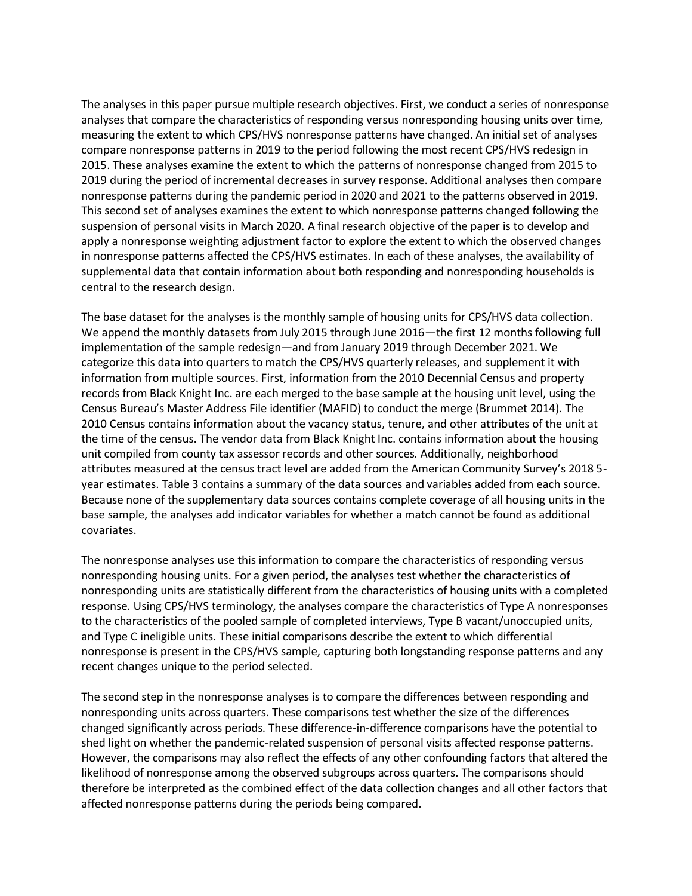The analyses in this paper pursue multiple research objectives. First, we conduct a series of nonresponse analyses that compare the characteristics of responding versus nonresponding housing units over time, measuring the extent to which CPS/HVS nonresponse patterns have changed. An initial set of analyses compare nonresponse patterns in 2019 to the period following the most recent CPS/HVS redesign in 2015. These analyses examine the extent to which the patterns of nonresponse changed from 2015 to 2019 during the period of incremental decreases in survey response. Additional analyses then compare nonresponse patterns during the pandemic period in 2020 and 2021 to the patterns observed in 2019. This second set of analyses examines the extent to which nonresponse patterns changed following the suspension of personal visits in March 2020. A final research objective of the paper is to develop and apply a nonresponse weighting adjustment factor to explore the extent to which the observed changes in nonresponse patterns affected the CPS/HVS estimates. In each of these analyses, the availability of supplemental data that contain information about both responding and nonresponding households is central to the research design.

The base dataset for the analyses is the monthly sample of housing units for CPS/HVS data collection. We append the monthly datasets from July 2015 through June 2016—the first 12 months following full implementation of the sample redesign—and from January 2019 through December 2021. We categorize this data into quarters to match the CPS/HVS quarterly releases, and supplement it with information from multiple sources. First, information from the 2010 Decennial Census and property records from Black Knight Inc. are each merged to the base sample at the housing unit level, using the Census Bureau's Master Address File identifier (MAFID) to conduct the merge (Brummet 2014). The 2010 Census contains information about the vacancy status, tenure, and other attributes of the unit at the time of the census. The vendor data from Black Knight Inc. contains information about the housing unit compiled from county tax assessor records and other sources. Additionally, neighborhood attributes measured at the census tract level are added from the American Community Survey's 2018 5-year estimates. Table 3 contains a summary of the data sources and variables added from each source. Because none of the supplementary data sources contains complete coverage of all housing units in the base sample, the analyses add indicator variables for whether a match cannot be found as additional covariates.

The nonresponse analyses use this information to compare the characteristics of responding versus nonresponding housing units. For a given period, the analyses test whether the characteristics of nonresponding units are statistically different from the characteristics of housing units with a completed response. Using CPS/HVS terminology, the analyses compare the characteristics of Type A nonresponses to the characteristics of the pooled sample of completed interviews, Type B vacant/unoccupied units, and Type C ineligible units. These initial comparisons describe the extent to which differential nonresponse is present in the CPS/HVS sample, capturing both longstanding response patterns and any recent changes unique to the period selected.

The second step in the nonresponse analyses is to compare the differences between responding and nonresponding units across quarters. These comparisons test whether the size of the differences changed significantly across periods. These difference-in-difference comparisons have the potential to shed light on whether the pandemic-related suspension of personal visits affected response patterns. However, the comparisons may also reflect the effects of any other confounding factors that altered the likelihood of nonresponse among the observed subgroups across quarters. The comparisons should therefore be interpreted as the combined effect of the data collection changes and all other factors that affected nonresponse patterns during the periods being compared.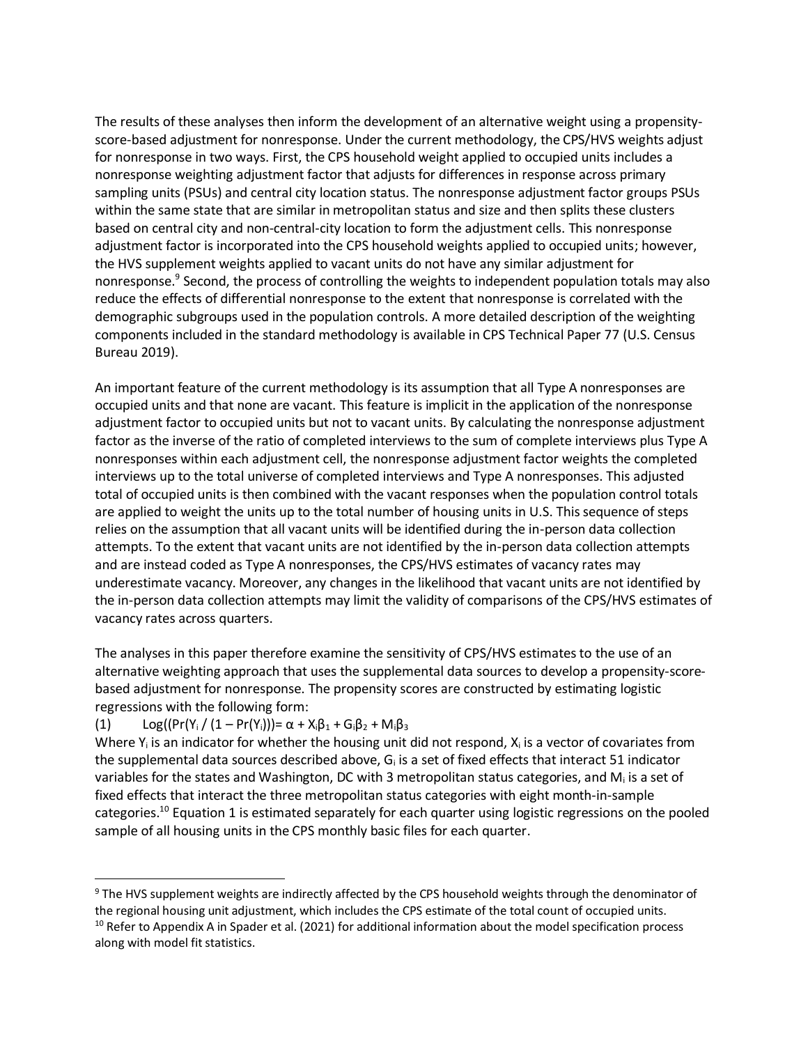The results of these analyses then inform the development of an alternative weight using a propensity-score-based adjustment for nonresponse. Under the current methodology, the CPS/HVS weights adjust for nonresponse in two ways. First, the CPS household weight applied to occupied units includes a nonresponse weighting adjustment factor that adjusts for differences in response across primary sampling units (PSUs) and central city location status. The nonresponse adjustment factor groups PSUs within the same state that are similar in metropolitan status and size and then splits these clusters based on central city and non-central-city location to form the adjustment cells. This nonresponse adjustment factor is incorporated into the CPS household weights applied to occupied units; however, the HVS supplement weights applied to vacant units do not have any similar adjustment for nonresponse.[9] Second, the process of controlling the weights to independent population totals may also reduce the effects of differential nonresponse to the extent that nonresponse is correlated with the demographic subgroups used in the population controls. A more detailed description of the weighting components included in the standard methodology is available in CPS Technical Paper 77 (U.S. Census Bureau 2019).

An important feature of the current methodology is its assumption that all Type A nonresponses are occupied units and that none are vacant. This feature is implicit in the application of the nonresponse adjustment factor to occupied units but not to vacant units. By calculating the nonresponse adjustment factor as the inverse of the ratio of completed interviews to the sum of complete interviews plus Type A nonresponses within each adjustment cell, the nonresponse adjustment factor weights the completed interviews up to the total universe of completed interviews and Type A nonresponses. This adjusted total of occupied units is then combined with the vacant responses when the population control totals are applied to weight the units up to the total number of housing units in U.S. This sequence of steps relies on the assumption that all vacant units will be identified during the in-person data collection attempts. To the extent that vacant units are not identified by the in-person data collection attempts and are instead coded as Type A nonresponses, the CPS/HVS estimates of vacancy rates may underestimate vacancy. Moreover, any changes in the likelihood that vacant units are not identified by the in-person data collection attempts may limit the validity of comparisons of the CPS/HVS estimates of vacancy rates across quarters.

The analyses in this paper therefore examine the sensitivity of CPS/HVS estimates to the use of an alternative weighting approach that uses the supplemental data sources to develop a propensity-score-based adjustment for nonresponse. The propensity scores are constructed by estimating logistic regressions with the following form:

$$\text{Log}((\Pr(Y_i / (1 - \Pr(Y_i))) = \alpha + X_i\beta_1 + G_i\beta_2 + M_i\beta_3 \quad (1)$$

Where $Y_i$ is an indicator for whether the housing unit did not respond, $X_i$ is a vector of covariates from the supplemental data sources described above, $G_i$ is a set of fixed effects that interact 51 indicator variables for the states and Washington, DC with 3 metropolitan status categories, and $M_i$ is a set of fixed effects that interact the three metropolitan status categories with eight month-in-sample categories.[10] Equation 1 is estimated separately for each quarter using logistic regressions on the pooled sample of all housing units in the CPS monthly basic files for each quarter.

[9] The HVS supplement weights are indirectly affected by the CPS household weights through the denominator of the regional housing unit adjustment, which includes the CPS estimate of the total count of occupied units.

[10] Refer to Appendix A in Spader et al. (2021) for additional information about the model specification process along with model fit statistics.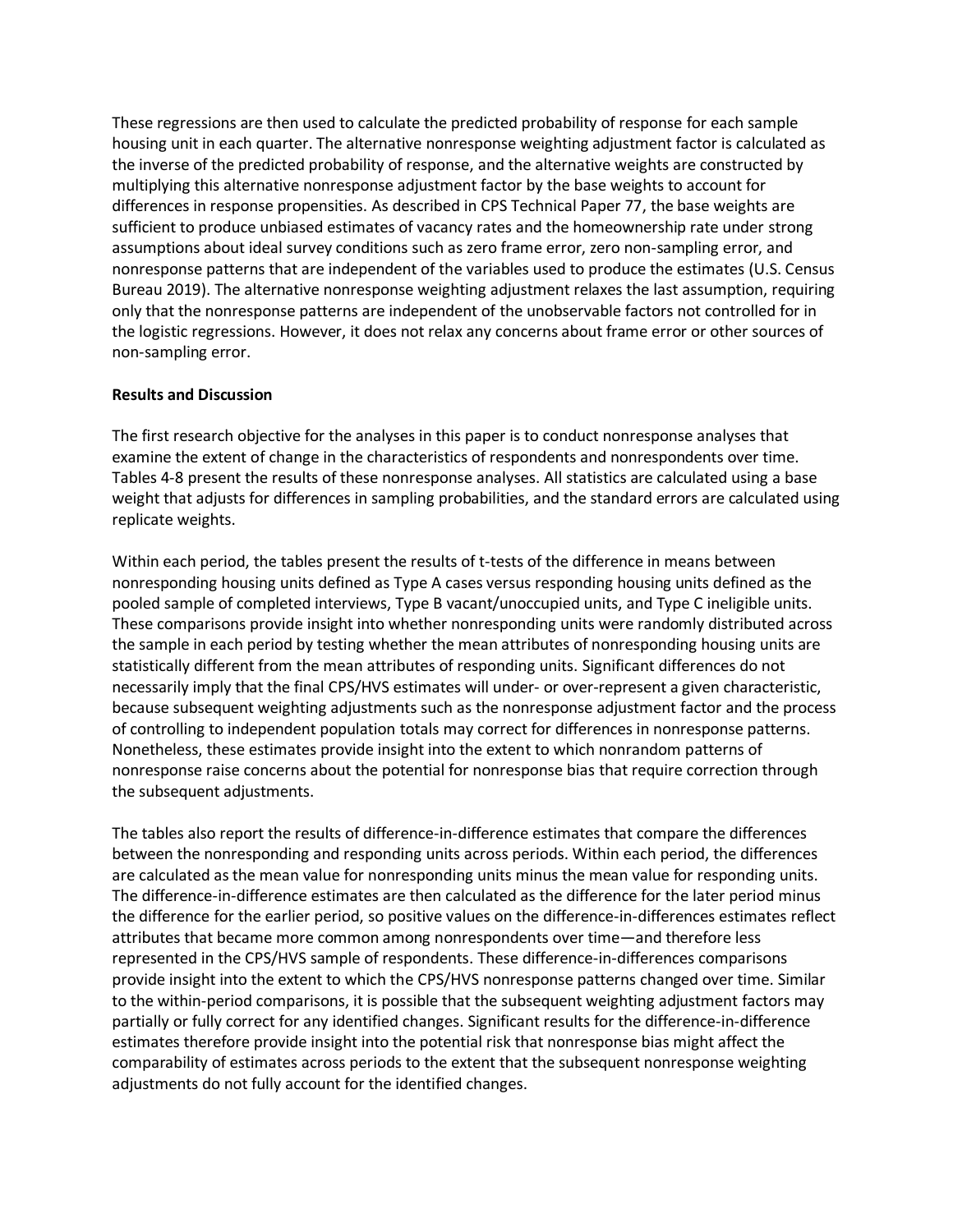These regressions are then used to calculate the predicted probability of response for each sample housing unit in each quarter. The alternative nonresponse weighting adjustment factor is calculated as the inverse of the predicted probability of response, and the alternative weights are constructed by multiplying this alternative nonresponse adjustment factor by the base weights to account for differences in response propensities. As described in CPS Technical Paper 77, the base weights are sufficient to produce unbiased estimates of vacancy rates and the homeownership rate under strong assumptions about ideal survey conditions such as zero frame error, zero non-sampling error, and nonresponse patterns that are independent of the variables used to produce the estimates (U.S. Census Bureau 2019). The alternative nonresponse weighting adjustment relaxes the last assumption, requiring only that the nonresponse patterns are independent of the unobservable factors not controlled for in the logistic regressions. However, it does not relax any concerns about frame error or other sources of non-sampling error.

**Results and Discussion**

The first research objective for the analyses in this paper is to conduct nonresponse analyses that examine the extent of change in the characteristics of respondents and nonrespondents over time. Tables 4-8 present the results of these nonresponse analyses. All statistics are calculated using a base weight that adjusts for differences in sampling probabilities, and the standard errors are calculated using replicate weights.

Within each period, the tables present the results of t-tests of the difference in means between nonresponding housing units defined as Type A cases versus responding housing units defined as the pooled sample of completed interviews, Type B vacant/unoccupied units, and Type C ineligible units. These comparisons provide insight into whether nonresponding units were randomly distributed across the sample in each period by testing whether the mean attributes of nonresponding housing units are statistically different from the mean attributes of responding units. Significant differences do not necessarily imply that the final CPS/HVS estimates will under- or over-represent a given characteristic, because subsequent weighting adjustments such as the nonresponse adjustment factor and the process of controlling to independent population totals may correct for differences in nonresponse patterns. Nonetheless, these estimates provide insight into the extent to which nonrandom patterns of nonresponse raise concerns about the potential for nonresponse bias that require correction through the subsequent adjustments.

The tables also report the results of difference-in-difference estimates that compare the differences between the nonresponding and responding units across periods. Within each period, the differences are calculated as the mean value for nonresponding units minus the mean value for responding units. The difference-in-difference estimates are then calculated as the difference for the later period minus the difference for the earlier period, so positive values on the difference-in-differences estimates reflect attributes that became more common among nonrespondents over time—and therefore less represented in the CPS/HVS sample of respondents. These difference-in-differences comparisons provide insight into the extent to which the CPS/HVS nonresponse patterns changed over time. Similar to the within-period comparisons, it is possible that the subsequent weighting adjustment factors may partially or fully correct for any identified changes. Significant results for the difference-in-difference estimates therefore provide insight into the potential risk that nonresponse bias might affect the comparability of estimates across periods to the extent that the subsequent nonresponse weighting adjustments do not fully account for the identified changes.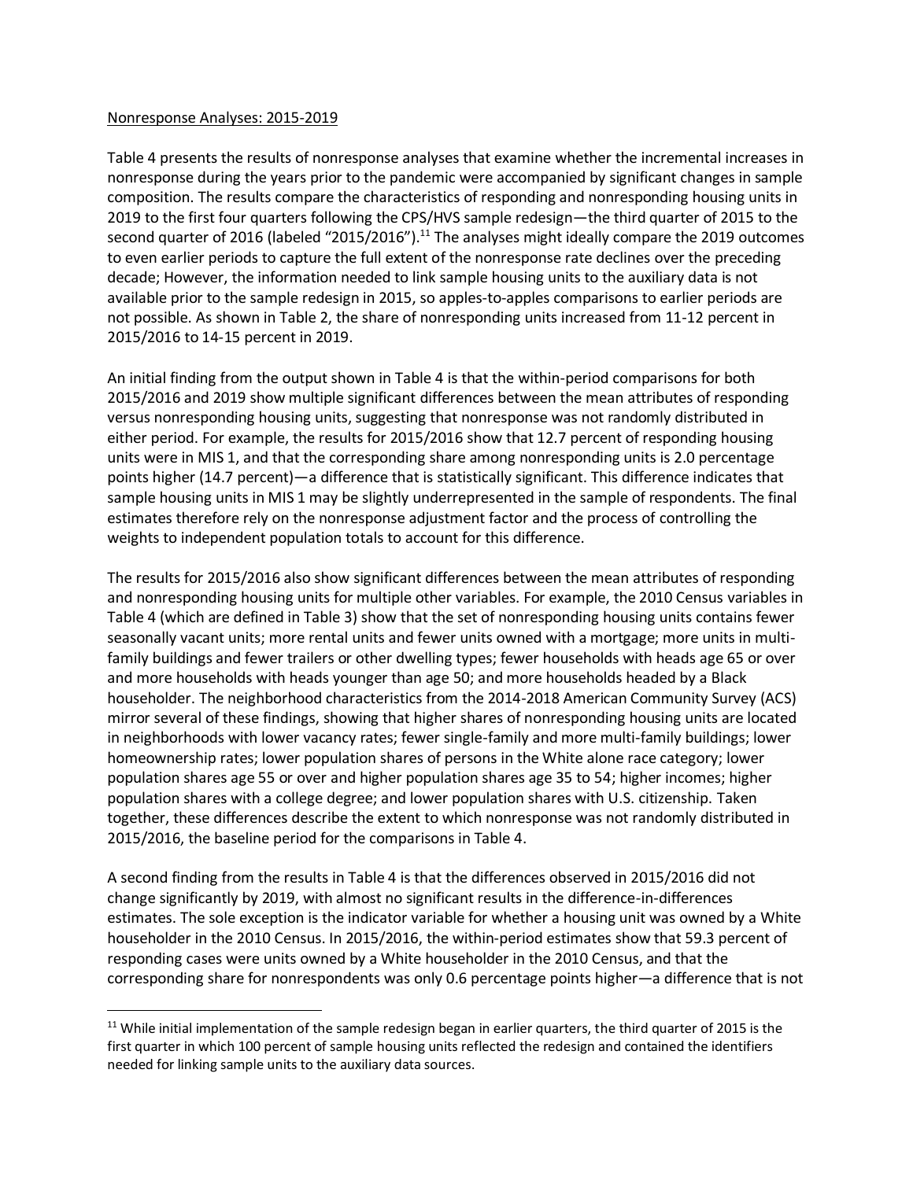Nonresponse Analyses: 2015-2019

Table 4 presents the results of nonresponse analyses that examine whether the incremental increases in nonresponse during the years prior to the pandemic were accompanied by significant changes in sample composition. The results compare the characteristics of responding and nonresponding housing units in 2019 to the first four quarters following the CPS/HVS sample redesign—the third quarter of 2015 to the second quarter of 2016 (labeled "2015/2016").[11] The analyses might ideally compare the 2019 outcomes to even earlier periods to capture the full extent of the nonresponse rate declines over the preceding decade; However, the information needed to link sample housing units to the auxiliary data is not available prior to the sample redesign in 2015, so apples-to-apples comparisons to earlier periods are not possible. As shown in Table 2, the share of nonresponding units increased from 11-12 percent in 2015/2016 to 14-15 percent in 2019.

An initial finding from the output shown in Table 4 is that the within-period comparisons for both 2015/2016 and 2019 show multiple significant differences between the mean attributes of responding versus nonresponding housing units, suggesting that nonresponse was not randomly distributed in either period. For example, the results for 2015/2016 show that 12.7 percent of responding housing units were in MIS 1, and that the corresponding share among nonresponding units is 2.0 percentage points higher (14.7 percent)—a difference that is statistically significant. This difference indicates that sample housing units in MIS 1 may be slightly underrepresented in the sample of respondents. The final estimates therefore rely on the nonresponse adjustment factor and the process of controlling the weights to independent population totals to account for this difference.

The results for 2015/2016 also show significant differences between the mean attributes of responding and nonresponding housing units for multiple other variables. For example, the 2010 Census variables in Table 4 (which are defined in Table 3) show that the set of nonresponding housing units contains fewer seasonally vacant units; more rental units and fewer units owned with a mortgage; more units in multi-family buildings and fewer trailers or other dwelling types; fewer households with heads age 65 or over and more households with heads younger than age 50; and more households headed by a Black householder. The neighborhood characteristics from the 2014-2018 American Community Survey (ACS) mirror several of these findings, showing that higher shares of nonresponding housing units are located in neighborhoods with lower vacancy rates; fewer single-family and more multi-family buildings; lower homeownership rates; lower population shares of persons in the White alone race category; lower population shares age 55 or over and higher population shares age 35 to 54; higher incomes; higher population shares with a college degree; and lower population shares with U.S. citizenship. Taken together, these differences describe the extent to which nonresponse was not randomly distributed in 2015/2016, the baseline period for the comparisons in Table 4.

A second finding from the results in Table 4 is that the differences observed in 2015/2016 did not change significantly by 2019, with almost no significant results in the difference-in-differences estimates. The sole exception is the indicator variable for whether a housing unit was owned by a White householder in the 2010 Census. In 2015/2016, the within-period estimates show that 59.3 percent of responding cases were units owned by a White householder in the 2010 Census, and that the corresponding share for nonrespondents was only 0.6 percentage points higher—a difference that is not

[11] While initial implementation of the sample redesign began in earlier quarters, the third quarter of 2015 is the first quarter in which 100 percent of sample housing units reflected the redesign and contained the identifiers needed for linking sample units to the auxiliary data sources.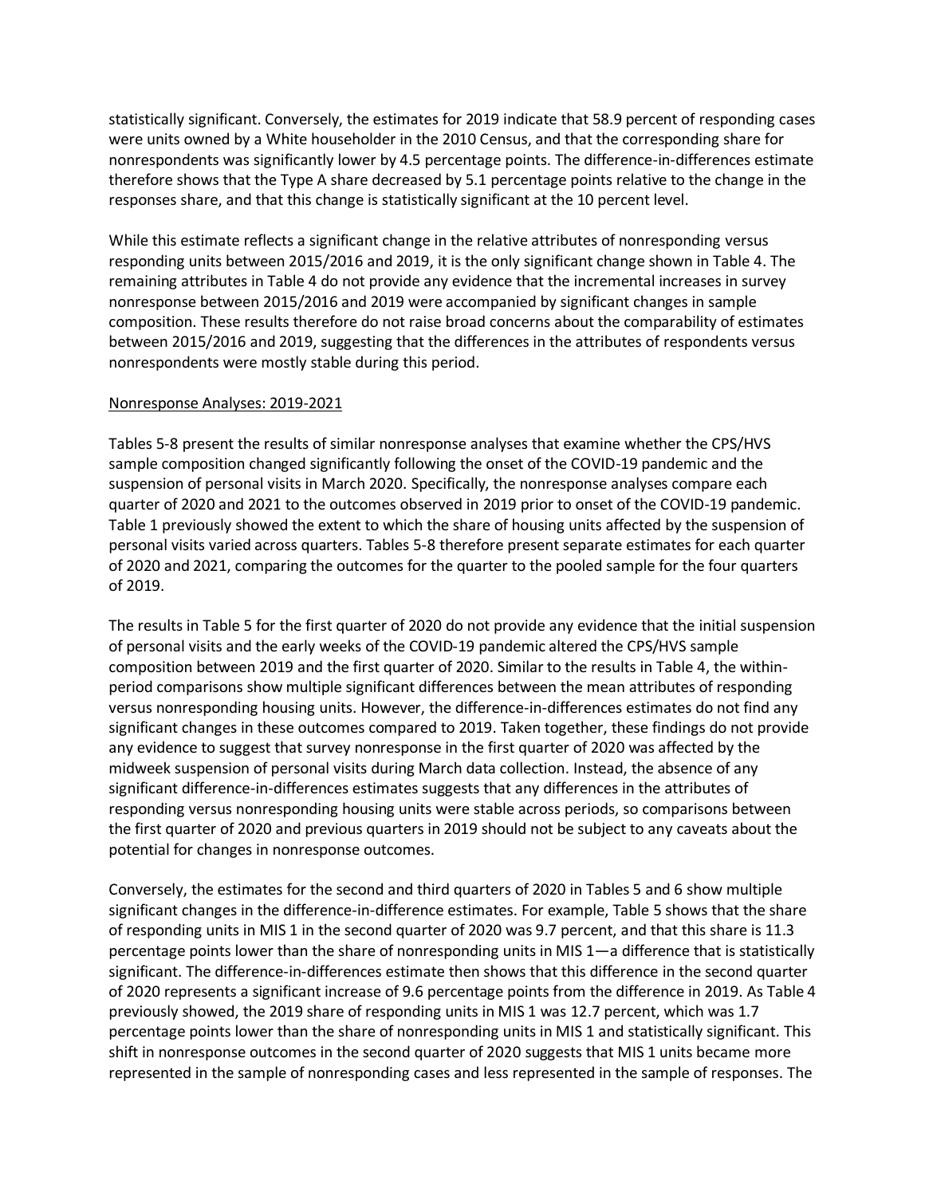statistically significant. Conversely, the estimates for 2019 indicate that 58.9 percent of responding cases were units owned by a White householder in the 2010 Census, and that the corresponding share for nonrespondents was significantly lower by 4.5 percentage points. The difference-in-differences estimate therefore shows that the Type A share decreased by 5.1 percentage points relative to the change in the responses share, and that this change is statistically significant at the 10 percent level.

While this estimate reflects a significant change in the relative attributes of nonresponding versus responding units between 2015/2016 and 2019, it is the only significant change shown in Table 4. The remaining attributes in Table 4 do not provide any evidence that the incremental increases in survey nonresponse between 2015/2016 and 2019 were accompanied by significant changes in sample composition. These results therefore do not raise broad concerns about the comparability of estimates between 2015/2016 and 2019, suggesting that the differences in the attributes of respondents versus nonrespondents were mostly stable during this period.

Nonresponse Analyses: 2019-2021

Tables 5-8 present the results of similar nonresponse analyses that examine whether the CPS/HVS sample composition changed significantly following the onset of the COVID-19 pandemic and the suspension of personal visits in March 2020. Specifically, the nonresponse analyses compare each quarter of 2020 and 2021 to the outcomes observed in 2019 prior to onset of the COVID-19 pandemic. Table 1 previously showed the extent to which the share of housing units affected by the suspension of personal visits varied across quarters. Tables 5-8 therefore present separate estimates for each quarter of 2020 and 2021, comparing the outcomes for the quarter to the pooled sample for the four quarters of 2019.

The results in Table 5 for the first quarter of 2020 do not provide any evidence that the initial suspension of personal visits and the early weeks of the COVID-19 pandemic altered the CPS/HVS sample composition between 2019 and the first quarter of 2020. Similar to the results in Table 4, the within-period comparisons show multiple significant differences between the mean attributes of responding versus nonresponding housing units. However, the difference-in-differences estimates do not find any significant changes in these outcomes compared to 2019. Taken together, these findings do not provide any evidence to suggest that survey nonresponse in the first quarter of 2020 was affected by the midweek suspension of personal visits during March data collection. Instead, the absence of any significant difference-in-differences estimates suggests that any differences in the attributes of responding versus nonresponding housing units were stable across periods, so comparisons between the first quarter of 2020 and previous quarters in 2019 should not be subject to any caveats about the potential for changes in nonresponse outcomes.

Conversely, the estimates for the second and third quarters of 2020 in Tables 5 and 6 show multiple significant changes in the difference-in-difference estimates. For example, Table 5 shows that the share of responding units in MIS 1 in the second quarter of 2020 was 9.7 percent, and that this share is 11.3 percentage points lower than the share of nonresponding units in MIS 1—a difference that is statistically significant. The difference-in-differences estimate then shows that this difference in the second quarter of 2020 represents a significant increase of 9.6 percentage points from the difference in 2019. As Table 4 previously showed, the 2019 share of responding units in MIS 1 was 12.7 percent, which was 1.7 percentage points lower than the share of nonresponding units in MIS 1 and statistically significant. This shift in nonresponse outcomes in the second quarter of 2020 suggests that MIS 1 units became more represented in the sample of nonresponding cases and less represented in the sample of responses. The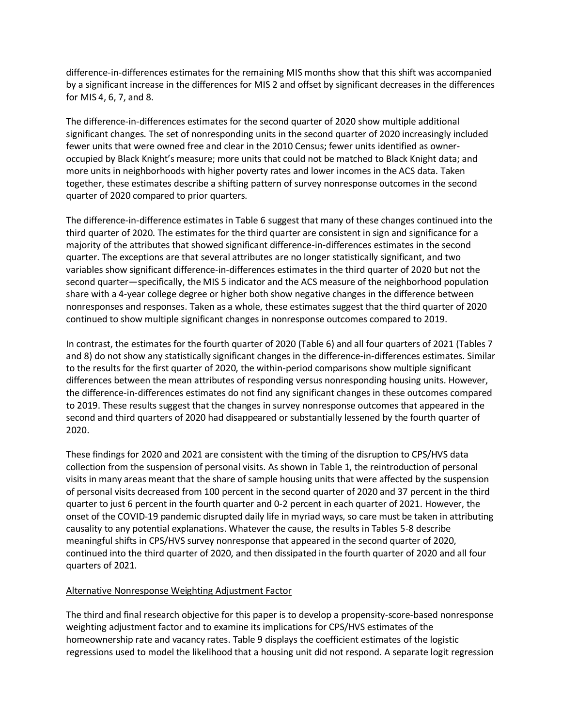difference-in-differences estimates for the remaining MIS months show that this shift was accompanied by a significant increase in the differences for MIS 2 and offset by significant decreases in the differences for MIS 4, 6, 7, and 8.

The difference-in-differences estimates for the second quarter of 2020 show multiple additional significant changes. The set of nonresponding units in the second quarter of 2020 increasingly included fewer units that were owned free and clear in the 2010 Census; fewer units identified as owner-occupied by Black Knight's measure; more units that could not be matched to Black Knight data; and more units in neighborhoods with higher poverty rates and lower incomes in the ACS data. Taken together, these estimates describe a shifting pattern of survey nonresponse outcomes in the second quarter of 2020 compared to prior quarters.

The difference-in-difference estimates in Table 6 suggest that many of these changes continued into the third quarter of 2020. The estimates for the third quarter are consistent in sign and significance for a majority of the attributes that showed significant difference-in-differences estimates in the second quarter. The exceptions are that several attributes are no longer statistically significant, and two variables show significant difference-in-differences estimates in the third quarter of 2020 but not the second quarter—specifically, the MIS 5 indicator and the ACS measure of the neighborhood population share with a 4-year college degree or higher both show negative changes in the difference between nonresponses and responses. Taken as a whole, these estimates suggest that the third quarter of 2020 continued to show multiple significant changes in nonresponse outcomes compared to 2019.

In contrast, the estimates for the fourth quarter of 2020 (Table 6) and all four quarters of 2021 (Tables 7 and 8) do not show any statistically significant changes in the difference-in-differences estimates. Similar to the results for the first quarter of 2020, the within-period comparisons show multiple significant differences between the mean attributes of responding versus nonresponding housing units. However, the difference-in-differences estimates do not find any significant changes in these outcomes compared to 2019. These results suggest that the changes in survey nonresponse outcomes that appeared in the second and third quarters of 2020 had disappeared or substantially lessened by the fourth quarter of 2020.

These findings for 2020 and 2021 are consistent with the timing of the disruption to CPS/HVS data collection from the suspension of personal visits. As shown in Table 1, the reintroduction of personal visits in many areas meant that the share of sample housing units that were affected by the suspension of personal visits decreased from 100 percent in the second quarter of 2020 and 37 percent in the third quarter to just 6 percent in the fourth quarter and 0-2 percent in each quarter of 2021. However, the onset of the COVID-19 pandemic disrupted daily life in myriad ways, so care must be taken in attributing causality to any potential explanations. Whatever the cause, the results in Tables 5-8 describe meaningful shifts in CPS/HVS survey nonresponse that appeared in the second quarter of 2020, continued into the third quarter of 2020, and then dissipated in the fourth quarter of 2020 and all four quarters of 2021.

<u>Alternative Nonresponse Weighting Adjustment Factor</u>

The third and final research objective for this paper is to develop a propensity-score-based nonresponse weighting adjustment factor and to examine its implications for CPS/HVS estimates of the homeownership rate and vacancy rates. Table 9 displays the coefficient estimates of the logistic regressions used to model the likelihood that a housing unit did not respond. A separate logit regression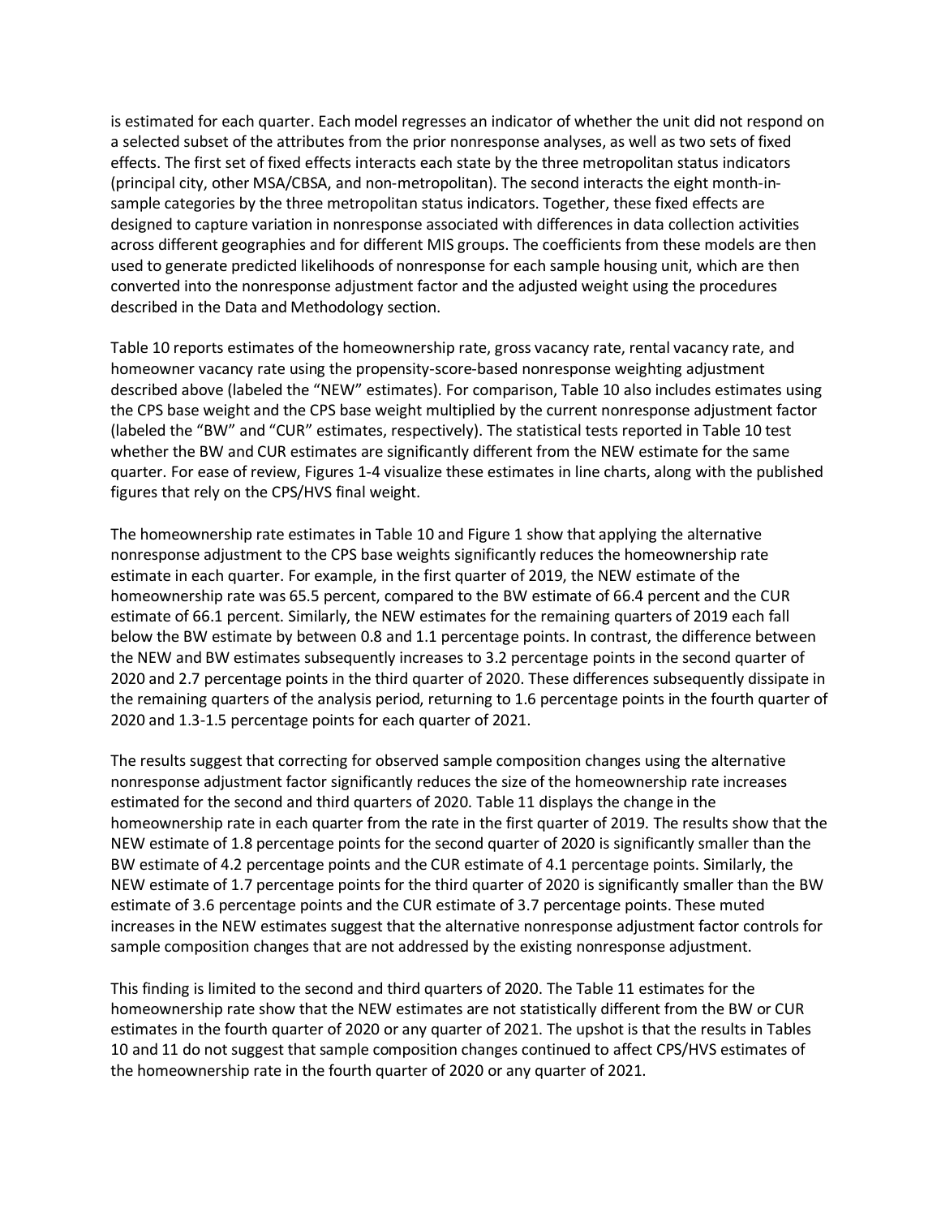is estimated for each quarter. Each model regresses an indicator of whether the unit did not respond on a selected subset of the attributes from the prior nonresponse analyses, as well as two sets of fixed effects. The first set of fixed effects interacts each state by the three metropolitan status indicators (principal city, other MSA/CBSA, and non-metropolitan). The second interacts the eight month-in-sample categories by the three metropolitan status indicators. Together, these fixed effects are designed to capture variation in nonresponse associated with differences in data collection activities across different geographies and for different MIS groups. The coefficients from these models are then used to generate predicted likelihoods of nonresponse for each sample housing unit, which are then converted into the nonresponse adjustment factor and the adjusted weight using the procedures described in the Data and Methodology section.

Table 10 reports estimates of the homeownership rate, gross vacancy rate, rental vacancy rate, and homeowner vacancy rate using the propensity-score-based nonresponse weighting adjustment described above (labeled the "NEW" estimates). For comparison, Table 10 also includes estimates using the CPS base weight and the CPS base weight multiplied by the current nonresponse adjustment factor (labeled the "BW" and "CUR" estimates, respectively). The statistical tests reported in Table 10 test whether the BW and CUR estimates are significantly different from the NEW estimate for the same quarter. For ease of review, Figures 1-4 visualize these estimates in line charts, along with the published figures that rely on the CPS/HVS final weight.

The homeownership rate estimates in Table 10 and Figure 1 show that applying the alternative nonresponse adjustment to the CPS base weights significantly reduces the homeownership rate estimate in each quarter. For example, in the first quarter of 2019, the NEW estimate of the homeownership rate was 65.5 percent, compared to the BW estimate of 66.4 percent and the CUR estimate of 66.1 percent. Similarly, the NEW estimates for the remaining quarters of 2019 each fall below the BW estimate by between 0.8 and 1.1 percentage points. In contrast, the difference between the NEW and BW estimates subsequently increases to 3.2 percentage points in the second quarter of 2020 and 2.7 percentage points in the third quarter of 2020. These differences subsequently dissipate in the remaining quarters of the analysis period, returning to 1.6 percentage points in the fourth quarter of 2020 and 1.3-1.5 percentage points for each quarter of 2021.

The results suggest that correcting for observed sample composition changes using the alternative nonresponse adjustment factor significantly reduces the size of the homeownership rate increases estimated for the second and third quarters of 2020. Table 11 displays the change in the homeownership rate in each quarter from the rate in the first quarter of 2019. The results show that the NEW estimate of 1.8 percentage points for the second quarter of 2020 is significantly smaller than the BW estimate of 4.2 percentage points and the CUR estimate of 4.1 percentage points. Similarly, the NEW estimate of 1.7 percentage points for the third quarter of 2020 is significantly smaller than the BW estimate of 3.6 percentage points and the CUR estimate of 3.7 percentage points. These muted increases in the NEW estimates suggest that the alternative nonresponse adjustment factor controls for sample composition changes that are not addressed by the existing nonresponse adjustment.

This finding is limited to the second and third quarters of 2020. The Table 11 estimates for the homeownership rate show that the NEW estimates are not statistically different from the BW or CUR estimates in the fourth quarter of 2020 or any quarter of 2021. The upshot is that the results in Tables 10 and 11 do not suggest that sample composition changes continued to affect CPS/HVS estimates of the homeownership rate in the fourth quarter of 2020 or any quarter of 2021.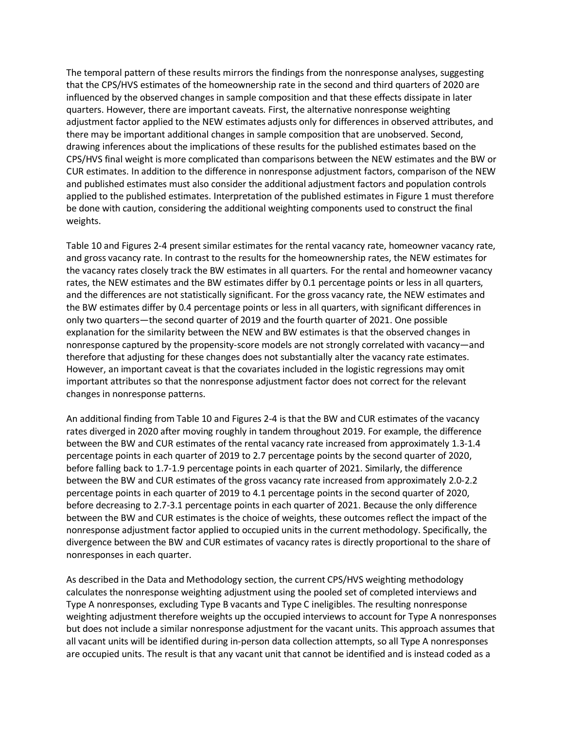The temporal pattern of these results mirrors the findings from the nonresponse analyses, suggesting that the CPS/HVS estimates of the homeownership rate in the second and third quarters of 2020 are influenced by the observed changes in sample composition and that these effects dissipate in later quarters. However, there are important caveats. First, the alternative nonresponse weighting adjustment factor applied to the NEW estimates adjusts only for differences in observed attributes, and there may be important additional changes in sample composition that are unobserved. Second, drawing inferences about the implications of these results for the published estimates based on the CPS/HVS final weight is more complicated than comparisons between the NEW estimates and the BW or CUR estimates. In addition to the difference in nonresponse adjustment factors, comparison of the NEW and published estimates must also consider the additional adjustment factors and population controls applied to the published estimates. Interpretation of the published estimates in Figure 1 must therefore be done with caution, considering the additional weighting components used to construct the final weights.

Table 10 and Figures 2-4 present similar estimates for the rental vacancy rate, homeowner vacancy rate, and gross vacancy rate. In contrast to the results for the homeownership rates, the NEW estimates for the vacancy rates closely track the BW estimates in all quarters. For the rental and homeowner vacancy rates, the NEW estimates and the BW estimates differ by 0.1 percentage points or less in all quarters, and the differences are not statistically significant. For the gross vacancy rate, the NEW estimates and the BW estimates differ by 0.4 percentage points or less in all quarters, with significant differences in only two quarters—the second quarter of 2019 and the fourth quarter of 2021. One possible explanation for the similarity between the NEW and BW estimates is that the observed changes in nonresponse captured by the propensity-score models are not strongly correlated with vacancy—and therefore that adjusting for these changes does not substantially alter the vacancy rate estimates. However, an important caveat is that the covariates included in the logistic regressions may omit important attributes so that the nonresponse adjustment factor does not correct for the relevant changes in nonresponse patterns.

An additional finding from Table 10 and Figures 2-4 is that the BW and CUR estimates of the vacancy rates diverged in 2020 after moving roughly in tandem throughout 2019. For example, the difference between the BW and CUR estimates of the rental vacancy rate increased from approximately 1.3-1.4 percentage points in each quarter of 2019 to 2.7 percentage points by the second quarter of 2020, before falling back to 1.7-1.9 percentage points in each quarter of 2021. Similarly, the difference between the BW and CUR estimates of the gross vacancy rate increased from approximately 2.0-2.2 percentage points in each quarter of 2019 to 4.1 percentage points in the second quarter of 2020, before decreasing to 2.7-3.1 percentage points in each quarter of 2021. Because the only difference between the BW and CUR estimates is the choice of weights, these outcomes reflect the impact of the nonresponse adjustment factor applied to occupied units in the current methodology. Specifically, the divergence between the BW and CUR estimates of vacancy rates is directly proportional to the share of nonresponses in each quarter.

As described in the Data and Methodology section, the current CPS/HVS weighting methodology calculates the nonresponse weighting adjustment using the pooled set of completed interviews and Type A nonresponses, excluding Type B vacants and Type C ineligibles. The resulting nonresponse weighting adjustment therefore weights up the occupied interviews to account for Type A nonresponses but does not include a similar nonresponse adjustment for the vacant units. This approach assumes that all vacant units will be identified during in-person data collection attempts, so all Type A nonresponses are occupied units. The result is that any vacant unit that cannot be identified and is instead coded as a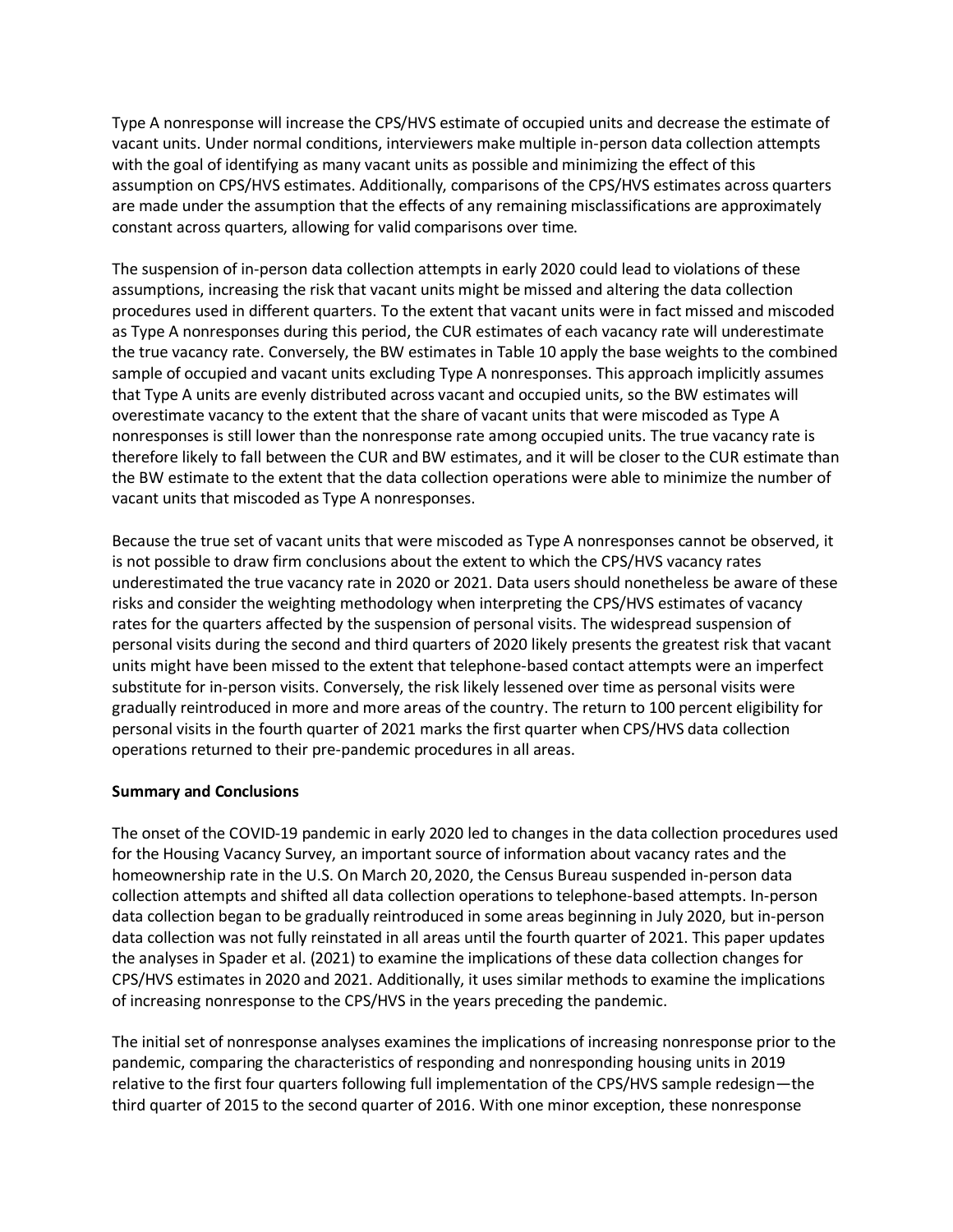Type A nonresponse will increase the CPS/HVS estimate of occupied units and decrease the estimate of vacant units. Under normal conditions, interviewers make multiple in-person data collection attempts with the goal of identifying as many vacant units as possible and minimizing the effect of this assumption on CPS/HVS estimates. Additionally, comparisons of the CPS/HVS estimates across quarters are made under the assumption that the effects of any remaining misclassifications are approximately constant across quarters, allowing for valid comparisons over time.

The suspension of in-person data collection attempts in early 2020 could lead to violations of these assumptions, increasing the risk that vacant units might be missed and altering the data collection procedures used in different quarters. To the extent that vacant units were in fact missed and miscoded as Type A nonresponses during this period, the CUR estimates of each vacancy rate will underestimate the true vacancy rate. Conversely, the BW estimates in Table 10 apply the base weights to the combined sample of occupied and vacant units excluding Type A nonresponses. This approach implicitly assumes that Type A units are evenly distributed across vacant and occupied units, so the BW estimates will overestimate vacancy to the extent that the share of vacant units that were miscoded as Type A nonresponses is still lower than the nonresponse rate among occupied units. The true vacancy rate is therefore likely to fall between the CUR and BW estimates, and it will be closer to the CUR estimate than the BW estimate to the extent that the data collection operations were able to minimize the number of vacant units that miscoded as Type A nonresponses.

Because the true set of vacant units that were miscoded as Type A nonresponses cannot be observed, it is not possible to draw firm conclusions about the extent to which the CPS/HVS vacancy rates underestimated the true vacancy rate in 2020 or 2021. Data users should nonetheless be aware of these risks and consider the weighting methodology when interpreting the CPS/HVS estimates of vacancy rates for the quarters affected by the suspension of personal visits. The widespread suspension of personal visits during the second and third quarters of 2020 likely presents the greatest risk that vacant units might have been missed to the extent that telephone-based contact attempts were an imperfect substitute for in-person visits. Conversely, the risk likely lessened over time as personal visits were gradually reintroduced in more and more areas of the country. The return to 100 percent eligibility for personal visits in the fourth quarter of 2021 marks the first quarter when CPS/HVS data collection operations returned to their pre-pandemic procedures in all areas.

**Summary and Conclusions**

The onset of the COVID-19 pandemic in early 2020 led to changes in the data collection procedures used for the Housing Vacancy Survey, an important source of information about vacancy rates and the homeownership rate in the U.S. On March 20, 2020, the Census Bureau suspended in-person data collection attempts and shifted all data collection operations to telephone-based attempts. In-person data collection began to be gradually reintroduced in some areas beginning in July 2020, but in-person data collection was not fully reinstated in all areas until the fourth quarter of 2021. This paper updates the analyses in Spader et al. (2021) to examine the implications of these data collection changes for CPS/HVS estimates in 2020 and 2021. Additionally, it uses similar methods to examine the implications of increasing nonresponse to the CPS/HVS in the years preceding the pandemic.

The initial set of nonresponse analyses examines the implications of increasing nonresponse prior to the pandemic, comparing the characteristics of responding and nonresponding housing units in 2019 relative to the first four quarters following full implementation of the CPS/HVS sample redesign—the third quarter of 2015 to the second quarter of 2016. With one minor exception, these nonresponse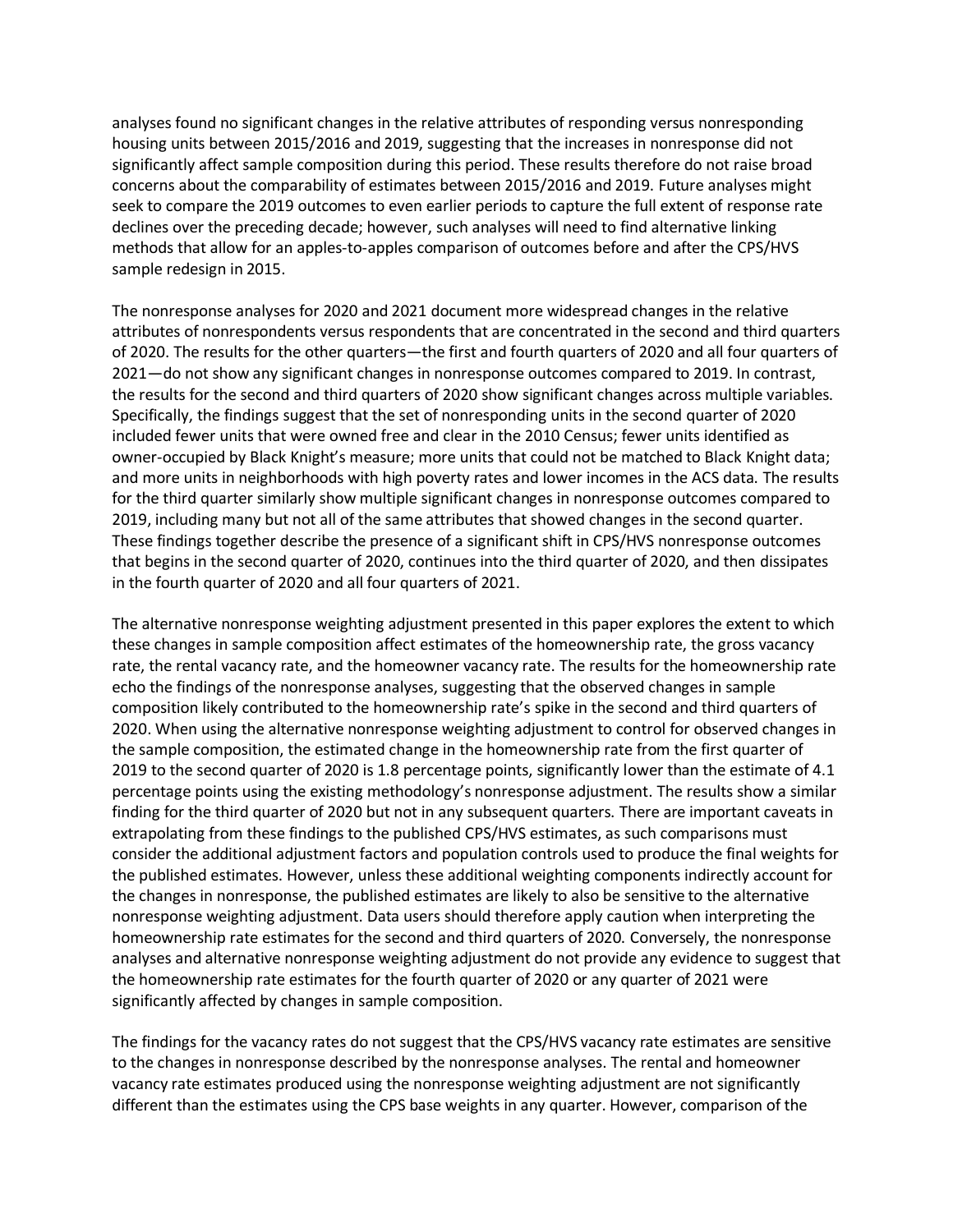analyses found no significant changes in the relative attributes of responding versus nonresponding housing units between 2015/2016 and 2019, suggesting that the increases in nonresponse did not significantly affect sample composition during this period. These results therefore do not raise broad concerns about the comparability of estimates between 2015/2016 and 2019. Future analyses might seek to compare the 2019 outcomes to even earlier periods to capture the full extent of response rate declines over the preceding decade; however, such analyses will need to find alternative linking methods that allow for an apples-to-apples comparison of outcomes before and after the CPS/HVS sample redesign in 2015.

The nonresponse analyses for 2020 and 2021 document more widespread changes in the relative attributes of nonrespondents versus respondents that are concentrated in the second and third quarters of 2020. The results for the other quarters—the first and fourth quarters of 2020 and all four quarters of 2021—do not show any significant changes in nonresponse outcomes compared to 2019. In contrast, the results for the second and third quarters of 2020 show significant changes across multiple variables. Specifically, the findings suggest that the set of nonresponding units in the second quarter of 2020 included fewer units that were owned free and clear in the 2010 Census; fewer units identified as owner-occupied by Black Knight's measure; more units that could not be matched to Black Knight data; and more units in neighborhoods with high poverty rates and lower incomes in the ACS data. The results for the third quarter similarly show multiple significant changes in nonresponse outcomes compared to 2019, including many but not all of the same attributes that showed changes in the second quarter. These findings together describe the presence of a significant shift in CPS/HVS nonresponse outcomes that begins in the second quarter of 2020, continues into the third quarter of 2020, and then dissipates in the fourth quarter of 2020 and all four quarters of 2021.

The alternative nonresponse weighting adjustment presented in this paper explores the extent to which these changes in sample composition affect estimates of the homeownership rate, the gross vacancy rate, the rental vacancy rate, and the homeowner vacancy rate. The results for the homeownership rate echo the findings of the nonresponse analyses, suggesting that the observed changes in sample composition likely contributed to the homeownership rate's spike in the second and third quarters of 2020. When using the alternative nonresponse weighting adjustment to control for observed changes in the sample composition, the estimated change in the homeownership rate from the first quarter of 2019 to the second quarter of 2020 is 1.8 percentage points, significantly lower than the estimate of 4.1 percentage points using the existing methodology's nonresponse adjustment. The results show a similar finding for the third quarter of 2020 but not in any subsequent quarters. There are important caveats in extrapolating from these findings to the published CPS/HVS estimates, as such comparisons must consider the additional adjustment factors and population controls used to produce the final weights for the published estimates. However, unless these additional weighting components indirectly account for the changes in nonresponse, the published estimates are likely to also be sensitive to the alternative nonresponse weighting adjustment. Data users should therefore apply caution when interpreting the homeownership rate estimates for the second and third quarters of 2020. Conversely, the nonresponse analyses and alternative nonresponse weighting adjustment do not provide any evidence to suggest that the homeownership rate estimates for the fourth quarter of 2020 or any quarter of 2021 were significantly affected by changes in sample composition.

The findings for the vacancy rates do not suggest that the CPS/HVS vacancy rate estimates are sensitive to the changes in nonresponse described by the nonresponse analyses. The rental and homeowner vacancy rate estimates produced using the nonresponse weighting adjustment are not significantly different than the estimates using the CPS base weights in any quarter. However, comparison of the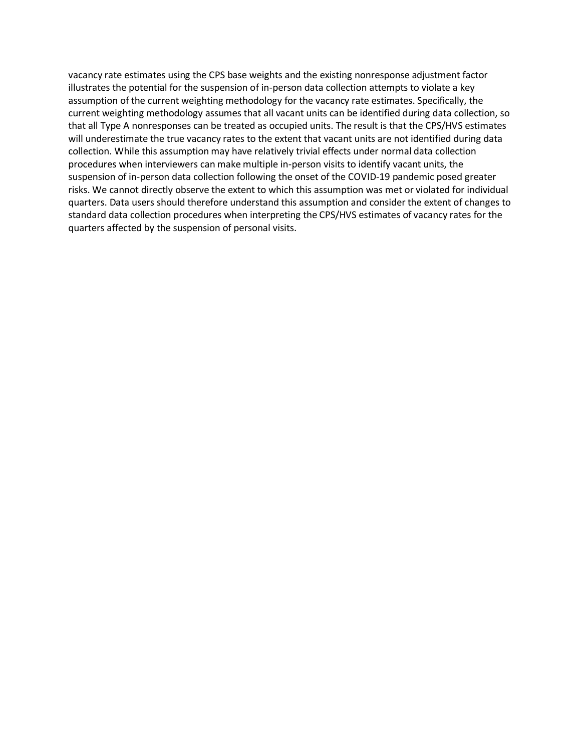vacancy rate estimates using the CPS base weights and the existing nonresponse adjustment factor illustrates the potential for the suspension of in-person data collection attempts to violate a key assumption of the current weighting methodology for the vacancy rate estimates. Specifically, the current weighting methodology assumes that all vacant units can be identified during data collection, so that all Type A nonresponses can be treated as occupied units. The result is that the CPS/HVS estimates will underestimate the true vacancy rates to the extent that vacant units are not identified during data collection. While this assumption may have relatively trivial effects under normal data collection procedures when interviewers can make multiple in-person visits to identify vacant units, the suspension of in-person data collection following the onset of the COVID-19 pandemic posed greater risks. We cannot directly observe the extent to which this assumption was met or violated for individual quarters. Data users should therefore understand this assumption and consider the extent of changes to standard data collection procedures when interpreting the CPS/HVS estimates of vacancy rates for the quarters affected by the suspension of personal visits.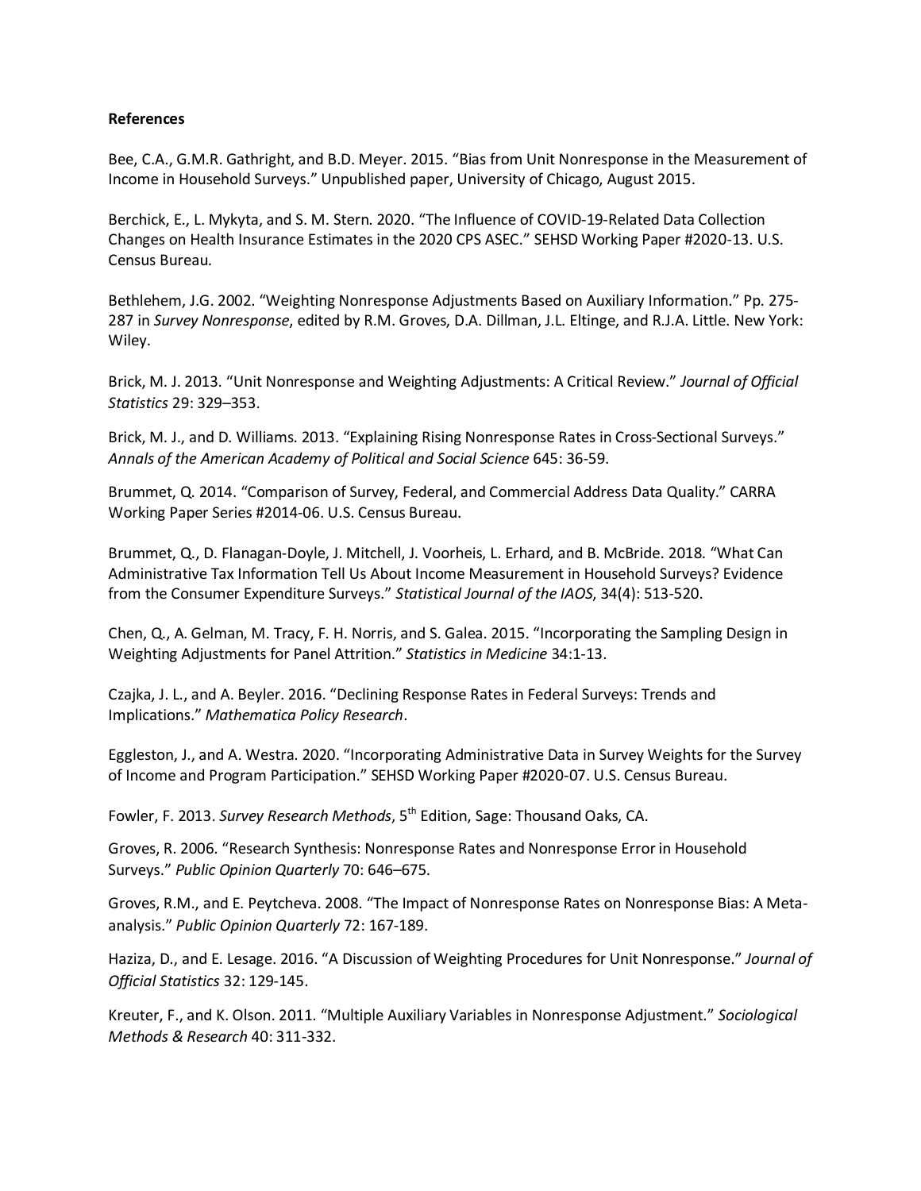**References**

Bee, C.A., G.M.R. Gathright, and B.D. Meyer. 2015. “Bias from Unit Nonresponse in the Measurement of Income in Household Surveys.” Unpublished paper, University of Chicago, August 2015.

Berchick, E., L. Mykyta, and S. M. Stern. 2020. “The Influence of COVID-19-Related Data Collection Changes on Health Insurance Estimates in the 2020 CPS ASEC.” SEHSD Working Paper #2020-13. U.S. Census Bureau.

Bethlehem, J.G. 2002. “Weighting Nonresponse Adjustments Based on Auxiliary Information.” Pp. 275-287 in *Survey Nonresponse*, edited by R.M. Groves, D.A. Dillman, J.L. Eltinge, and R.J.A. Little. New York: Wiley.

Brick, M. J. 2013. “Unit Nonresponse and Weighting Adjustments: A Critical Review.” *Journal of Official Statistics* 29: 329–353.

Brick, M. J., and D. Williams. 2013. “Explaining Rising Nonresponse Rates in Cross-Sectional Surveys.” *Annals of the American Academy of Political and Social Science* 645: 36-59.

Brummet, Q. 2014. “Comparison of Survey, Federal, and Commercial Address Data Quality.” CARRA Working Paper Series #2014-06. U.S. Census Bureau.

Brummet, Q., D. Flanagan-Doyle, J. Mitchell, J. Voorheis, L. Erhard, and B. McBride. 2018. “What Can Administrative Tax Information Tell Us About Income Measurement in Household Surveys? Evidence from the Consumer Expenditure Surveys.” *Statistical Journal of the IAOS*, 34(4): 513-520.

Chen, Q., A. Gelman, M. Tracy, F. H. Norris, and S. Galea. 2015. “Incorporating the Sampling Design in Weighting Adjustments for Panel Attrition.” *Statistics in Medicine* 34:1-13.

Czajka, J. L., and A. Beyler. 2016. “Declining Response Rates in Federal Surveys: Trends and Implications.” *Mathematica Policy Research*.

Eggleston, J., and A. Westra. 2020. “Incorporating Administrative Data in Survey Weights for the Survey of Income and Program Participation.” SEHSD Working Paper #2020-07. U.S. Census Bureau.

Fowler, F. 2013. *Survey Research Methods*, 5th Edition, Sage: Thousand Oaks, CA.

Groves, R. 2006. “Research Synthesis: Nonresponse Rates and Nonresponse Error in Household Surveys.” *Public Opinion Quarterly* 70: 646–675.

Groves, R.M., and E. Peytcheva. 2008. “The Impact of Nonresponse Rates on Nonresponse Bias: A Meta-analysis.” *Public Opinion Quarterly* 72: 167-189.

Haziza, D., and E. Lesage. 2016. “A Discussion of Weighting Procedures for Unit Nonresponse.” *Journal of Official Statistics* 32: 129-145.

Kreuter, F., and K. Olson. 2011. “Multiple Auxiliary Variables in Nonresponse Adjustment.” *Sociological Methods & Research* 40: 311-332.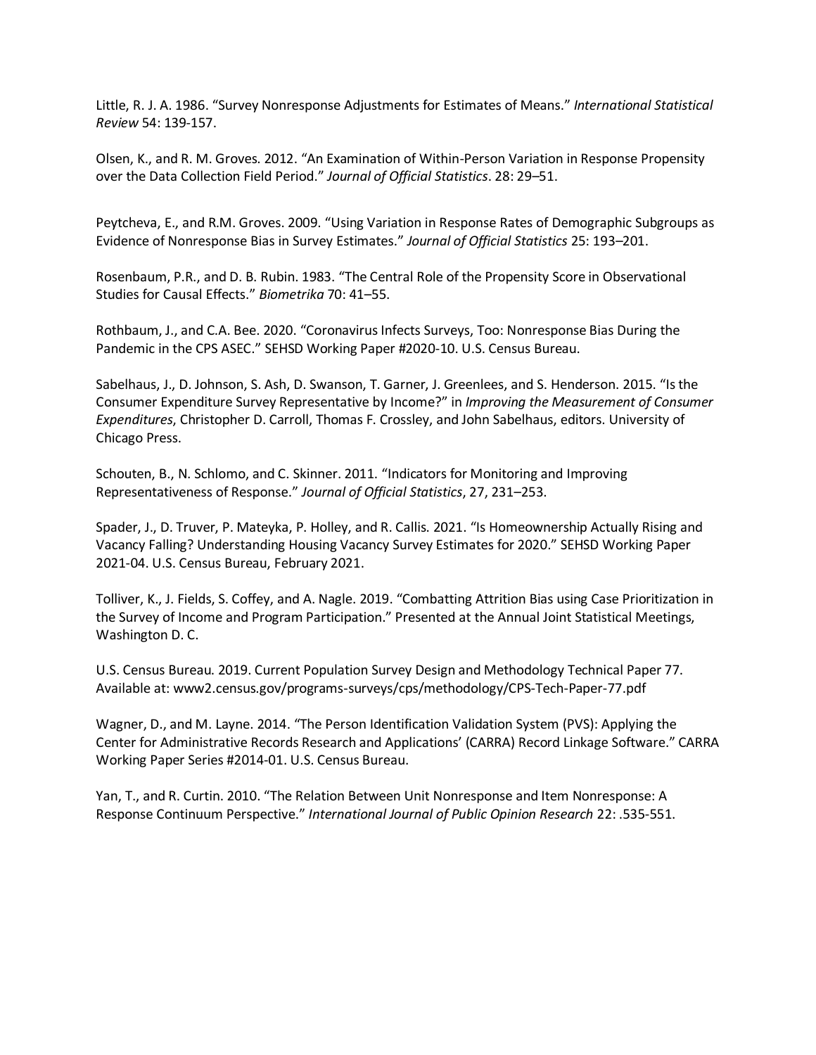Little, R. J. A. 1986. “Survey Nonresponse Adjustments for Estimates of Means.” *International Statistical Review* 54: 139-157.

Olsen, K., and R. M. Groves. 2012. “An Examination of Within-Person Variation in Response Propensity over the Data Collection Field Period.” *Journal of Official Statistics*. 28: 29–51.

Peytcheva, E., and R.M. Groves. 2009. “Using Variation in Response Rates of Demographic Subgroups as Evidence of Nonresponse Bias in Survey Estimates.” *Journal of Official Statistics* 25: 193–201.

Rosenbaum, P.R., and D. B. Rubin. 1983. “The Central Role of the Propensity Score in Observational Studies for Causal Effects.” *Biometrika* 70: 41–55.

Rothbaum, J., and C.A. Bee. 2020. “Coronavirus Infects Surveys, Too: Nonresponse Bias During the Pandemic in the CPS ASEC.” SEHSD Working Paper #2020-10. U.S. Census Bureau.

Sabelhaus, J., D. Johnson, S. Ash, D. Swanson, T. Garner, J. Greenlees, and S. Henderson. 2015. “Is the Consumer Expenditure Survey Representative by Income?” in *Improving the Measurement of Consumer Expenditures*, Christopher D. Carroll, Thomas F. Crossley, and John Sabelhaus, editors. University of Chicago Press.

Schouten, B., N. Schlomo, and C. Skinner. 2011. “Indicators for Monitoring and Improving Representativeness of Response.” *Journal of Official Statistics*, 27, 231–253.

Spader, J., D. Truver, P. Mateyka, P. Holley, and R. Callis. 2021. “Is Homeownership Actually Rising and Vacancy Falling? Understanding Housing Vacancy Survey Estimates for 2020.” SEHSD Working Paper 2021-04. U.S. Census Bureau, February 2021.

Tolliver, K., J. Fields, S. Coffey, and A. Nagle. 2019. “Combatting Attrition Bias using Case Prioritization in the Survey of Income and Program Participation.” Presented at the Annual Joint Statistical Meetings, Washington D. C.

U.S. Census Bureau. 2019. Current Population Survey Design and Methodology Technical Paper 77. Available at: www2.census.gov/programs-surveys/cps/methodology/CPS-Tech-Paper-77.pdf

Wagner, D., and M. Layne. 2014. “The Person Identification Validation System (PVS): Applying the Center for Administrative Records Research and Applications’ (CARRA) Record Linkage Software.” CARRA Working Paper Series #2014-01. U.S. Census Bureau.

Yan, T., and R. Curtin. 2010. “The Relation Between Unit Nonresponse and Item Nonresponse: A Response Continuum Perspective.” *International Journal of Public Opinion Research* 22: .535-551.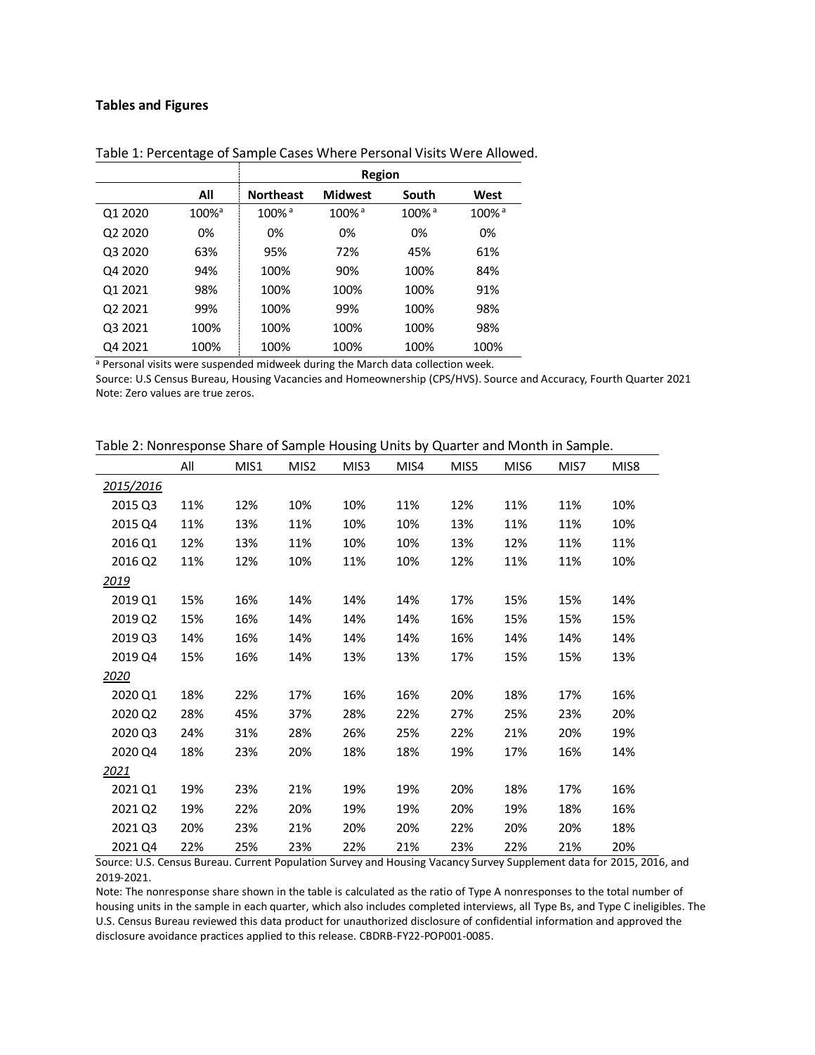**Tables and Figures**

Table 1: Percentage of Sample Cases Where Personal Visits Were Allowed.

| | All | Region | | | |
|---|---|---|---|---|---|
| | | Northeast | Midwest | South | West |
| Q1 2020 | 100%[a] | 100%[a] | 100%[a] | 100%[a] | 100%[a] |
| Q2 2020 | 0% | 0% | 0% | 0% | 0% |
| Q3 2020 | 63% | 95% | 72% | 45% | 61% |
| Q4 2020 | 94% | 100% | 90% | 100% | 84% |
| Q1 2021 | 98% | 100% | 100% | 100% | 91% |
| Q2 2021 | 99% | 100% | 99% | 100% | 98% |
| Q3 2021 | 100% | 100% | 100% | 100% | 98% |
| Q4 2021 | 100% | 100% | 100% | 100% | 100% |

[a] Personal visits were suspended midweek during the March data collection week.

Source: U.S Census Bureau, Housing Vacancies and Homeownership (CPS/HVS). Source and Accuracy, Fourth Quarter 2021

Note: Zero values are true zeros.

Table 2: Nonresponse Share of Sample Housing Units by Quarter and Month in Sample.

| | All | MIS1 | MIS2 | MIS3 | MIS4 | MIS5 | MIS6 | MIS7 | MIS8 |
|---|---|---|---|---|---|---|---|---|---|
| *2015/2016* | | | | | | | | | |
| 2015 Q3 | 11% | 12% | 10% | 10% | 11% | 12% | 11% | 11% | 10% |
| 2015 Q4 | 11% | 13% | 11% | 10% | 10% | 13% | 11% | 11% | 10% |
| 2016 Q1 | 12% | 13% | 11% | 10% | 10% | 13% | 12% | 11% | 11% |
| 2016 Q2 | 11% | 12% | 10% | 11% | 10% | 12% | 11% | 11% | 10% |
| *2019* | | | | | | | | | |
| 2019 Q1 | 15% | 16% | 14% | 14% | 14% | 17% | 15% | 15% | 14% |
| 2019 Q2 | 15% | 16% | 14% | 14% | 14% | 16% | 15% | 15% | 15% |
| 2019 Q3 | 14% | 16% | 14% | 14% | 14% | 16% | 14% | 14% | 14% |
| 2019 Q4 | 15% | 16% | 14% | 13% | 13% | 17% | 15% | 15% | 13% |
| *2020* | | | | | | | | | |
| 2020 Q1 | 18% | 22% | 17% | 16% | 16% | 20% | 18% | 17% | 16% |
| 2020 Q2 | 28% | 45% | 37% | 28% | 22% | 27% | 25% | 23% | 20% |
| 2020 Q3 | 24% | 31% | 28% | 26% | 25% | 22% | 21% | 20% | 19% |
| 2020 Q4 | 18% | 23% | 20% | 18% | 18% | 19% | 17% | 16% | 14% |
| *2021* | | | | | | | | | |
| 2021 Q1 | 19% | 23% | 21% | 19% | 19% | 20% | 18% | 17% | 16% |
| 2021 Q2 | 19% | 22% | 20% | 19% | 19% | 20% | 19% | 18% | 16% |
| 2021 Q3 | 20% | 23% | 21% | 20% | 20% | 22% | 20% | 20% | 18% |
| 2021 Q4 | 22% | 25% | 23% | 22% | 21% | 23% | 22% | 21% | 20% |

Source: U.S. Census Bureau. Current Population Survey and Housing Vacancy Survey Supplement data for 2015, 2016, and 2019-2021.

Note: The nonresponse share shown in the table is calculated as the ratio of Type A nonresponses to the total number of housing units in the sample in each quarter, which also includes completed interviews, all Type Bs, and Type C ineligibles. The U.S. Census Bureau reviewed this data product for unauthorized disclosure of confidential information and approved the disclosure avoidance practices applied to this release. CBDRB-FY22-POP001-0085.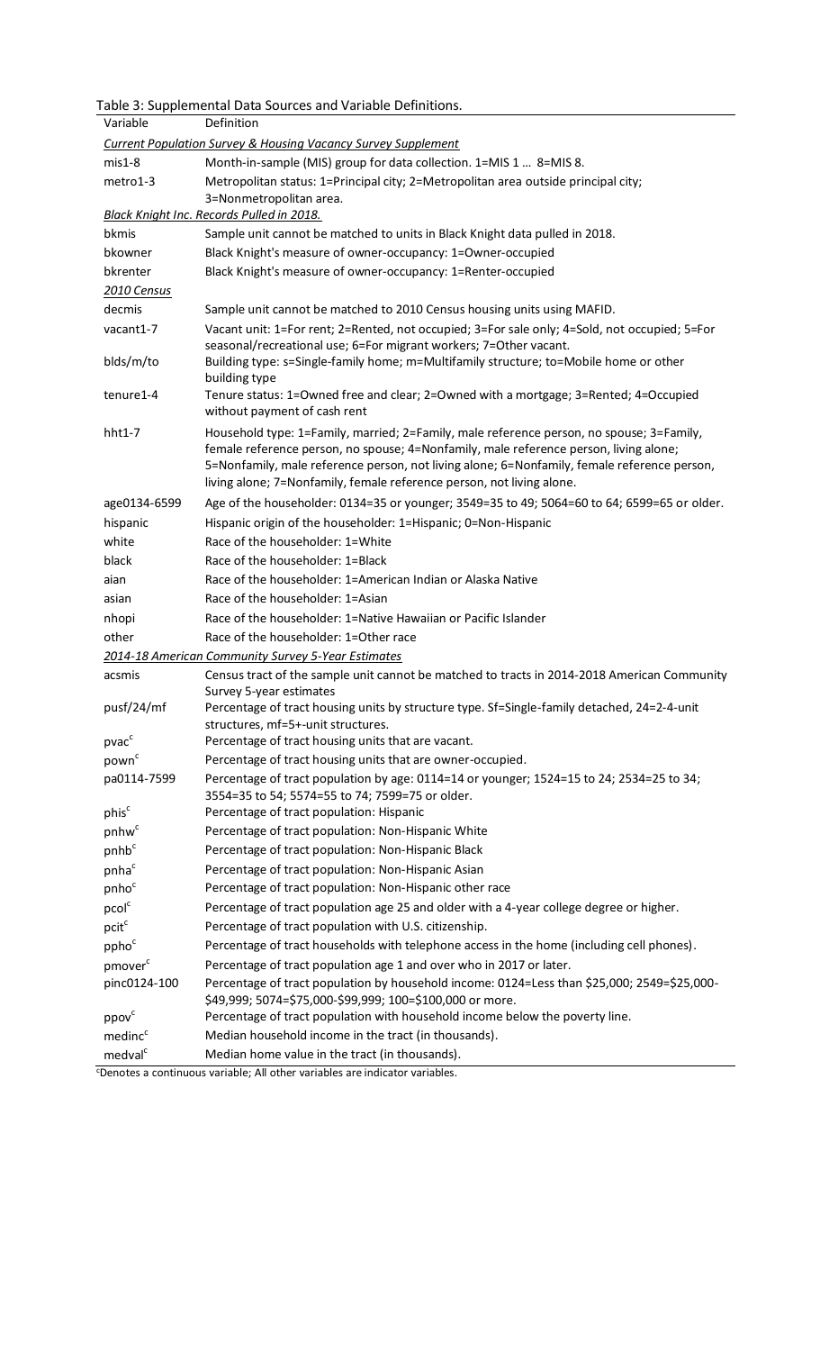Table 3: Supplemental Data Sources and Variable Definitions.

| Variable | Definition |
|---|---|
| *Current Population Survey & Housing Vacancy Survey Supplement* | |
| mis1-8 | Month-in-sample (MIS) group for data collection. 1=MIS 1 … 8=MIS 8. |
| metro1-3 | Metropolitan status: 1=Principal city; 2=Metropolitan area outside principal city; 3=Nonmetropolitan area. |
| *Black Knight Inc. Records Pulled in 2018.* | |
| bkmis | Sample unit cannot be matched to units in Black Knight data pulled in 2018. |
| bkowner | Black Knight's measure of owner-occupancy: 1=Owner-occupied |
| bkrenter | Black Knight's measure of owner-occupancy: 1=Renter-occupied |
| *2010 Census* | |
| decmis | Sample unit cannot be matched to 2010 Census housing units using MAFID. |
| vacant1-7 | Vacant unit: 1=For rent; 2=Rented, not occupied; 3=For sale only; 4=Sold, not occupied; 5=For seasonal/recreational use; 6=For migrant workers; 7=Other vacant. |
| blds/m/to | Building type: s=Single-family home; m=Multifamily structure; to=Mobile home or other building type |
| tenure1-4 | Tenure status: 1=Owned free and clear; 2=Owned with a mortgage; 3=Rented; 4=Occupied without payment of cash rent |
| hht1-7 | Household type: 1=Family, married; 2=Family, male reference person, no spouse; 3=Family, female reference person, no spouse; 4=Nonfamily, male reference person, living alone; 5=Nonfamily, male reference person, not living alone; 6=Nonfamily, female reference person, living alone; 7=Nonfamily, female reference person, not living alone. |
| age0134-6599 | Age of the householder: 0134=35 or younger; 3549=35 to 49; 5064=60 to 64; 6599=65 or older. |
| hispanic | Hispanic origin of the householder: 1=Hispanic; 0=Non-Hispanic |
| white | Race of the householder: 1=White |
| black | Race of the householder: 1=Black |
| aian | Race of the householder: 1=American Indian or Alaska Native |
| asian | Race of the householder: 1=Asian |
| nhopi | Race of the householder: 1=Native Hawaiian or Pacific Islander |
| other | Race of the householder: 1=Other race |
| *2014-18 American Community Survey 5-Year Estimates* | |
| acsmis | Census tract of the sample unit cannot be matched to tracts in 2014-2018 American Community Survey 5-year estimates |
| pusf/24/mf | Percentage of tract housing units by structure type. Sf=Single-family detached, 24=2-4-unit structures, mf=5+-unit structures. |
| pvac[c] | Percentage of tract housing units that are vacant. |
| pown[c] | Percentage of tract housing units that are owner-occupied. |
| pa0114-7599 | Percentage of tract population by age: 0114=14 or younger; 1524=15 to 24; 2534=25 to 34; 3554=35 to 54; 5574=55 to 74; 7599=75 or older. |
| phis[c] | Percentage of tract population: Hispanic |
| pnhw[c] | Percentage of tract population: Non-Hispanic White |
| pnhb[c] | Percentage of tract population: Non-Hispanic Black |
| pnha[c] | Percentage of tract population: Non-Hispanic Asian |
| pnho[c] | Percentage of tract population: Non-Hispanic other race |
| pcol[c] | Percentage of tract population age 25 and older with a 4-year college degree or higher. |
| pcit[c] | Percentage of tract population with U.S. citizenship. |
| ppho[c] | Percentage of tract households with telephone access in the home (including cell phones). |
| pmover[c] | Percentage of tract population age 1 and over who in 2017 or later. |
| pinc0124-100 | Percentage of tract population by household income: 0124=Less than $25,000; 2549=$25,000-$49,999; 5074=$75,000-$99,999; 100=$100,000 or more. |
| ppov[c] | Percentage of tract population with household income below the poverty line. |
| medinc[c] | Median household income in the tract (in thousands). |
| medval[c] | Median home value in the tract (in thousands). |

[c]Denotes a continuous variable; All other variables are indicator variables.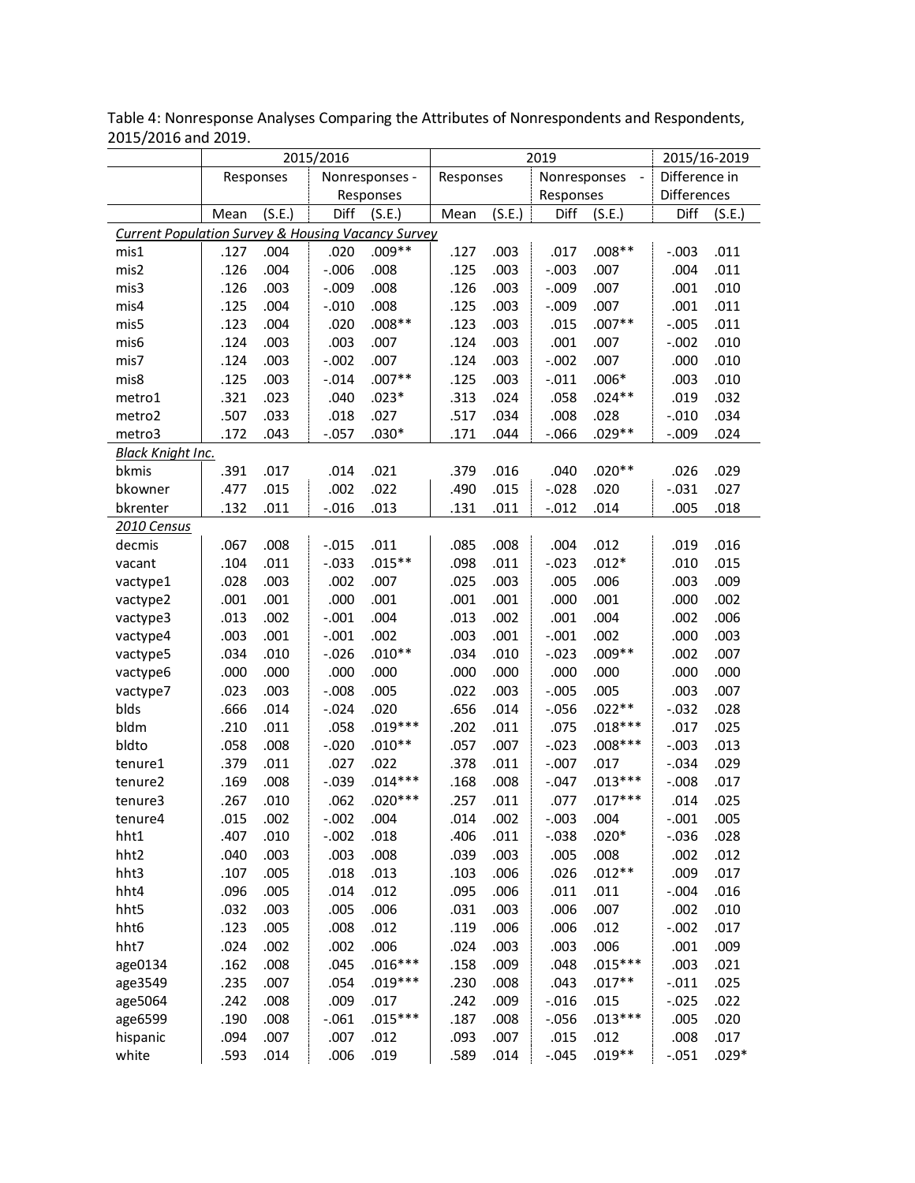Table 4: Nonresponse Analyses Comparing the Attributes of Nonrespondents and Respondents, 2015/2016 and 2019.

| | 2015/2016 | | | | 2019 | | | | 2015/16-2019 | |
|---|---|---|---|---|---|---|---|---|---|---|
| | Responses | | Nonresponses - Responses | | Responses | | Nonresponses - Responses | | Difference in Differences | |
| | Mean | (S.E.) | Diff | (S.E.) | Mean | (S.E.) | Diff | (S.E.) | Diff | (S.E.) |
| *Current Population Survey & Housing Vacancy Survey* | | | | | | | | | | |
| mis1 | .127 | .004 | .020 | .009** | .127 | .003 | .017 | .008** | -.003 | .011 |
| mis2 | .126 | .004 | -.006 | .008 | .125 | .003 | -.003 | .007 | .004 | .011 |
| mis3 | .126 | .003 | -.009 | .008 | .126 | .003 | -.009 | .007 | .001 | .010 |
| mis4 | .125 | .004 | -.010 | .008 | .125 | .003 | -.009 | .007 | .001 | .011 |
| mis5 | .123 | .004 | .020 | .008** | .123 | .003 | .015 | .007** | -.005 | .011 |
| mis6 | .124 | .003 | .003 | .007 | .124 | .003 | .001 | .007 | -.002 | .010 |
| mis7 | .124 | .003 | -.002 | .007 | .124 | .003 | -.002 | .007 | .000 | .010 |
| mis8 | .125 | .003 | -.014 | .007** | .125 | .003 | -.011 | .006* | .003 | .010 |
| metro1 | .321 | .023 | .040 | .023* | .313 | .024 | .058 | .024** | .019 | .032 |
| metro2 | .507 | .033 | .018 | .027 | .517 | .034 | .008 | .028 | -.010 | .034 |
| metro3 | .172 | .043 | -.057 | .030* | .171 | .044 | -.066 | .029** | -.009 | .024 |
| *Black Knight Inc.* | | | | | | | | | | |
| bkmis | .391 | .017 | .014 | .021 | .379 | .016 | .040 | .020** | .026 | .029 |
| bkowner | .477 | .015 | .002 | .022 | .490 | .015 | -.028 | .020 | -.031 | .027 |
| bkrenter | .132 | .011 | -.016 | .013 | .131 | .011 | -.012 | .014 | .005 | .018 |
| *2010 Census* | | | | | | | | | | |
| decmis | .067 | .008 | -.015 | .011 | .085 | .008 | .004 | .012 | .019 | .016 |
| vacant | .104 | .011 | -.033 | .015** | .098 | .011 | -.023 | .012* | .010 | .015 |
| vactype1 | .028 | .003 | .002 | .007 | .025 | .003 | .005 | .006 | .003 | .009 |
| vactype2 | .001 | .001 | .000 | .001 | .001 | .001 | .000 | .001 | .000 | .002 |
| vactype3 | .013 | .002 | -.001 | .004 | .013 | .002 | .001 | .004 | .002 | .006 |
| vactype4 | .003 | .001 | -.001 | .002 | .003 | .001 | -.001 | .002 | .000 | .003 |
| vactype5 | .034 | .010 | -.026 | .010** | .034 | .010 | -.023 | .009** | .002 | .007 |
| vactype6 | .000 | .000 | .000 | .000 | .000 | .000 | .000 | .000 | .000 | .000 |
| vactype7 | .023 | .003 | -.008 | .005 | .022 | .003 | -.005 | .005 | .003 | .007 |
| blds | .666 | .014 | -.024 | .020 | .656 | .014 | -.056 | .022** | -.032 | .028 |
| bldm | .210 | .011 | .058 | .019*** | .202 | .011 | .075 | .018*** | .017 | .025 |
| bldto | .058 | .008 | -.020 | .010** | .057 | .007 | -.023 | .008*** | -.003 | .013 |
| tenure1 | .379 | .011 | .027 | .022 | .378 | .011 | -.007 | .017 | -.034 | .029 |
| tenure2 | .169 | .008 | -.039 | .014*** | .168 | .008 | -.047 | .013*** | -.008 | .017 |
| tenure3 | .267 | .010 | .062 | .020*** | .257 | .011 | .077 | .017*** | .014 | .025 |
| tenure4 | .015 | .002 | -.002 | .004 | .014 | .002 | -.003 | .004 | -.001 | .005 |
| hht1 | .407 | .010 | -.002 | .018 | .406 | .011 | -.038 | .020* | -.036 | .028 |
| hht2 | .040 | .003 | .003 | .008 | .039 | .003 | .005 | .008 | .002 | .012 |
| hht3 | .107 | .005 | .018 | .013 | .103 | .006 | .026 | .012** | .009 | .017 |
| hht4 | .096 | .005 | .014 | .012 | .095 | .006 | .011 | .011 | -.004 | .016 |
| hht5 | .032 | .003 | .005 | .006 | .031 | .003 | .006 | .007 | .002 | .010 |
| hht6 | .123 | .005 | .008 | .012 | .119 | .006 | .006 | .012 | -.002 | .017 |
| hht7 | .024 | .002 | .002 | .006 | .024 | .003 | .003 | .006 | .001 | .009 |
| age0134 | .162 | .008 | .045 | .016*** | .158 | .009 | .048 | .015*** | .003 | .021 |
| age3549 | .235 | .007 | .054 | .019*** | .230 | .008 | .043 | .017** | -.011 | .025 |
| age5064 | .242 | .008 | .009 | .017 | .242 | .009 | -.016 | .015 | -.025 | .022 |
| age6599 | .190 | .008 | -.061 | .015*** | .187 | .008 | -.056 | .013*** | .005 | .020 |
| hispanic | .094 | .007 | .007 | .012 | .093 | .007 | .015 | .012 | .008 | .017 |
| white | .593 | .014 | .006 | .019 | .589 | .014 | -.045 | .019** | -.051 | .029* |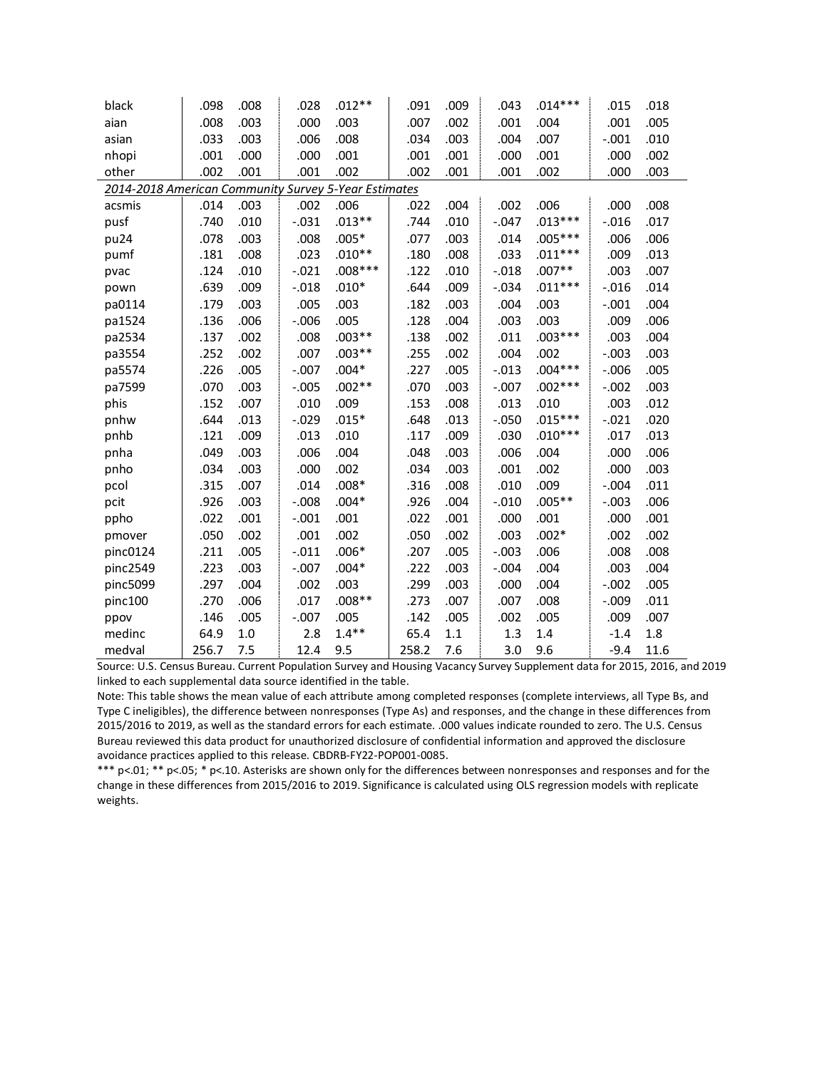| | | | | | | | | | | |
|---|---|---|---|---|---|---|---|---|---|---|
| black | .098 | .008 | .028 | .012** | .091 | .009 | .043 | .014*** | .015 | .018 |
| aian | .008 | .003 | .000 | .003 | .007 | .002 | .001 | .004 | .001 | .005 |
| asian | .033 | .003 | .006 | .008 | .034 | .003 | .004 | .007 | -.001 | .010 |
| nhopi | .001 | .000 | .000 | .001 | .001 | .001 | .000 | .001 | .000 | .002 |
| other | .002 | .001 | .001 | .002 | .002 | .001 | .001 | .002 | .000 | .003 |
| *2014-2018 American Community Survey 5-Year Estimates* | | | | | | | | | | |
| acsmis | .014 | .003 | .002 | .006 | .022 | .004 | .002 | .006 | .000 | .008 |
| pusf | .740 | .010 | -.031 | .013** | .744 | .010 | -.047 | .013*** | -.016 | .017 |
| pu24 | .078 | .003 | .008 | .005* | .077 | .003 | .014 | .005*** | .006 | .006 |
| pumf | .181 | .008 | .023 | .010** | .180 | .008 | .033 | .011*** | .009 | .013 |
| pvac | .124 | .010 | -.021 | .008*** | .122 | .010 | -.018 | .007** | .003 | .007 |
| pown | .639 | .009 | -.018 | .010* | .644 | .009 | -.034 | .011*** | -.016 | .014 |
| pa0114 | .179 | .003 | .005 | .003 | .182 | .003 | .004 | .003 | -.001 | .004 |
| pa1524 | .136 | .006 | -.006 | .005 | .128 | .004 | .003 | .003 | .009 | .006 |
| pa2534 | .137 | .002 | .008 | .003** | .138 | .002 | .011 | .003*** | .003 | .004 |
| pa3554 | .252 | .002 | .007 | .003** | .255 | .002 | .004 | .002 | -.003 | .003 |
| pa5574 | .226 | .005 | -.007 | .004* | .227 | .005 | -.013 | .004*** | -.006 | .005 |
| pa7599 | .070 | .003 | -.005 | .002** | .070 | .003 | -.007 | .002*** | -.002 | .003 |
| phis | .152 | .007 | .010 | .009 | .153 | .008 | .013 | .010 | .003 | .012 |
| pnhw | .644 | .013 | -.029 | .015* | .648 | .013 | -.050 | .015*** | -.021 | .020 |
| pnhb | .121 | .009 | .013 | .010 | .117 | .009 | .030 | .010*** | .017 | .013 |
| pnha | .049 | .003 | .006 | .004 | .048 | .003 | .006 | .004 | .000 | .006 |
| pnho | .034 | .003 | .000 | .002 | .034 | .003 | .001 | .002 | .000 | .003 |
| pcol | .315 | .007 | .014 | .008* | .316 | .008 | .010 | .009 | -.004 | .011 |
| pcit | .926 | .003 | -.008 | .004* | .926 | .004 | -.010 | .005** | -.003 | .006 |
| ppho | .022 | .001 | -.001 | .001 | .022 | .001 | .000 | .001 | .000 | .001 |
| pmover | .050 | .002 | .001 | .002 | .050 | .002 | .003 | .002* | .002 | .002 |
| pinc0124 | .211 | .005 | -.011 | .006* | .207 | .005 | -.003 | .006 | .008 | .008 |
| pinc2549 | .223 | .003 | -.007 | .004* | .222 | .003 | -.004 | .004 | .003 | .004 |
| pinc5099 | .297 | .004 | .002 | .003 | .299 | .003 | .000 | .004 | -.002 | .005 |
| pinc100 | .270 | .006 | .017 | .008** | .273 | .007 | .007 | .008 | -.009 | .011 |
| ppov | .146 | .005 | -.007 | .005 | .142 | .005 | .002 | .005 | .009 | .007 |
| medinc | 64.9 | 1.0 | 2.8 | 1.4** | 65.4 | 1.1 | 1.3 | 1.4 | -1.4 | 1.8 |
| medval | 256.7 | 7.5 | 12.4 | 9.5 | 258.2 | 7.6 | 3.0 | 9.6 | -9.4 | 11.6 |

Source: U.S. Census Bureau. Current Population Survey and Housing Vacancy Survey Supplement data for 2015, 2016, and 2019 linked to each supplemental data source identified in the table.

Note: This table shows the mean value of each attribute among completed responses (complete interviews, all Type Bs, and Type C ineligibles), the difference between nonresponses (Type As) and responses, and the change in these differences from 2015/2016 to 2019, as well as the standard errors for each estimate. .000 values indicate rounded to zero. The U.S. Census Bureau reviewed this data product for unauthorized disclosure of confidential information and approved the disclosure avoidance practices applied to this release. CBDRB-FY22-POP001-0085.

*** p<.01; ** p<.05; * p<.10. Asterisks are shown only for the differences between nonresponses and responses and for the change in these differences from 2015/2016 to 2019. Significance is calculated using OLS regression models with replicate weights.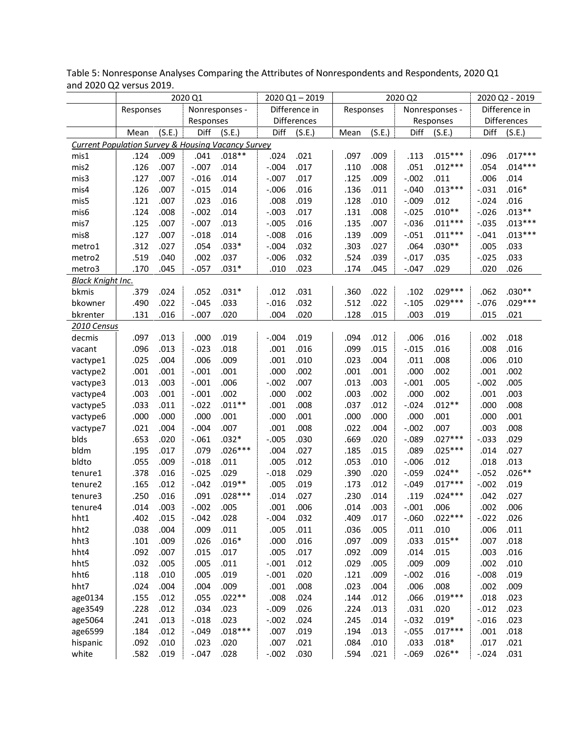Table 5: Nonresponse Analyses Comparing the Attributes of Nonrespondents and Respondents, 2020 Q1 and 2020 Q2 versus 2019.

| | 2020 Q1 | | | | 2020 Q1 – 2019 | | 2020 Q2 | | | | 2020 Q2 - 2019 | |
|---|---|---|---|---|---|---|---|---|---|---|---|---|
| | Responses | | Nonresponses - Responses | | Difference in Differences | | Responses | | Nonresponses - Responses | | Difference in Differences | |
| | Mean | (S.E.) | Diff | (S.E.) | Diff | (S.E.) | Mean | (S.E.) | Diff | (S.E.) | Diff | (S.E.) |
| *Current Population Survey & Housing Vacancy Survey* | | | | | | | | | | | | |
| mis1 | .124 | .009 | .041 | .018** | .024 | .021 | .097 | .009 | .113 | .015*** | .096 | .017*** |
| mis2 | .126 | .007 | -.007 | .014 | -.004 | .017 | .110 | .008 | .051 | .012*** | .054 | .014*** |
| mis3 | .127 | .007 | -.016 | .014 | -.007 | .017 | .125 | .009 | -.002 | .011 | .006 | .014 |
| mis4 | .126 | .007 | -.015 | .014 | -.006 | .016 | .136 | .011 | -.040 | .013*** | -.031 | .016* |
| mis5 | .121 | .007 | .023 | .016 | .008 | .019 | .128 | .010 | -.009 | .012 | -.024 | .016 |
| mis6 | .124 | .008 | -.002 | .014 | -.003 | .017 | .131 | .008 | -.025 | .010** | -.026 | .013** |
| mis7 | .125 | .007 | -.007 | .013 | -.005 | .016 | .135 | .007 | -.036 | .011*** | -.035 | .013*** |
| mis8 | .127 | .007 | -.018 | .014 | -.008 | .016 | .139 | .009 | -.051 | .011*** | -.041 | .013*** |
| metro1 | .312 | .027 | .054 | .033* | -.004 | .032 | .303 | .027 | .064 | .030** | .005 | .033 |
| metro2 | .519 | .040 | .002 | .037 | -.006 | .032 | .524 | .039 | -.017 | .035 | -.025 | .033 |
| metro3 | .170 | .045 | -.057 | .031* | .010 | .023 | .174 | .045 | -.047 | .029 | .020 | .026 |
| *Black Knight Inc.* | | | | | | | | | | | | |
| bkmis | .379 | .024 | .052 | .031* | .012 | .031 | .360 | .022 | .102 | .029*** | .062 | .030** |
| bkowner | .490 | .022 | -.045 | .033 | -.016 | .032 | .512 | .022 | -.105 | .029*** | -.076 | .029*** |
| bkrenter | .131 | .016 | -.007 | .020 | .004 | .020 | .128 | .015 | .003 | .019 | .015 | .021 |
| *2010 Census* | | | | | | | | | | | | |
| decmis | .097 | .013 | .000 | .019 | -.004 | .019 | .094 | .012 | .006 | .016 | .002 | .018 |
| vacant | .096 | .013 | -.023 | .018 | .001 | .016 | .099 | .015 | -.015 | .016 | .008 | .016 |
| vactype1 | .025 | .004 | .006 | .009 | .001 | .010 | .023 | .004 | .011 | .008 | .006 | .010 |
| vactype2 | .001 | .001 | -.001 | .001 | .000 | .002 | .001 | .001 | .000 | .002 | .001 | .002 |
| vactype3 | .013 | .003 | -.001 | .006 | -.002 | .007 | .013 | .003 | -.001 | .005 | -.002 | .005 |
| vactype4 | .003 | .001 | -.001 | .002 | .000 | .002 | .003 | .002 | .000 | .002 | .001 | .003 |
| vactype5 | .033 | .011 | -.022 | .011** | .001 | .008 | .037 | .012 | -.024 | .012** | .000 | .008 |
| vactype6 | .000 | .000 | .000 | .001 | .000 | .001 | .000 | .000 | .000 | .001 | .000 | .001 |
| vactype7 | .021 | .004 | -.004 | .007 | .001 | .008 | .022 | .004 | -.002 | .007 | .003 | .008 |
| blds | .653 | .020 | -.061 | .032* | -.005 | .030 | .669 | .020 | -.089 | .027*** | -.033 | .029 |
| bldm | .195 | .017 | .079 | .026*** | .004 | .027 | .185 | .015 | .089 | .025*** | .014 | .027 |
| bldto | .055 | .009 | -.018 | .011 | .005 | .012 | .053 | .010 | -.006 | .012 | .018 | .013 |
| tenure1 | .378 | .016 | -.025 | .029 | -.018 | .029 | .390 | .020 | -.059 | .024** | -.052 | .026** |
| tenure2 | .165 | .012 | -.042 | .019** | .005 | .019 | .173 | .012 | -.049 | .017*** | -.002 | .019 |
| tenure3 | .250 | .016 | .091 | .028*** | .014 | .027 | .230 | .014 | .119 | .024*** | .042 | .027 |
| tenure4 | .014 | .003 | -.002 | .005 | .001 | .006 | .014 | .003 | -.001 | .006 | .002 | .006 |
| hht1 | .402 | .015 | -.042 | .028 | -.004 | .032 | .409 | .017 | -.060 | .022*** | -.022 | .026 |
| hht2 | .038 | .004 | .009 | .011 | .005 | .011 | .036 | .005 | .011 | .010 | .006 | .011 |
| hht3 | .101 | .009 | .026 | .016* | .000 | .016 | .097 | .009 | .033 | .015** | .007 | .018 |
| hht4 | .092 | .007 | .015 | .017 | .005 | .017 | .092 | .009 | .014 | .015 | .003 | .016 |
| hht5 | .032 | .005 | .005 | .011 | -.001 | .012 | .029 | .005 | .009 | .009 | .002 | .010 |
| hht6 | .118 | .010 | .005 | .019 | -.001 | .020 | .121 | .009 | -.002 | .016 | -.008 | .019 |
| hht7 | .024 | .004 | .004 | .009 | .001 | .008 | .023 | .004 | .006 | .008 | .002 | .009 |
| age0134 | .155 | .012 | .055 | .022** | .008 | .024 | .144 | .012 | .066 | .019*** | .018 | .023 |
| age3549 | .228 | .012 | .034 | .023 | -.009 | .026 | .224 | .013 | .031 | .020 | -.012 | .023 |
| age5064 | .241 | .013 | -.018 | .023 | -.002 | .024 | .245 | .014 | -.032 | .019* | -.016 | .023 |
| age6599 | .184 | .012 | -.049 | .018*** | .007 | .019 | .194 | .013 | -.055 | .017*** | .001 | .018 |
| hispanic | .092 | .010 | .023 | .020 | .007 | .021 | .084 | .010 | .033 | .018* | .017 | .021 |
| white | .582 | .019 | -.047 | .028 | -.002 | .030 | .594 | .021 | -.069 | .026** | -.024 | .031 |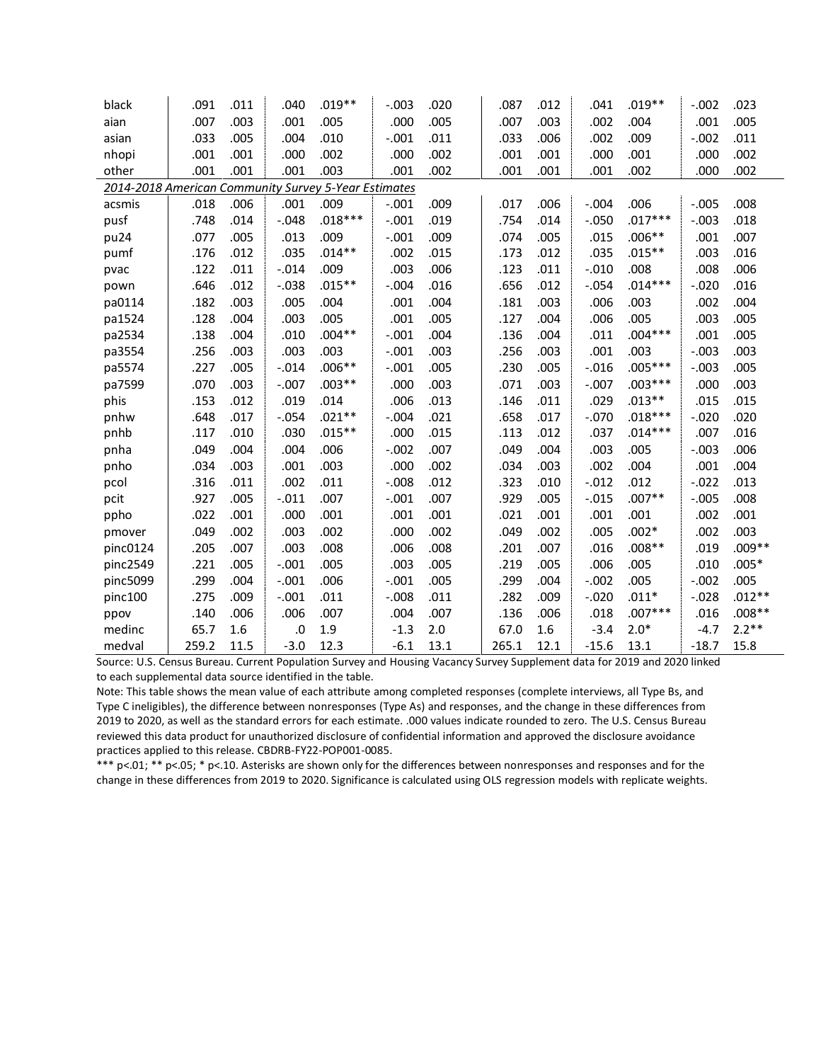| | | | | | | | | | | | | |
|---|---|---|---|---|---|---|---|---|---|---|---|---|
| black | .091 | .011 | .040 | .019** | -.003 | .020 | .087 | .012 | .041 | .019** | -.002 | .023 |
| aian | .007 | .003 | .001 | .005 | .000 | .005 | .007 | .003 | .002 | .004 | .001 | .005 |
| asian | .033 | .005 | .004 | .010 | -.001 | .011 | .033 | .006 | .002 | .009 | -.002 | .011 |
| nhopi | .001 | .001 | .000 | .002 | .000 | .002 | .001 | .001 | .000 | .001 | .000 | .002 |
| other | .001 | .001 | .001 | .003 | .001 | .002 | .001 | .001 | .001 | .002 | .000 | .002 |
| *2014-2018 American Community Survey 5-Year Estimates* | | | | | | | | | | | | |
| acsmis | .018 | .006 | .001 | .009 | -.001 | .009 | .017 | .006 | -.004 | .006 | -.005 | .008 |
| pusf | .748 | .014 | -.048 | .018*** | -.001 | .019 | .754 | .014 | -.050 | .017*** | -.003 | .018 |
| pu24 | .077 | .005 | .013 | .009 | -.001 | .009 | .074 | .005 | .015 | .006** | .001 | .007 |
| pumf | .176 | .012 | .035 | .014** | .002 | .015 | .173 | .012 | .035 | .015** | .003 | .016 |
| pvac | .122 | .011 | -.014 | .009 | .003 | .006 | .123 | .011 | -.010 | .008 | .008 | .006 |
| pown | .646 | .012 | -.038 | .015** | -.004 | .016 | .656 | .012 | -.054 | .014*** | -.020 | .016 |
| pa0114 | .182 | .003 | .005 | .004 | .001 | .004 | .181 | .003 | .006 | .003 | .002 | .004 |
| pa1524 | .128 | .004 | .003 | .005 | .001 | .005 | .127 | .004 | .006 | .005 | .003 | .005 |
| pa2534 | .138 | .004 | .010 | .004** | -.001 | .004 | .136 | .004 | .011 | .004*** | .001 | .005 |
| pa3554 | .256 | .003 | .003 | .003 | -.001 | .003 | .256 | .003 | .001 | .003 | -.003 | .003 |
| pa5574 | .227 | .005 | -.014 | .006** | -.001 | .005 | .230 | .005 | -.016 | .005*** | -.003 | .005 |
| pa7599 | .070 | .003 | -.007 | .003** | .000 | .003 | .071 | .003 | -.007 | .003*** | .000 | .003 |
| phis | .153 | .012 | .019 | .014 | .006 | .013 | .146 | .011 | .029 | .013** | .015 | .015 |
| pnhw | .648 | .017 | -.054 | .021** | -.004 | .021 | .658 | .017 | -.070 | .018*** | -.020 | .020 |
| pnhb | .117 | .010 | .030 | .015** | .000 | .015 | .113 | .012 | .037 | .014*** | .007 | .016 |
| pnha | .049 | .004 | .004 | .006 | -.002 | .007 | .049 | .004 | .003 | .005 | -.003 | .006 |
| pnho | .034 | .003 | .001 | .003 | .000 | .002 | .034 | .003 | .002 | .004 | .001 | .004 |
| pcol | .316 | .011 | .002 | .011 | -.008 | .012 | .323 | .010 | -.012 | .012 | -.022 | .013 |
| pcit | .927 | .005 | -.011 | .007 | -.001 | .007 | .929 | .005 | -.015 | .007** | -.005 | .008 |
| ppho | .022 | .001 | .000 | .001 | .001 | .001 | .021 | .001 | .001 | .001 | .002 | .001 |
| pmover | .049 | .002 | .003 | .002 | .000 | .002 | .049 | .002 | .005 | .002* | .002 | .003 |
| pinc0124 | .205 | .007 | .003 | .008 | .006 | .008 | .201 | .007 | .016 | .008** | .019 | .009** |
| pinc2549 | .221 | .005 | -.001 | .005 | .003 | .005 | .219 | .005 | .006 | .005 | .010 | .005* |
| pinc5099 | .299 | .004 | -.001 | .006 | -.001 | .005 | .299 | .004 | -.002 | .005 | -.002 | .005 |
| pinc100 | .275 | .009 | -.001 | .011 | -.008 | .011 | .282 | .009 | -.020 | .011* | -.028 | .012** |
| ppov | .140 | .006 | .006 | .007 | .004 | .007 | .136 | .006 | .018 | .007*** | .016 | .008** |
| medinc | 65.7 | 1.6 | .0 | 1.9 | -1.3 | 2.0 | 67.0 | 1.6 | -3.4 | 2.0* | -4.7 | 2.2** |
| medval | 259.2 | 11.5 | -3.0 | 12.3 | -6.1 | 13.1 | 265.1 | 12.1 | -15.6 | 13.1 | -18.7 | 15.8 |

Source: U.S. Census Bureau. Current Population Survey and Housing Vacancy Survey Supplement data for 2019 and 2020 linked to each supplemental data source identified in the table.

Note: This table shows the mean value of each attribute among completed responses (complete interviews, all Type Bs, and Type C ineligibles), the difference between nonresponses (Type As) and responses, and the change in these differences from 2019 to 2020, as well as the standard errors for each estimate. .000 values indicate rounded to zero. The U.S. Census Bureau reviewed this data product for unauthorized disclosure of confidential information and approved the disclosure avoidance practices applied to this release. CBDRB-FY22-POP001-0085.

*** p<.01; ** p<.05; * p<.10. Asterisks are shown only for the differences between nonresponses and responses and for the change in these differences from 2019 to 2020. Significance is calculated using OLS regression models with replicate weights.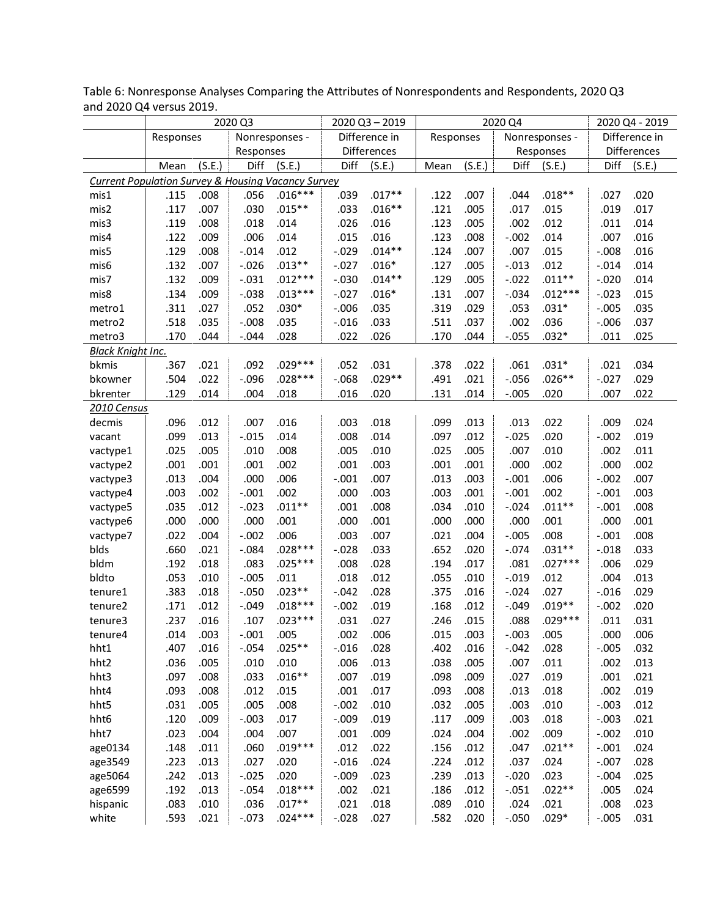Table 6: Nonresponse Analyses Comparing the Attributes of Nonrespondents and Respondents, 2020 Q3 and 2020 Q4 versus 2019.

| | 2020 Q3 | | | | 2020 Q3 – 2019 | | 2020 Q4 | | | | 2020 Q4 - 2019 | |
|---|---|---|---|---|---|---|---|---|---|---|---|---|
| | Responses | | Nonresponses - Responses | | Difference in Differences | | Responses | | Nonresponses - Responses | | Difference in Differences | |
| | Mean | (S.E.) | Diff | (S.E.) | Diff | (S.E.) | Mean | (S.E.) | Diff | (S.E.) | Diff | (S.E.) |
| *Current Population Survey & Housing Vacancy Survey* | | | | | | | | | | | | |
| mis1 | .115 | .008 | .056 | .016*** | .039 | .017** | .122 | .007 | .044 | .018** | .027 | .020 |
| mis2 | .117 | .007 | .030 | .015** | .033 | .016** | .121 | .005 | .017 | .015 | .019 | .017 |
| mis3 | .119 | .008 | .018 | .014 | .026 | .016 | .123 | .005 | .002 | .012 | .011 | .014 |
| mis4 | .122 | .009 | .006 | .014 | .015 | .016 | .123 | .008 | -.002 | .014 | .007 | .016 |
| mis5 | .129 | .008 | -.014 | .012 | -.029 | .014** | .124 | .007 | .007 | .015 | -.008 | .016 |
| mis6 | .132 | .007 | -.026 | .013** | -.027 | .016* | .127 | .005 | -.013 | .012 | -.014 | .014 |
| mis7 | .132 | .009 | -.031 | .012*** | -.030 | .014** | .129 | .005 | -.022 | .011** | -.020 | .014 |
| mis8 | .134 | .009 | -.038 | .013*** | -.027 | .016* | .131 | .007 | -.034 | .012*** | -.023 | .015 |
| metro1 | .311 | .027 | .052 | .030* | -.006 | .035 | .319 | .029 | .053 | .031* | -.005 | .035 |
| metro2 | .518 | .035 | -.008 | .035 | -.016 | .033 | .511 | .037 | .002 | .036 | -.006 | .037 |
| metro3 | .170 | .044 | -.044 | .028 | .022 | .026 | .170 | .044 | -.055 | .032* | .011 | .025 |
| *Black Knight Inc.* | | | | | | | | | | | | |
| bkmis | .367 | .021 | .092 | .029*** | .052 | .031 | .378 | .022 | .061 | .031* | .021 | .034 |
| bkowner | .504 | .022 | -.096 | .028*** | -.068 | .029** | .491 | .021 | -.056 | .026** | -.027 | .029 |
| bkrenter | .129 | .014 | .004 | .018 | .016 | .020 | .131 | .014 | -.005 | .020 | .007 | .022 |
| *2010 Census* | | | | | | | | | | | | |
| decmis | .096 | .012 | .007 | .016 | .003 | .018 | .099 | .013 | .013 | .022 | .009 | .024 |
| vacant | .099 | .013 | -.015 | .014 | .008 | .014 | .097 | .012 | -.025 | .020 | -.002 | .019 |
| vactype1 | .025 | .005 | .010 | .008 | .005 | .010 | .025 | .005 | .007 | .010 | .002 | .011 |
| vactype2 | .001 | .001 | .001 | .002 | .001 | .003 | .001 | .001 | .000 | .002 | .000 | .002 |
| vactype3 | .013 | .004 | .000 | .006 | -.001 | .007 | .013 | .003 | -.001 | .006 | -.002 | .007 |
| vactype4 | .003 | .002 | -.001 | .002 | .000 | .003 | .003 | .001 | -.001 | .002 | -.001 | .003 |
| vactype5 | .035 | .012 | -.023 | .011** | .001 | .008 | .034 | .010 | -.024 | .011** | -.001 | .008 |
| vactype6 | .000 | .000 | .000 | .001 | .000 | .001 | .000 | .000 | .000 | .001 | .000 | .001 |
| vactype7 | .022 | .004 | -.002 | .006 | .003 | .007 | .021 | .004 | -.005 | .008 | -.001 | .008 |
| blds | .660 | .021 | -.084 | .028*** | -.028 | .033 | .652 | .020 | -.074 | .031** | -.018 | .033 |
| bldm | .192 | .018 | .083 | .025*** | .008 | .028 | .194 | .017 | .081 | .027*** | .006 | .029 |
| bldto | .053 | .010 | -.005 | .011 | .018 | .012 | .055 | .010 | -.019 | .012 | .004 | .013 |
| tenure1 | .383 | .018 | -.050 | .023** | -.042 | .028 | .375 | .016 | -.024 | .027 | -.016 | .029 |
| tenure2 | .171 | .012 | -.049 | .018*** | -.002 | .019 | .168 | .012 | -.049 | .019** | -.002 | .020 |
| tenure3 | .237 | .016 | .107 | .023*** | .031 | .027 | .246 | .015 | .088 | .029*** | .011 | .031 |
| tenure4 | .014 | .003 | -.001 | .005 | .002 | .006 | .015 | .003 | -.003 | .005 | .000 | .006 |
| hht1 | .407 | .016 | -.054 | .025** | -.016 | .028 | .402 | .016 | -.042 | .028 | -.005 | .032 |
| hht2 | .036 | .005 | .010 | .010 | .006 | .013 | .038 | .005 | .007 | .011 | .002 | .013 |
| hht3 | .097 | .008 | .033 | .016** | .007 | .019 | .098 | .009 | .027 | .019 | .001 | .021 |
| hht4 | .093 | .008 | .012 | .015 | .001 | .017 | .093 | .008 | .013 | .018 | .002 | .019 |
| hht5 | .031 | .005 | .005 | .008 | -.002 | .010 | .032 | .005 | .003 | .010 | -.003 | .012 |
| hht6 | .120 | .009 | -.003 | .017 | -.009 | .019 | .117 | .009 | .003 | .018 | -.003 | .021 |
| hht7 | .023 | .004 | .004 | .007 | .001 | .009 | .024 | .004 | .002 | .009 | -.002 | .010 |
| age0134 | .148 | .011 | .060 | .019*** | .012 | .022 | .156 | .012 | .047 | .021** | -.001 | .024 |
| age3549 | .223 | .013 | .027 | .020 | -.016 | .024 | .224 | .012 | .037 | .024 | -.007 | .028 |
| age5064 | .242 | .013 | -.025 | .020 | -.009 | .023 | .239 | .013 | -.020 | .023 | -.004 | .025 |
| age6599 | .192 | .013 | -.054 | .018*** | .002 | .021 | .186 | .012 | -.051 | .022** | .005 | .024 |
| hispanic | .083 | .010 | .036 | .017** | .021 | .018 | .089 | .010 | .024 | .021 | .008 | .023 |
| white | .593 | .021 | -.073 | .024*** | -.028 | .027 | .582 | .020 | -.050 | .029* | -.005 | .031 |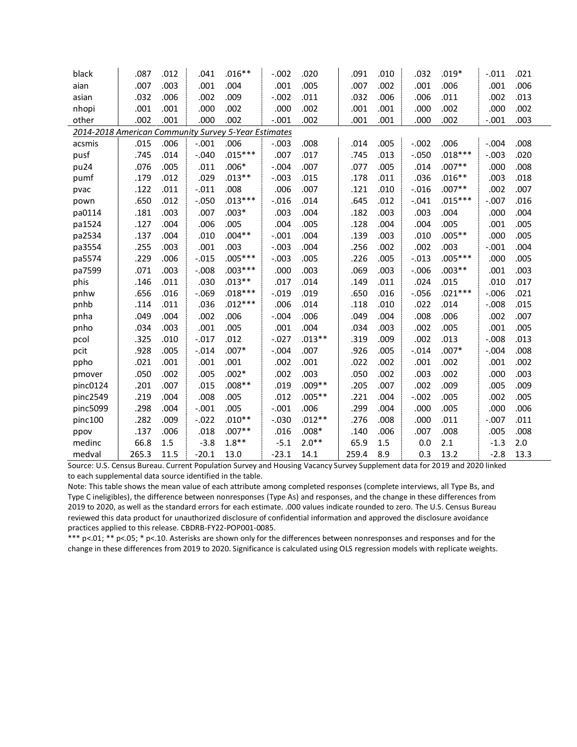| | | | | | | | | | | | | |
|---|---|---|---|---|---|---|---|---|---|---|---|---|
| black | .087 | .012 | .041 | .016** | -.002 | .020 | .091 | .010 | .032 | .019* | -.011 | .021 |
| aian | .007 | .003 | .001 | .004 | .001 | .005 | .007 | .002 | .001 | .006 | .001 | .006 |
| asian | .032 | .006 | .002 | .009 | -.002 | .011 | .032 | .006 | .006 | .011 | .002 | .013 |
| nhopi | .001 | .001 | .000 | .002 | .000 | .002 | .001 | .001 | .000 | .002 | .000 | .002 |
| other | .002 | .001 | .000 | .002 | -.001 | .002 | .001 | .001 | .000 | .002 | -.001 | .003 |
| *2014-2018 American Community Survey 5-Year Estimates* | | | | | | | | | | | | |
| acsmis | .015 | .006 | -.001 | .006 | -.003 | .008 | .014 | .005 | -.002 | .006 | -.004 | .008 |
| pusf | .745 | .014 | -.040 | .015*** | .007 | .017 | .745 | .013 | -.050 | .018*** | -.003 | .020 |
| pu24 | .076 | .005 | .011 | .006* | -.004 | .007 | .077 | .005 | .014 | .007** | .000 | .008 |
| pumf | .179 | .012 | .029 | .013** | -.003 | .015 | .178 | .011 | .036 | .016** | .003 | .018 |
| pvac | .122 | .011 | -.011 | .008 | .006 | .007 | .121 | .010 | -.016 | .007** | .002 | .007 |
| pown | .650 | .012 | -.050 | .013*** | -.016 | .014 | .645 | .012 | -.041 | .015*** | -.007 | .016 |
| pa0114 | .181 | .003 | .007 | .003* | .003 | .004 | .182 | .003 | .003 | .004 | .000 | .004 |
| pa1524 | .127 | .004 | .006 | .005 | .004 | .005 | .128 | .004 | .004 | .005 | .001 | .005 |
| pa2534 | .137 | .004 | .010 | .004** | -.001 | .004 | .139 | .003 | .010 | .005** | .000 | .005 |
| pa3554 | .255 | .003 | .001 | .003 | -.003 | .004 | .256 | .002 | .002 | .003 | -.001 | .004 |
| pa5574 | .229 | .006 | -.015 | .005*** | -.003 | .005 | .226 | .005 | -.013 | .005*** | .000 | .005 |
| pa7599 | .071 | .003 | -.008 | .003*** | .000 | .003 | .069 | .003 | -.006 | .003** | .001 | .003 |
| phis | .146 | .011 | .030 | .013** | .017 | .014 | .149 | .011 | .024 | .015 | .010 | .017 |
| pnhw | .656 | .016 | -.069 | .018*** | -.019 | .019 | .650 | .016 | -.056 | .021*** | -.006 | .021 |
| pnhb | .114 | .011 | .036 | .012*** | .006 | .014 | .118 | .010 | .022 | .014 | -.008 | .015 |
| pnha | .049 | .004 | .002 | .006 | -.004 | .006 | .049 | .004 | .008 | .006 | .002 | .007 |
| pnho | .034 | .003 | .001 | .005 | .001 | .004 | .034 | .003 | .002 | .005 | .001 | .005 |
| pcol | .325 | .010 | -.017 | .012 | -.027 | .013** | .319 | .009 | .002 | .013 | -.008 | .013 |
| pcit | .928 | .005 | -.014 | .007* | -.004 | .007 | .926 | .005 | -.014 | .007* | -.004 | .008 |
| ppho | .021 | .001 | .001 | .001 | .002 | .001 | .022 | .002 | .001 | .002 | .001 | .002 |
| pmover | .050 | .002 | .005 | .002* | .002 | .003 | .050 | .002 | .003 | .002 | .000 | .003 |
| pinc0124 | .201 | .007 | .015 | .008** | .019 | .009** | .205 | .007 | .002 | .009 | .005 | .009 |
| pinc2549 | .219 | .004 | .008 | .005 | .012 | .005** | .221 | .004 | -.002 | .005 | .002 | .005 |
| pinc5099 | .298 | .004 | -.001 | .005 | -.001 | .006 | .299 | .004 | .000 | .005 | .000 | .006 |
| pinc100 | .282 | .009 | -.022 | .010** | -.030 | .012** | .276 | .008 | .000 | .011 | -.007 | .011 |
| ppov | .137 | .006 | .018 | .007** | .016 | .008* | .140 | .006 | .007 | .008 | .005 | .008 |
| medinc | 66.8 | 1.5 | -3.8 | 1.8** | -5.1 | 2.0** | 65.9 | 1.5 | 0.0 | 2.1 | -1.3 | 2.0 |
| medval | 265.3 | 11.5 | -20.1 | 13.0 | -23.1 | 14.1 | 259.4 | 8.9 | 0.3 | 13.2 | -2.8 | 13.3 |

Source: U.S. Census Bureau. Current Population Survey and Housing Vacancy Survey Supplement data for 2019 and 2020 linked to each supplemental data source identified in the table.

Note: This table shows the mean value of each attribute among completed responses (complete interviews, all Type Bs, and Type C ineligibles), the difference between nonresponses (Type As) and responses, and the change in these differences from 2019 to 2020, as well as the standard errors for each estimate. .000 values indicate rounded to zero. The U.S. Census Bureau reviewed this data product for unauthorized disclosure of confidential information and approved the disclosure avoidance practices applied to this release. CBDRB-FY22-POP001-0085.

*** p<.01; ** p<.05; * p<.10. Asterisks are shown only for the differences between nonresponses and responses and for the change in these differences from 2019 to 2020. Significance is calculated using OLS regression models with replicate weights.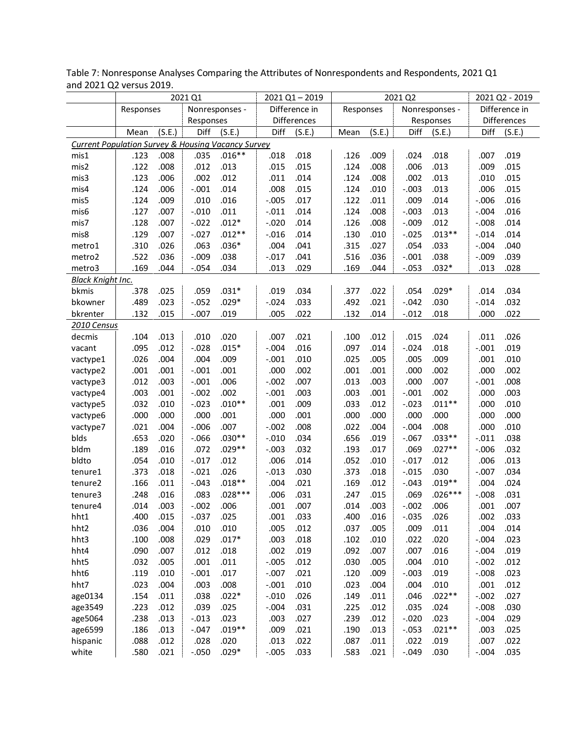Table 7: Nonresponse Analyses Comparing the Attributes of Nonrespondents and Respondents, 2021 Q1 and 2021 Q2 versus 2019.

| | 2021 Q1 | | | | 2021 Q1 – 2019 | | 2021 Q2 | | | | 2021 Q2 - 2019 | |
|---|---|---|---|---|---|---|---|---|---|---|---|---|
| | Responses | | Nonresponses - Responses | | Difference in Differences | | Responses | | Nonresponses - Responses | | Difference in Differences | |
| | Mean | (S.E.) | Diff | (S.E.) | Diff | (S.E.) | Mean | (S.E.) | Diff | (S.E.) | Diff | (S.E.) |
| *Current Population Survey & Housing Vacancy Survey* | | | | | | | | | | | | |
| mis1 | .123 | .008 | .035 | .016** | .018 | .018 | .126 | .009 | .024 | .018 | .007 | .019 |
| mis2 | .122 | .008 | .012 | .013 | .015 | .015 | .124 | .008 | .006 | .013 | .009 | .015 |
| mis3 | .123 | .006 | .002 | .012 | .011 | .014 | .124 | .008 | .002 | .013 | .010 | .015 |
| mis4 | .124 | .006 | -.001 | .014 | .008 | .015 | .124 | .010 | -.003 | .013 | .006 | .015 |
| mis5 | .124 | .009 | .010 | .016 | -.005 | .017 | .122 | .011 | .009 | .014 | -.006 | .016 |
| mis6 | .127 | .007 | -.010 | .011 | -.011 | .014 | .124 | .008 | -.003 | .013 | -.004 | .016 |
| mis7 | .128 | .007 | -.022 | .012* | -.020 | .014 | .126 | .008 | -.009 | .012 | -.008 | .014 |
| mis8 | .129 | .007 | -.027 | .012** | -.016 | .014 | .130 | .010 | -.025 | .013** | -.014 | .014 |
| metro1 | .310 | .026 | .063 | .036* | .004 | .041 | .315 | .027 | .054 | .033 | -.004 | .040 |
| metro2 | .522 | .036 | -.009 | .038 | -.017 | .041 | .516 | .036 | -.001 | .038 | -.009 | .039 |
| metro3 | .169 | .044 | -.054 | .034 | .013 | .029 | .169 | .044 | -.053 | .032* | .013 | .028 |
| *Black Knight Inc.* | | | | | | | | | | | | |
| bkmis | .378 | .025 | .059 | .031* | .019 | .034 | .377 | .022 | .054 | .029* | .014 | .034 |
| bkowner | .489 | .023 | -.052 | .029* | -.024 | .033 | .492 | .021 | -.042 | .030 | -.014 | .032 |
| bkrenter | .132 | .015 | -.007 | .019 | .005 | .022 | .132 | .014 | -.012 | .018 | .000 | .022 |
| *2010 Census* | | | | | | | | | | | | |
| decmis | .104 | .013 | .010 | .020 | .007 | .021 | .100 | .012 | .015 | .024 | .011 | .026 |
| vacant | .095 | .012 | -.028 | .015* | -.004 | .016 | .097 | .014 | -.024 | .018 | -.001 | .019 |
| vactype1 | .026 | .004 | .004 | .009 | -.001 | .010 | .025 | .005 | .005 | .009 | .001 | .010 |
| vactype2 | .001 | .001 | -.001 | .001 | .000 | .002 | .001 | .001 | .000 | .002 | .000 | .002 |
| vactype3 | .012 | .003 | -.001 | .006 | -.002 | .007 | .013 | .003 | .000 | .007 | -.001 | .008 |
| vactype4 | .003 | .001 | -.002 | .002 | -.001 | .003 | .003 | .001 | -.001 | .002 | .000 | .003 |
| vactype5 | .032 | .010 | -.023 | .010** | .001 | .009 | .033 | .012 | -.023 | .011** | .000 | .010 |
| vactype6 | .000 | .000 | .000 | .001 | .000 | .001 | .000 | .000 | .000 | .000 | .000 | .000 |
| vactype7 | .021 | .004 | -.006 | .007 | -.002 | .008 | .022 | .004 | -.004 | .008 | .000 | .010 |
| blds | .653 | .020 | -.066 | .030** | -.010 | .034 | .656 | .019 | -.067 | .033** | -.011 | .038 |
| bldm | .189 | .016 | .072 | .029** | -.003 | .032 | .193 | .017 | .069 | .027** | -.006 | .032 |
| bldto | .054 | .010 | -.017 | .012 | .006 | .014 | .052 | .010 | -.017 | .012 | .006 | .013 |
| tenure1 | .373 | .018 | -.021 | .026 | -.013 | .030 | .373 | .018 | -.015 | .030 | -.007 | .034 |
| tenure2 | .166 | .011 | -.043 | .018** | .004 | .021 | .169 | .012 | -.043 | .019** | .004 | .024 |
| tenure3 | .248 | .016 | .083 | .028*** | .006 | .031 | .247 | .015 | .069 | .026*** | -.008 | .031 |
| tenure4 | .014 | .003 | -.002 | .006 | .001 | .007 | .014 | .003 | -.002 | .006 | .001 | .007 |
| hht1 | .400 | .015 | -.037 | .025 | .001 | .033 | .400 | .016 | -.035 | .026 | .002 | .033 |
| hht2 | .036 | .004 | .010 | .010 | .005 | .012 | .037 | .005 | .009 | .011 | .004 | .014 |
| hht3 | .100 | .008 | .029 | .017* | .003 | .018 | .102 | .010 | .022 | .020 | -.004 | .023 |
| hht4 | .090 | .007 | .012 | .018 | .002 | .019 | .092 | .007 | .007 | .016 | -.004 | .019 |
| hht5 | .032 | .005 | .001 | .011 | -.005 | .012 | .030 | .005 | .004 | .010 | -.002 | .012 |
| hht6 | .119 | .010 | -.001 | .017 | -.007 | .021 | .120 | .009 | -.003 | .019 | -.008 | .023 |
| hht7 | .023 | .004 | .003 | .008 | -.001 | .010 | .023 | .004 | .004 | .010 | .001 | .012 |
| age0134 | .154 | .011 | .038 | .022* | -.010 | .026 | .149 | .011 | .046 | .022** | -.002 | .027 |
| age3549 | .223 | .012 | .039 | .025 | -.004 | .031 | .225 | .012 | .035 | .024 | -.008 | .030 |
| age5064 | .238 | .013 | -.013 | .023 | .003 | .027 | .239 | .012 | -.020 | .023 | -.004 | .029 |
| age6599 | .186 | .013 | -.047 | .019** | .009 | .021 | .190 | .013 | -.053 | .021** | .003 | .025 |
| hispanic | .088 | .012 | .028 | .020 | .013 | .022 | .087 | .011 | .022 | .019 | .007 | .022 |
| white | .580 | .021 | -.050 | .029* | -.005 | .033 | .583 | .021 | -.049 | .030 | -.004 | .035 |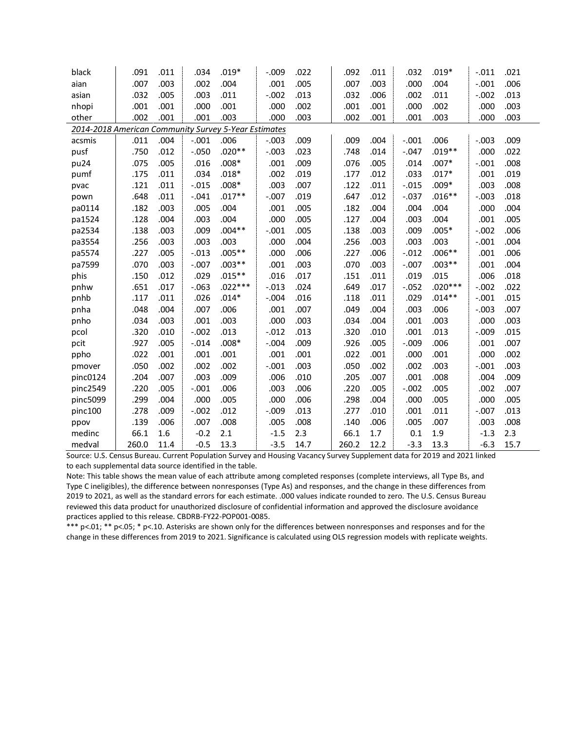| | | | | | | | | | | | | |
|---|---|---|---|---|---|---|---|---|---|---|---|---|
| black | .091 | .011 | .034 | .019* | -.009 | .022 | .092 | .011 | .032 | .019* | -.011 | .021 |
| aian | .007 | .003 | .002 | .004 | .001 | .005 | .007 | .003 | .000 | .004 | -.001 | .006 |
| asian | .032 | .005 | .003 | .011 | -.002 | .013 | .032 | .006 | .002 | .011 | -.002 | .013 |
| nhopi | .001 | .001 | .000 | .001 | .000 | .002 | .001 | .001 | .000 | .002 | .000 | .003 |
| other | .002 | .001 | .001 | .003 | .000 | .003 | .002 | .001 | .001 | .003 | .000 | .003 |
| *2014-2018 American Community Survey 5-Year Estimates* | | | | | | | | | | | | |
| acsmis | .011 | .004 | -.001 | .006 | -.003 | .009 | .009 | .004 | -.001 | .006 | -.003 | .009 |
| pusf | .750 | .012 | -.050 | .020** | -.003 | .023 | .748 | .014 | -.047 | .019** | .000 | .022 |
| pu24 | .075 | .005 | .016 | .008* | .001 | .009 | .076 | .005 | .014 | .007* | -.001 | .008 |
| pumf | .175 | .011 | .034 | .018* | .002 | .019 | .177 | .012 | .033 | .017* | .001 | .019 |
| pvac | .121 | .011 | -.015 | .008* | .003 | .007 | .122 | .011 | -.015 | .009* | .003 | .008 |
| pown | .648 | .011 | -.041 | .017** | -.007 | .019 | .647 | .012 | -.037 | .016** | -.003 | .018 |
| pa0114 | .182 | .003 | .005 | .004 | .001 | .005 | .182 | .004 | .004 | .004 | .000 | .004 |
| pa1524 | .128 | .004 | .003 | .004 | .000 | .005 | .127 | .004 | .003 | .004 | .001 | .005 |
| pa2534 | .138 | .003 | .009 | .004** | -.001 | .005 | .138 | .003 | .009 | .005* | -.002 | .006 |
| pa3554 | .256 | .003 | .003 | .003 | .000 | .004 | .256 | .003 | .003 | .003 | -.001 | .004 |
| pa5574 | .227 | .005 | -.013 | .005** | .000 | .006 | .227 | .006 | -.012 | .006** | .001 | .006 |
| pa7599 | .070 | .003 | -.007 | .003** | .001 | .003 | .070 | .003 | -.007 | .003** | .001 | .004 |
| phis | .150 | .012 | .029 | .015** | .016 | .017 | .151 | .011 | .019 | .015 | .006 | .018 |
| pnhw | .651 | .017 | -.063 | .022*** | -.013 | .024 | .649 | .017 | -.052 | .020*** | -.002 | .022 |
| pnhb | .117 | .011 | .026 | .014* | -.004 | .016 | .118 | .011 | .029 | .014** | -.001 | .015 |
| pnha | .048 | .004 | .007 | .006 | .001 | .007 | .049 | .004 | .003 | .006 | -.003 | .007 |
| pnho | .034 | .003 | .001 | .003 | .000 | .003 | .034 | .004 | .001 | .003 | .000 | .003 |
| pcol | .320 | .010 | -.002 | .013 | -.012 | .013 | .320 | .010 | .001 | .013 | -.009 | .015 |
| pcit | .927 | .005 | -.014 | .008* | -.004 | .009 | .926 | .005 | -.009 | .006 | .001 | .007 |
| ppho | .022 | .001 | .001 | .001 | .001 | .001 | .022 | .001 | .000 | .001 | .000 | .002 |
| pmover | .050 | .002 | .002 | .002 | -.001 | .003 | .050 | .002 | .002 | .003 | -.001 | .003 |
| pinc0124 | .204 | .007 | .003 | .009 | .006 | .010 | .205 | .007 | .001 | .008 | .004 | .009 |
| pinc2549 | .220 | .005 | -.001 | .006 | .003 | .006 | .220 | .005 | -.002 | .005 | .002 | .007 |
| pinc5099 | .299 | .004 | .000 | .005 | .000 | .006 | .298 | .004 | .000 | .005 | .000 | .005 |
| pinc100 | .278 | .009 | -.002 | .012 | -.009 | .013 | .277 | .010 | .001 | .011 | -.007 | .013 |
| ppov | .139 | .006 | .007 | .008 | .005 | .008 | .140 | .006 | .005 | .007 | .003 | .008 |
| medinc | 66.1 | 1.6 | -0.2 | 2.1 | -1.5 | 2.3 | 66.1 | 1.7 | 0.1 | 1.9 | -1.3 | 2.3 |
| medval | 260.0 | 11.4 | -0.5 | 13.3 | -3.5 | 14.7 | 260.2 | 12.2 | -3.3 | 13.3 | -6.3 | 15.7 |

Source: U.S. Census Bureau. Current Population Survey and Housing Vacancy Survey Supplement data for 2019 and 2021 linked to each supplemental data source identified in the table.

Note: This table shows the mean value of each attribute among completed responses (complete interviews, all Type Bs, and Type C ineligibles), the difference between nonresponses (Type As) and responses, and the change in these differences from 2019 to 2021, as well as the standard errors for each estimate. .000 values indicate rounded to zero. The U.S. Census Bureau reviewed this data product for unauthorized disclosure of confidential information and approved the disclosure avoidance practices applied to this release. CBDRB-FY22-POP001-0085.

*** p<.01; ** p<.05; * p<.10. Asterisks are shown only for the differences between nonresponses and responses and for the change in these differences from 2019 to 2021. Significance is calculated using OLS regression models with replicate weights.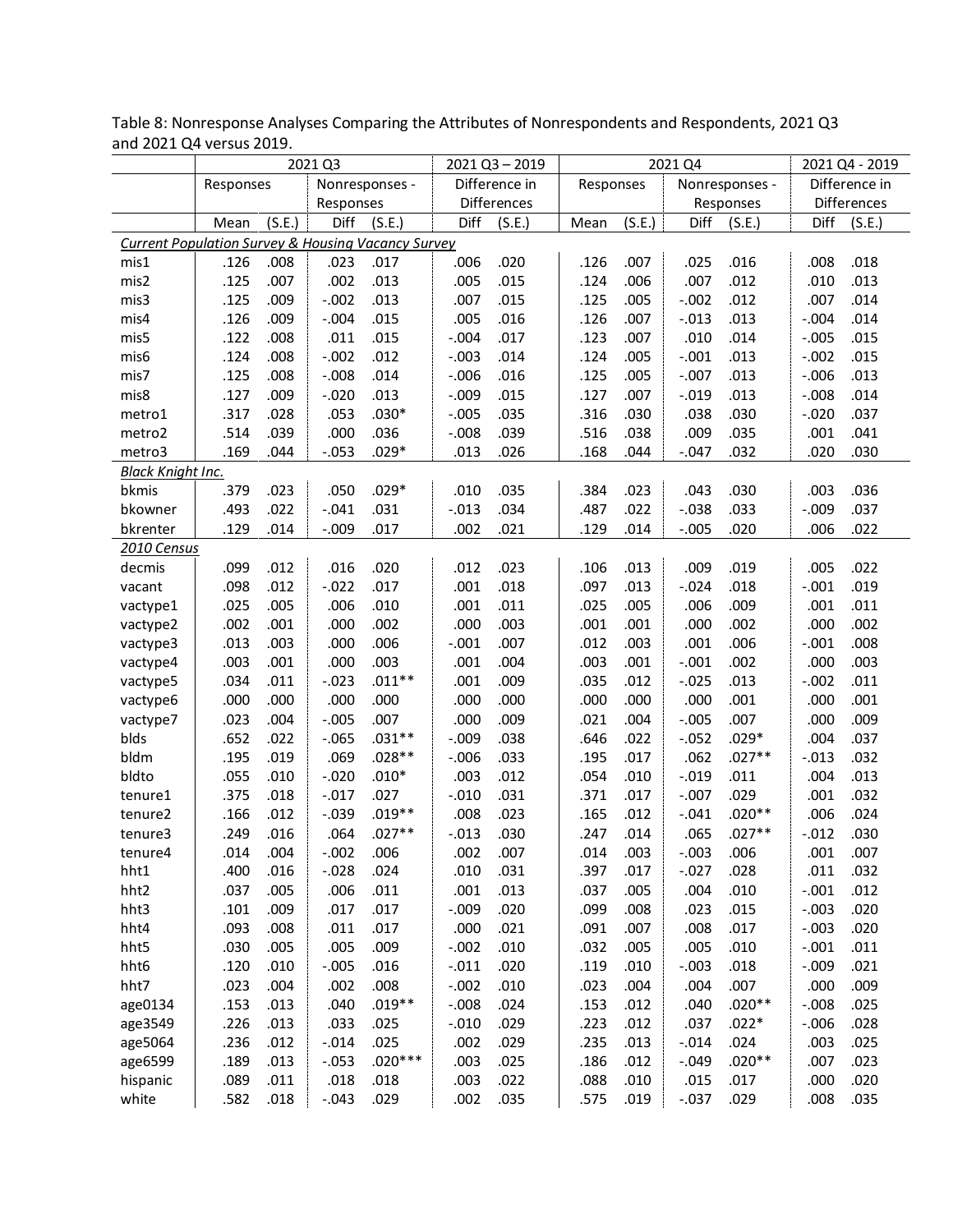Table 8: Nonresponse Analyses Comparing the Attributes of Nonrespondents and Respondents, 2021 Q3 and 2021 Q4 versus 2019.

| | 2021 Q3 | | | | 2021 Q3 – 2019 | | 2021 Q4 | | | | 2021 Q4 - 2019 | |
|---|---|---|---|---|---|---|---|---|---|---|---|---|
| | Responses | | Nonresponses - Responses | | Difference in Differences | | Responses | | Nonresponses - Responses | | Difference in Differences | |
| | Mean | (S.E.) | Diff | (S.E.) | Diff | (S.E.) | Mean | (S.E.) | Diff | (S.E.) | Diff | (S.E.) |
| *Current Population Survey & Housing Vacancy Survey* | | | | | | | | | | | | |
| mis1 | .126 | .008 | .023 | .017 | .006 | .020 | .126 | .007 | .025 | .016 | .008 | .018 |
| mis2 | .125 | .007 | .002 | .013 | .005 | .015 | .124 | .006 | .007 | .012 | .010 | .013 |
| mis3 | .125 | .009 | -.002 | .013 | .007 | .015 | .125 | .005 | -.002 | .012 | .007 | .014 |
| mis4 | .126 | .009 | -.004 | .015 | .005 | .016 | .126 | .007 | -.013 | .013 | -.004 | .014 |
| mis5 | .122 | .008 | .011 | .015 | -.004 | .017 | .123 | .007 | .010 | .014 | -.005 | .015 |
| mis6 | .124 | .008 | -.002 | .012 | -.003 | .014 | .124 | .005 | -.001 | .013 | -.002 | .015 |
| mis7 | .125 | .008 | -.008 | .014 | -.006 | .016 | .125 | .005 | -.007 | .013 | -.006 | .013 |
| mis8 | .127 | .009 | -.020 | .013 | -.009 | .015 | .127 | .007 | -.019 | .013 | -.008 | .014 |
| metro1 | .317 | .028 | .053 | .030* | -.005 | .035 | .316 | .030 | .038 | .030 | -.020 | .037 |
| metro2 | .514 | .039 | .000 | .036 | -.008 | .039 | .516 | .038 | .009 | .035 | .001 | .041 |
| metro3 | .169 | .044 | -.053 | .029* | .013 | .026 | .168 | .044 | -.047 | .032 | .020 | .030 |
| *Black Knight Inc.* | | | | | | | | | | | | |
| bkmis | .379 | .023 | .050 | .029* | .010 | .035 | .384 | .023 | .043 | .030 | .003 | .036 |
| bkowner | .493 | .022 | -.041 | .031 | -.013 | .034 | .487 | .022 | -.038 | .033 | -.009 | .037 |
| bkrenter | .129 | .014 | -.009 | .017 | .002 | .021 | .129 | .014 | -.005 | .020 | .006 | .022 |
| *2010 Census* | | | | | | | | | | | | |
| decmis | .099 | .012 | .016 | .020 | .012 | .023 | .106 | .013 | .009 | .019 | .005 | .022 |
| vacant | .098 | .012 | -.022 | .017 | .001 | .018 | .097 | .013 | -.024 | .018 | -.001 | .019 |
| vactype1 | .025 | .005 | .006 | .010 | .001 | .011 | .025 | .005 | .006 | .009 | .001 | .011 |
| vactype2 | .002 | .001 | .000 | .002 | .000 | .003 | .001 | .001 | .000 | .002 | .000 | .002 |
| vactype3 | .013 | .003 | .000 | .006 | -.001 | .007 | .012 | .003 | .001 | .006 | -.001 | .008 |
| vactype4 | .003 | .001 | .000 | .003 | .001 | .004 | .003 | .001 | -.001 | .002 | .000 | .003 |
| vactype5 | .034 | .011 | -.023 | .011** | .001 | .009 | .035 | .012 | -.025 | .013 | -.002 | .011 |
| vactype6 | .000 | .000 | .000 | .000 | .000 | .000 | .000 | .000 | .000 | .001 | .000 | .001 |
| vactype7 | .023 | .004 | -.005 | .007 | .000 | .009 | .021 | .004 | -.005 | .007 | .000 | .009 |
| blds | .652 | .022 | -.065 | .031** | -.009 | .038 | .646 | .022 | -.052 | .029* | .004 | .037 |
| bldm | .195 | .019 | .069 | .028** | -.006 | .033 | .195 | .017 | .062 | .027** | -.013 | .032 |
| bldto | .055 | .010 | -.020 | .010* | .003 | .012 | .054 | .010 | -.019 | .011 | .004 | .013 |
| tenure1 | .375 | .018 | -.017 | .027 | -.010 | .031 | .371 | .017 | -.007 | .029 | .001 | .032 |
| tenure2 | .166 | .012 | -.039 | .019** | .008 | .023 | .165 | .012 | -.041 | .020** | .006 | .024 |
| tenure3 | .249 | .016 | .064 | .027** | -.013 | .030 | .247 | .014 | .065 | .027** | -.012 | .030 |
| tenure4 | .014 | .004 | -.002 | .006 | .002 | .007 | .014 | .003 | -.003 | .006 | .001 | .007 |
| hht1 | .400 | .016 | -.028 | .024 | .010 | .031 | .397 | .017 | -.027 | .028 | .011 | .032 |
| hht2 | .037 | .005 | .006 | .011 | .001 | .013 | .037 | .005 | .004 | .010 | -.001 | .012 |
| hht3 | .101 | .009 | .017 | .017 | -.009 | .020 | .099 | .008 | .023 | .015 | -.003 | .020 |
| hht4 | .093 | .008 | .011 | .017 | .000 | .021 | .091 | .007 | .008 | .017 | -.003 | .020 |
| hht5 | .030 | .005 | .005 | .009 | -.002 | .010 | .032 | .005 | .005 | .010 | -.001 | .011 |
| hht6 | .120 | .010 | -.005 | .016 | -.011 | .020 | .119 | .010 | -.003 | .018 | -.009 | .021 |
| hht7 | .023 | .004 | .002 | .008 | -.002 | .010 | .023 | .004 | .004 | .007 | .000 | .009 |
| age0134 | .153 | .013 | .040 | .019** | -.008 | .024 | .153 | .012 | .040 | .020** | -.008 | .025 |
| age3549 | .226 | .013 | .033 | .025 | -.010 | .029 | .223 | .012 | .037 | .022* | -.006 | .028 |
| age5064 | .236 | .012 | -.014 | .025 | .002 | .029 | .235 | .013 | -.014 | .024 | .003 | .025 |
| age6599 | .189 | .013 | -.053 | .020*** | .003 | .025 | .186 | .012 | -.049 | .020** | .007 | .023 |
| hispanic | .089 | .011 | .018 | .018 | .003 | .022 | .088 | .010 | .015 | .017 | .000 | .020 |
| white | .582 | .018 | -.043 | .029 | .002 | .035 | .575 | .019 | -.037 | .029 | .008 | .035 |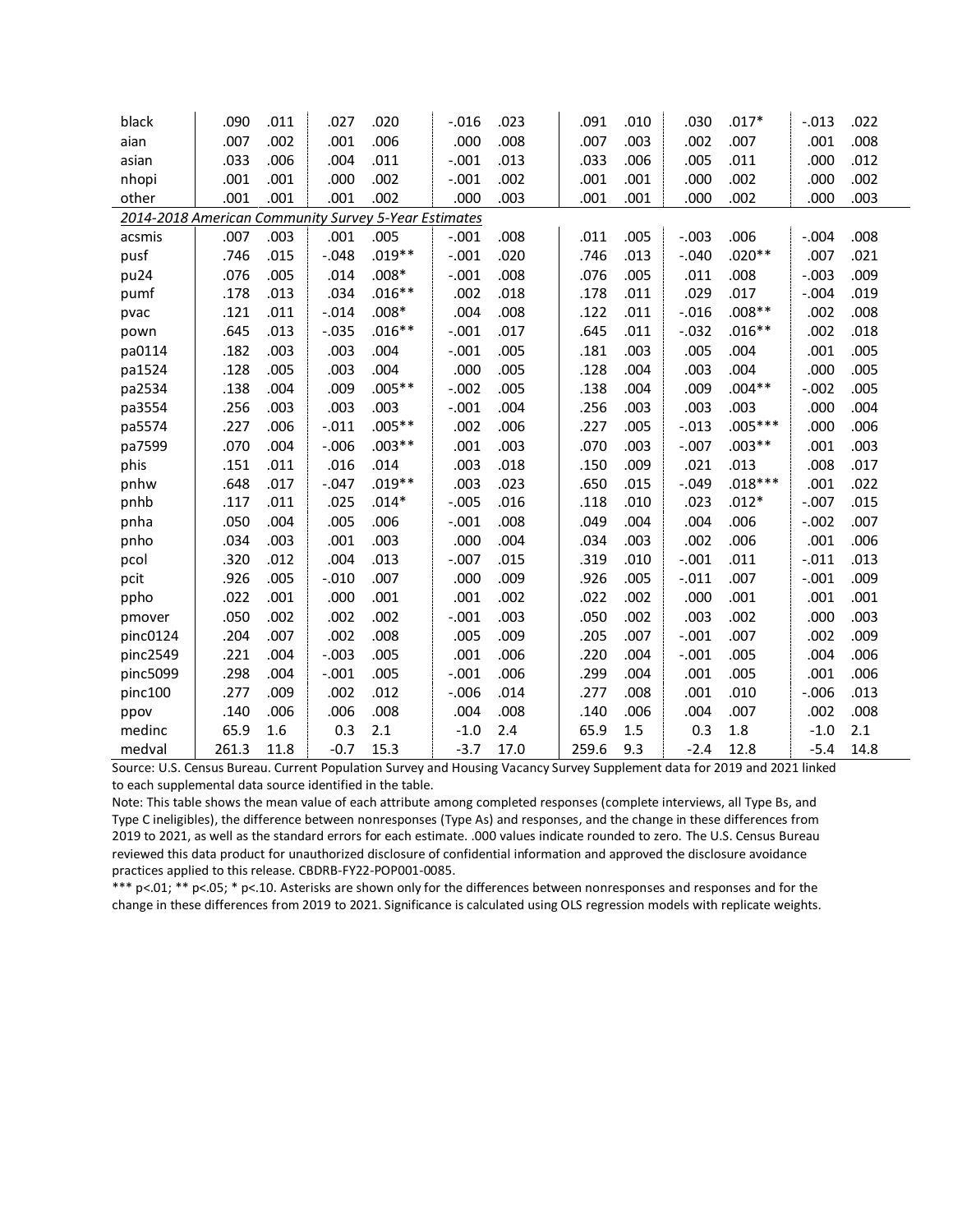| | | | | | | | | | | | | |
|---|---|---|---|---|---|---|---|---|---|---|---|---|
| black | .090 | .011 | .027 | .020 | -.016 | .023 | .091 | .010 | .030 | .017* | -.013 | .022 |
| aian | .007 | .002 | .001 | .006 | .000 | .008 | .007 | .003 | .002 | .007 | .001 | .008 |
| asian | .033 | .006 | .004 | .011 | -.001 | .013 | .033 | .006 | .005 | .011 | .000 | .012 |
| nhopi | .001 | .001 | .000 | .002 | -.001 | .002 | .001 | .001 | .000 | .002 | .000 | .002 |
| other | .001 | .001 | .001 | .002 | .000 | .003 | .001 | .001 | .000 | .002 | .000 | .003 |
| *2014-2018 American Community Survey 5-Year Estimates* | | | | | | | | | | | | |
| acsmis | .007 | .003 | .001 | .005 | -.001 | .008 | .011 | .005 | -.003 | .006 | -.004 | .008 |
| pusf | .746 | .015 | -.048 | .019** | -.001 | .020 | .746 | .013 | -.040 | .020** | .007 | .021 |
| pu24 | .076 | .005 | .014 | .008* | -.001 | .008 | .076 | .005 | .011 | .008 | -.003 | .009 |
| pumf | .178 | .013 | .034 | .016** | .002 | .018 | .178 | .011 | .029 | .017 | -.004 | .019 |
| pvac | .121 | .011 | -.014 | .008* | .004 | .008 | .122 | .011 | -.016 | .008** | .002 | .008 |
| pown | .645 | .013 | -.035 | .016** | -.001 | .017 | .645 | .011 | -.032 | .016** | .002 | .018 |
| pa0114 | .182 | .003 | .003 | .004 | -.001 | .005 | .181 | .003 | .005 | .004 | .001 | .005 |
| pa1524 | .128 | .005 | .003 | .004 | .000 | .005 | .128 | .004 | .003 | .004 | .000 | .005 |
| pa2534 | .138 | .004 | .009 | .005** | -.002 | .005 | .138 | .004 | .009 | .004** | -.002 | .005 |
| pa3554 | .256 | .003 | .003 | .003 | -.001 | .004 | .256 | .003 | .003 | .003 | .000 | .004 |
| pa5574 | .227 | .006 | -.011 | .005** | .002 | .006 | .227 | .005 | -.013 | .005*** | .000 | .006 |
| pa7599 | .070 | .004 | -.006 | .003** | .001 | .003 | .070 | .003 | -.007 | .003** | .001 | .003 |
| phis | .151 | .011 | .016 | .014 | .003 | .018 | .150 | .009 | .021 | .013 | .008 | .017 |
| pnhw | .648 | .017 | -.047 | .019** | .003 | .023 | .650 | .015 | -.049 | .018*** | .001 | .022 |
| pnhb | .117 | .011 | .025 | .014* | -.005 | .016 | .118 | .010 | .023 | .012* | -.007 | .015 |
| pnha | .050 | .004 | .005 | .006 | -.001 | .008 | .049 | .004 | .004 | .006 | -.002 | .007 |
| pnho | .034 | .003 | .001 | .003 | .000 | .004 | .034 | .003 | .002 | .006 | .001 | .006 |
| pcol | .320 | .012 | .004 | .013 | -.007 | .015 | .319 | .010 | -.001 | .011 | -.011 | .013 |
| pcit | .926 | .005 | -.010 | .007 | .000 | .009 | .926 | .005 | -.011 | .007 | -.001 | .009 |
| ppho | .022 | .001 | .000 | .001 | .001 | .002 | .022 | .002 | .000 | .001 | .001 | .001 |
| pmover | .050 | .002 | .002 | .002 | -.001 | .003 | .050 | .002 | .003 | .002 | .000 | .003 |
| pinc0124 | .204 | .007 | .002 | .008 | .005 | .009 | .205 | .007 | -.001 | .007 | .002 | .009 |
| pinc2549 | .221 | .004 | -.003 | .005 | .001 | .006 | .220 | .004 | -.001 | .005 | .004 | .006 |
| pinc5099 | .298 | .004 | -.001 | .005 | -.001 | .006 | .299 | .004 | .001 | .005 | .001 | .006 |
| pinc100 | .277 | .009 | .002 | .012 | -.006 | .014 | .277 | .008 | .001 | .010 | -.006 | .013 |
| ppov | .140 | .006 | .006 | .008 | .004 | .008 | .140 | .006 | .004 | .007 | .002 | .008 |
| medinc | 65.9 | 1.6 | 0.3 | 2.1 | -1.0 | 2.4 | 65.9 | 1.5 | 0.3 | 1.8 | -1.0 | 2.1 |
| medval | 261.3 | 11.8 | -0.7 | 15.3 | -3.7 | 17.0 | 259.6 | 9.3 | -2.4 | 12.8 | -5.4 | 14.8 |

Source: U.S. Census Bureau. Current Population Survey and Housing Vacancy Survey Supplement data for 2019 and 2021 linked to each supplemental data source identified in the table.

Note: This table shows the mean value of each attribute among completed responses (complete interviews, all Type Bs, and Type C ineligibles), the difference between nonresponses (Type As) and responses, and the change in these differences from 2019 to 2021, as well as the standard errors for each estimate. .000 values indicate rounded to zero. The U.S. Census Bureau reviewed this data product for unauthorized disclosure of confidential information and approved the disclosure avoidance practices applied to this release. CBDRB-FY22-POP001-0085.

*** p<.01; ** p<.05; * p<.10. Asterisks are shown only for the differences between nonresponses and responses and for the change in these differences from 2019 to 2021. Significance is calculated using OLS regression models with replicate weights.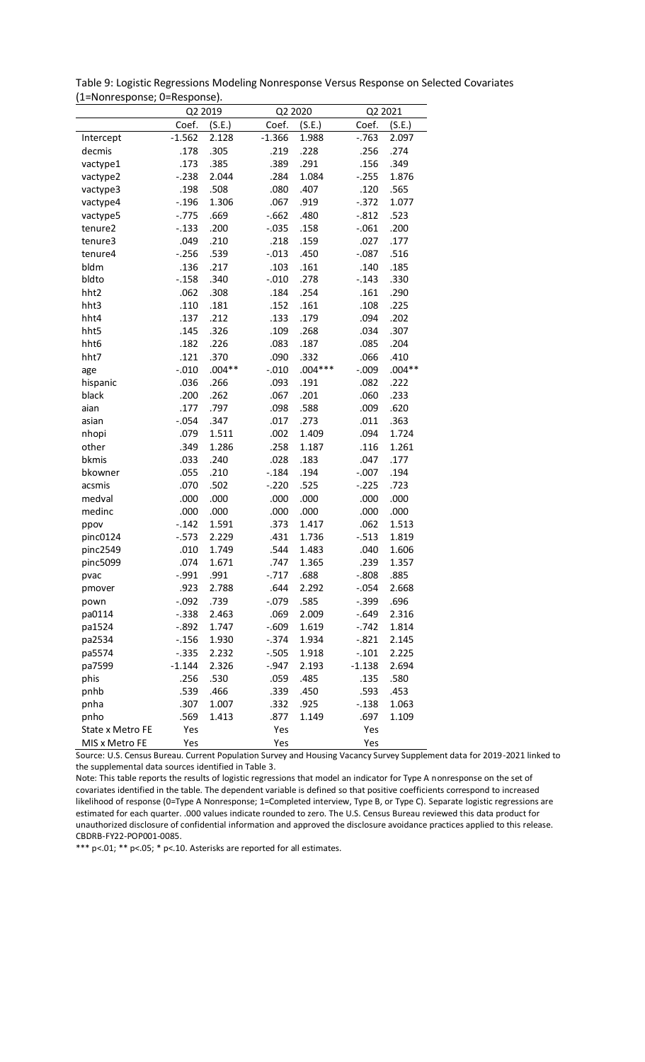Table 9: Logistic Regressions Modeling Nonresponse Versus Response on Selected Covariates (1=Nonresponse; 0=Response).

| | Q2 2019 | | Q2 2020 | | Q2 2021 | |
|---|---|---|---|---|---|---|
| | Coef. | (S.E.) | Coef. | (S.E.) | Coef. | (S.E.) |
| Intercept | -1.562 | 2.128 | -1.366 | 1.988 | -.763 | 2.097 |
| decmis | .178 | .305 | .219 | .228 | .256 | .274 |
| vactype1 | .173 | .385 | .389 | .291 | .156 | .349 |
| vactype2 | -.238 | 2.044 | .284 | 1.084 | -.255 | 1.876 |
| vactype3 | .198 | .508 | .080 | .407 | .120 | .565 |
| vactype4 | -.196 | 1.306 | .067 | .919 | -.372 | 1.077 |
| vactype5 | -.775 | .669 | -.662 | .480 | -.812 | .523 |
| tenure2 | -.133 | .200 | -.035 | .158 | -.061 | .200 |
| tenure3 | .049 | .210 | .218 | .159 | .027 | .177 |
| tenure4 | -.256 | .539 | -.013 | .450 | -.087 | .516 |
| bldm | .136 | .217 | .103 | .161 | .140 | .185 |
| bldto | -.158 | .340 | -.010 | .278 | -.143 | .330 |
| hht2 | .062 | .308 | .184 | .254 | .161 | .290 |
| hht3 | .110 | .181 | .152 | .161 | .108 | .225 |
| hht4 | .137 | .212 | .133 | .179 | .094 | .202 |
| hht5 | .145 | .326 | .109 | .268 | .034 | .307 |
| hht6 | .182 | .226 | .083 | .187 | .085 | .204 |
| hht7 | .121 | .370 | .090 | .332 | .066 | .410 |
| age | -.010 | .004** | -.010 | .004*** | -.009 | .004** |
| hispanic | .036 | .266 | .093 | .191 | .082 | .222 |
| black | .200 | .262 | .067 | .201 | .060 | .233 |
| aian | .177 | .797 | .098 | .588 | .009 | .620 |
| asian | -.054 | .347 | .017 | .273 | .011 | .363 |
| nhopi | .079 | 1.511 | .002 | 1.409 | .094 | 1.724 |
| other | .349 | 1.286 | .258 | 1.187 | .116 | 1.261 |
| bkmis | .033 | .240 | .028 | .183 | .047 | .177 |
| bkowner | .055 | .210 | -.184 | .194 | -.007 | .194 |
| acsmis | .070 | .502 | -.220 | .525 | -.225 | .723 |
| medval | .000 | .000 | .000 | .000 | .000 | .000 |
| medinc | .000 | .000 | .000 | .000 | .000 | .000 |
| ppov | -.142 | 1.591 | .373 | 1.417 | .062 | 1.513 |
| pinc0124 | -.573 | 2.229 | .431 | 1.736 | -.513 | 1.819 |
| pinc2549 | .010 | 1.749 | .544 | 1.483 | .040 | 1.606 |
| pinc5099 | .074 | 1.671 | .747 | 1.365 | .239 | 1.357 |
| pvac | -.991 | .991 | -.717 | .688 | -.808 | .885 |
| pmover | .923 | 2.788 | .644 | 2.292 | -.054 | 2.668 |
| pown | -.092 | .739 | -.079 | .585 | -.399 | .696 |
| pa0114 | -.338 | 2.463 | .069 | 2.009 | -.649 | 2.316 |
| pa1524 | -.892 | 1.747 | -.609 | 1.619 | -.742 | 1.814 |
| pa2534 | -.156 | 1.930 | -.374 | 1.934 | -.821 | 2.145 |
| pa5574 | -.335 | 2.232 | -.505 | 1.918 | -.101 | 2.225 |
| pa7599 | -1.144 | 2.326 | -.947 | 2.193 | -1.138 | 2.694 |
| phis | .256 | .530 | .059 | .485 | .135 | .580 |
| pnhb | .539 | .466 | .339 | .450 | .593 | .453 |
| pnha | .307 | 1.007 | .332 | .925 | -.138 | 1.063 |
| pnho | .569 | 1.413 | .877 | 1.149 | .697 | 1.109 |
| State x Metro FE | Yes | | Yes | | Yes | |
| MIS x Metro FE | Yes | | Yes | | Yes | |

Source: U.S. Census Bureau. Current Population Survey and Housing Vacancy Survey Supplement data for 2019-2021 linked to the supplemental data sources identified in Table 3.

Note: This table reports the results of logistic regressions that model an indicator for Type A nonresponse on the set of covariates identified in the table. The dependent variable is defined so that positive coefficients correspond to increased likelihood of response (0=Type A Nonresponse; 1=Completed interview, Type B, or Type C). Separate logistic regressions are estimated for each quarter. .000 values indicate rounded to zero. The U.S. Census Bureau reviewed this data product for unauthorized disclosure of confidential information and approved the disclosure avoidance practices applied to this release. CBDRB-FY22-POP001-0085.

*** p<.01; ** p<.05; * p<.10. Asterisks are reported for all estimates.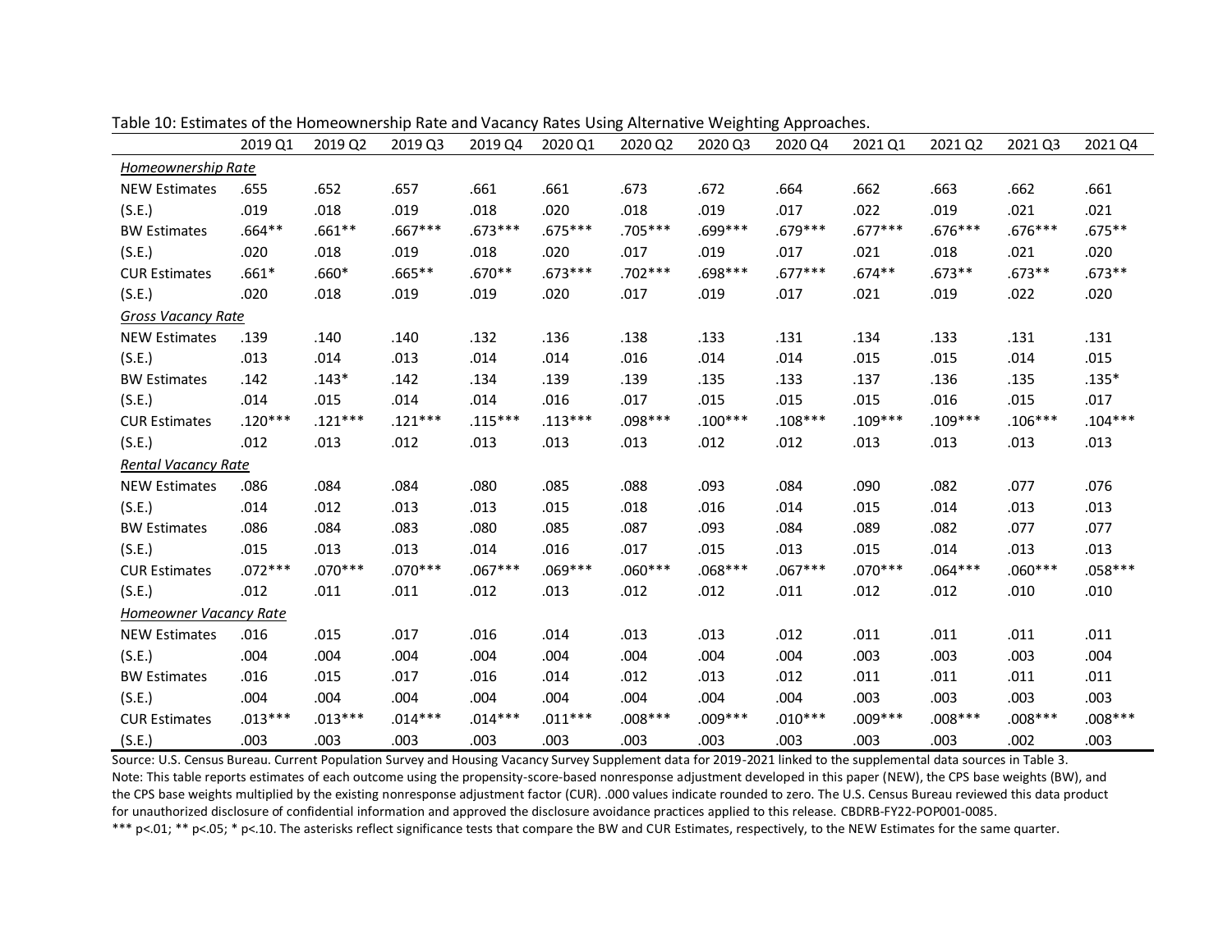Table 10: Estimates of the Homeownership Rate and Vacancy Rates Using Alternative Weighting Approaches.

| | 2019 Q1 | 2019 Q2 | 2019 Q3 | 2019 Q4 | 2020 Q1 | 2020 Q2 | 2020 Q3 | 2020 Q4 | 2021 Q1 | 2021 Q2 | 2021 Q3 | 2021 Q4 |
|---|---|---|---|---|---|---|---|---|---|---|---|---|
| *Homeownership Rate* | | | | | | | | | | | | |
| NEW Estimates | .655 | .652 | .657 | .661 | .661 | .673 | .672 | .664 | .662 | .663 | .662 | .661 |
| (S.E.) | .019 | .018 | .019 | .018 | .020 | .018 | .019 | .017 | .022 | .019 | .021 | .021 |
| BW Estimates | .664** | .661** | .667*** | .673*** | .675*** | .705*** | .699*** | .679*** | .677*** | .676*** | .676*** | .675** |
| (S.E.) | .020 | .018 | .019 | .018 | .020 | .017 | .019 | .017 | .021 | .018 | .021 | .020 |
| CUR Estimates | .661* | .660* | .665** | .670** | .673*** | .702*** | .698*** | .677*** | .674** | .673** | .673** | .673** |
| (S.E.) | .020 | .018 | .019 | .019 | .020 | .017 | .019 | .017 | .021 | .019 | .022 | .020 |
| *Gross Vacancy Rate* | | | | | | | | | | | | |
| NEW Estimates | .139 | .140 | .140 | .132 | .136 | .138 | .133 | .131 | .134 | .133 | .131 | .131 |
| (S.E.) | .013 | .014 | .013 | .014 | .014 | .016 | .014 | .014 | .015 | .015 | .014 | .015 |
| BW Estimates | .142 | .143* | .142 | .134 | .139 | .139 | .135 | .133 | .137 | .136 | .135 | .135* |
| (S.E.) | .014 | .015 | .014 | .014 | .016 | .017 | .015 | .015 | .015 | .016 | .015 | .017 |
| CUR Estimates | .120*** | .121*** | .121*** | .115*** | .113*** | .098*** | .100*** | .108*** | .109*** | .109*** | .106*** | .104*** |
| (S.E.) | .012 | .013 | .012 | .013 | .013 | .013 | .012 | .012 | .013 | .013 | .013 | .013 |
| *Rental Vacancy Rate* | | | | | | | | | | | | |
| NEW Estimates | .086 | .084 | .084 | .080 | .085 | .088 | .093 | .084 | .090 | .082 | .077 | .076 |
| (S.E.) | .014 | .012 | .013 | .013 | .015 | .018 | .016 | .014 | .015 | .014 | .013 | .013 |
| BW Estimates | .086 | .084 | .083 | .080 | .085 | .087 | .093 | .084 | .089 | .082 | .077 | .077 |
| (S.E.) | .015 | .013 | .013 | .014 | .016 | .017 | .015 | .013 | .015 | .014 | .013 | .013 |
| CUR Estimates | .072*** | .070*** | .070*** | .067*** | .069*** | .060*** | .068*** | .067*** | .070*** | .064*** | .060*** | .058*** |
| (S.E.) | .012 | .011 | .011 | .012 | .013 | .012 | .012 | .011 | .012 | .012 | .010 | .010 |
| *Homeowner Vacancy Rate* | | | | | | | | | | | | |
| NEW Estimates | .016 | .015 | .017 | .016 | .014 | .013 | .013 | .012 | .011 | .011 | .011 | .011 |
| (S.E.) | .004 | .004 | .004 | .004 | .004 | .004 | .004 | .004 | .003 | .003 | .003 | .004 |
| BW Estimates | .016 | .015 | .017 | .016 | .014 | .012 | .013 | .012 | .011 | .011 | .011 | .011 |
| (S.E.) | .004 | .004 | .004 | .004 | .004 | .004 | .004 | .004 | .003 | .003 | .003 | .003 |
| CUR Estimates | .013*** | .013*** | .014*** | .014*** | .011*** | .008*** | .009*** | .010*** | .009*** | .008*** | .008*** | .008*** |
| (S.E.) | .003 | .003 | .003 | .003 | .003 | .003 | .003 | .003 | .003 | .003 | .002 | .003 |

Source: U.S. Census Bureau. Current Population Survey and Housing Vacancy Survey Supplement data for 2019-2021 linked to the supplemental data sources in Table 3.
Note: This table reports estimates of each outcome using the propensity-score-based nonresponse adjustment developed in this paper (NEW), the CPS base weights (BW), and the CPS base weights multiplied by the existing nonresponse adjustment factor (CUR). .000 values indicate rounded to zero. The U.S. Census Bureau reviewed this data product for unauthorized disclosure of confidential information and approved the disclosure avoidance practices applied to this release. CBDRB-FY22-POP001-0085.
*** p<.01; ** p<.05; * p<.10. The asterisks reflect significance tests that compare the BW and CUR Estimates, respectively, to the NEW Estimates for the same quarter.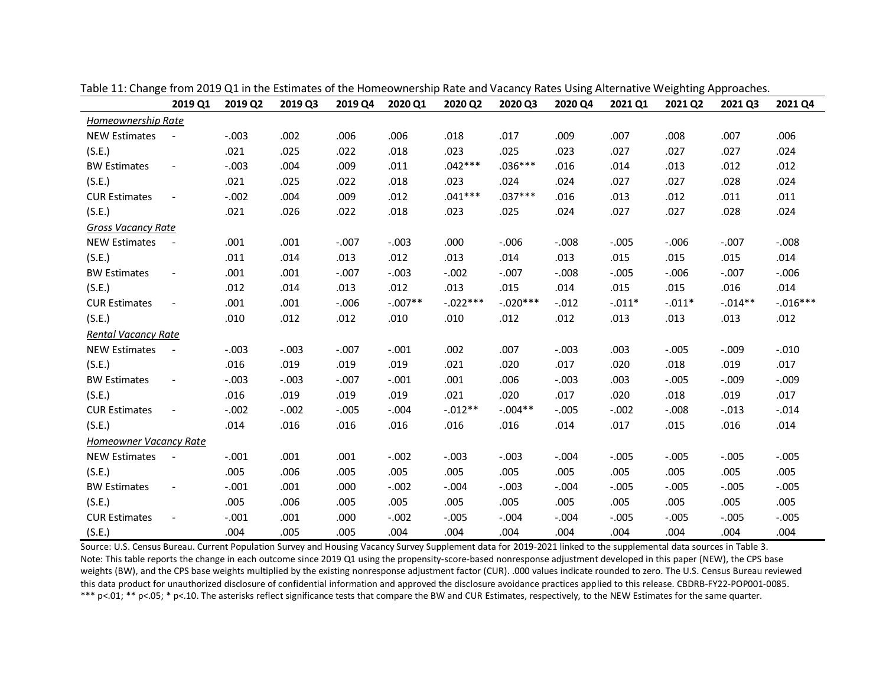Table 11: Change from 2019 Q1 in the Estimates of the Homeownership Rate and Vacancy Rates Using Alternative Weighting Approaches.

| | 2019 Q1 | 2019 Q2 | 2019 Q3 | 2019 Q4 | 2020 Q1 | 2020 Q2 | 2020 Q3 | 2020 Q4 | 2021 Q1 | 2021 Q2 | 2021 Q3 | 2021 Q4 |
|---|---|---|---|---|---|---|---|---|---|---|---|---|
| *Homeownership Rate* | | | | | | | | | | | | |
| NEW Estimates | - | -.003 | .002 | .006 | .006 | .018 | .017 | .009 | .007 | .008 | .007 | .006 |
| (S.E.) | | .021 | .025 | .022 | .018 | .023 | .025 | .023 | .027 | .027 | .027 | .024 |
| BW Estimates | - | -.003 | .004 | .009 | .011 | .042*** | .036*** | .016 | .014 | .013 | .012 | .012 |
| (S.E.) | | .021 | .025 | .022 | .018 | .023 | .024 | .024 | .027 | .027 | .028 | .024 |
| CUR Estimates | - | -.002 | .004 | .009 | .012 | .041*** | .037*** | .016 | .013 | .012 | .011 | .011 |
| (S.E.) | | .021 | .026 | .022 | .018 | .023 | .025 | .024 | .027 | .027 | .028 | .024 |
| *Gross Vacancy Rate* | | | | | | | | | | | | |
| NEW Estimates | - | .001 | .001 | -.007 | -.003 | .000 | -.006 | -.008 | -.005 | -.006 | -.007 | -.008 |
| (S.E.) | | .011 | .014 | .013 | .012 | .013 | .014 | .013 | .015 | .015 | .015 | .014 |
| BW Estimates | - | .001 | .001 | -.007 | -.003 | -.002 | -.007 | -.008 | -.005 | -.006 | -.007 | -.006 |
| (S.E.) | | .012 | .014 | .013 | .012 | .013 | .015 | .014 | .015 | .015 | .016 | .014 |
| CUR Estimates | - | .001 | .001 | -.006 | -.007** | -.022*** | -.020*** | -.012 | -.011* | -.011* | -.014** | -.016*** |
| (S.E.) | | .010 | .012 | .012 | .010 | .010 | .012 | .012 | .013 | .013 | .013 | .012 |
| *Rental Vacancy Rate* | | | | | | | | | | | | |
| NEW Estimates | - | -.003 | -.003 | -.007 | -.001 | .002 | .007 | -.003 | .003 | -.005 | -.009 | -.010 |
| (S.E.) | | .016 | .019 | .019 | .019 | .021 | .020 | .017 | .020 | .018 | .019 | .017 |
| BW Estimates | - | -.003 | -.003 | -.007 | -.001 | .001 | .006 | -.003 | .003 | -.005 | -.009 | -.009 |
| (S.E.) | | .016 | .019 | .019 | .019 | .021 | .020 | .017 | .020 | .018 | .019 | .017 |
| CUR Estimates | - | -.002 | -.002 | -.005 | -.004 | -.012** | -.004** | -.005 | -.002 | -.008 | -.013 | -.014 |
| (S.E.) | | .014 | .016 | .016 | .016 | .016 | .016 | .014 | .017 | .015 | .016 | .014 |
| *Homeowner Vacancy Rate* | | | | | | | | | | | | |
| NEW Estimates | - | -.001 | .001 | .001 | -.002 | -.003 | -.003 | -.004 | -.005 | -.005 | -.005 | -.005 |
| (S.E.) | | .005 | .006 | .005 | .005 | .005 | .005 | .005 | .005 | .005 | .005 | .005 |
| BW Estimates | - | -.001 | .001 | .000 | -.002 | -.004 | -.003 | -.004 | -.005 | -.005 | -.005 | -.005 |
| (S.E.) | | .005 | .006 | .005 | .005 | .005 | .005 | .005 | .005 | .005 | .005 | .005 |
| CUR Estimates | - | -.001 | .001 | .000 | -.002 | -.005 | -.004 | -.004 | -.005 | -.005 | -.005 | -.005 |
| (S.E.) | | .004 | .005 | .005 | .004 | .004 | .004 | .004 | .004 | .004 | .004 | .004 |

Source: U.S. Census Bureau. Current Population Survey and Housing Vacancy Survey Supplement data for 2019-2021 linked to the supplemental data sources in Table 3.
Note: This table reports the change in each outcome since 2019 Q1 using the propensity-score-based nonresponse adjustment developed in this paper (NEW), the CPS base weights (BW), and the CPS base weights multiplied by the existing nonresponse adjustment factor (CUR). .000 values indicate rounded to zero. The U.S. Census Bureau reviewed this data product for unauthorized disclosure of confidential information and approved the disclosure avoidance practices applied to this release. CBDRB-FY22-POP001-0085.
*** p<.01; ** p<.05; * p<.10. The asterisks reflect significance tests that compare the BW and CUR Estimates, respectively, to the NEW Estimates for the same quarter.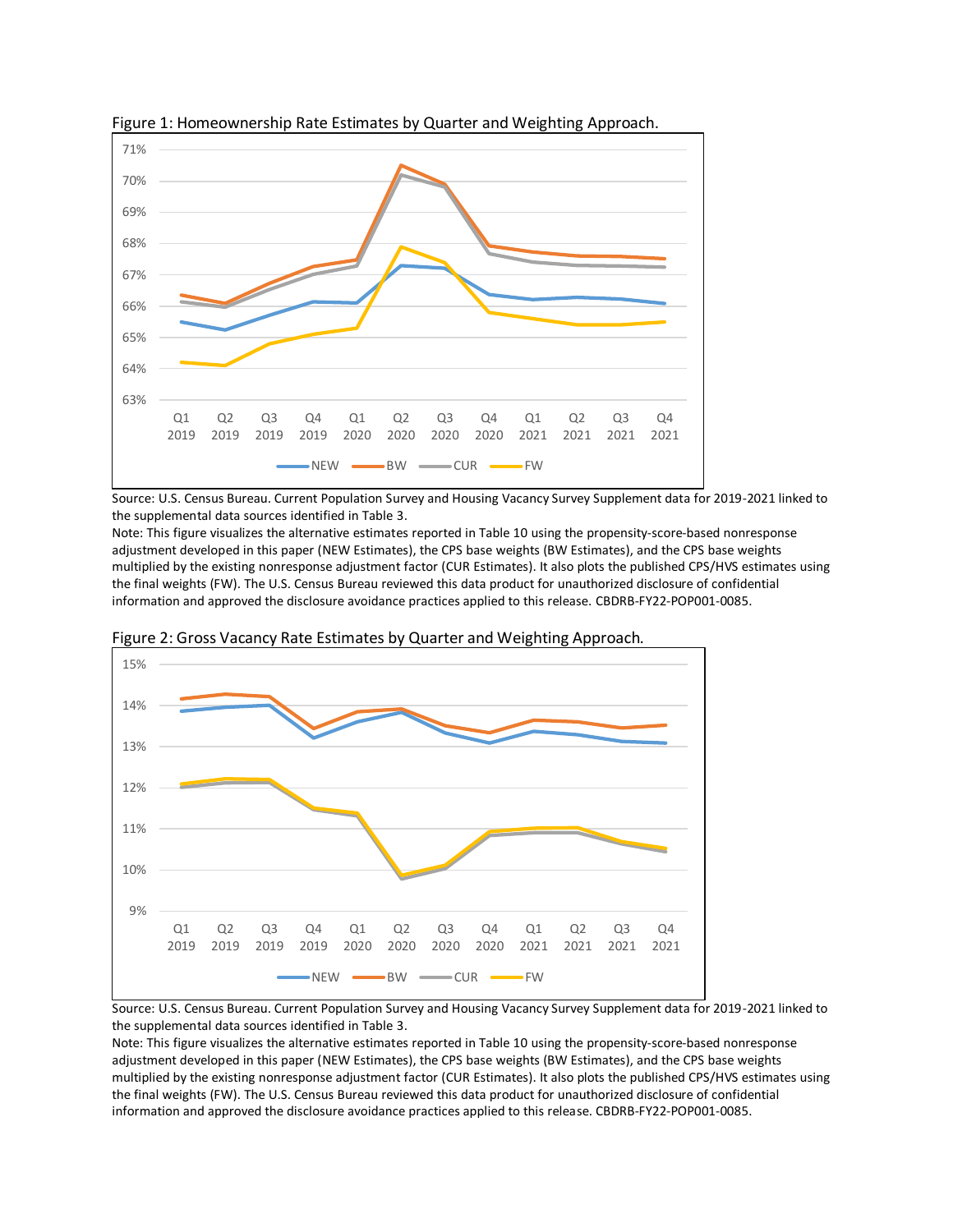Figure 1: Homeownership Rate Estimates by Quarter and Weighting Approach.

Source: U.S. Census Bureau. Current Population Survey and Housing Vacancy Survey Supplement data for 2019-2021 linked to the supplemental data sources identified in Table 3.

Note: This figure visualizes the alternative estimates reported in Table 10 using the propensity-score-based nonresponse adjustment developed in this paper (NEW Estimates), the CPS base weights (BW Estimates), and the CPS base weights multiplied by the existing nonresponse adjustment factor (CUR Estimates). It also plots the published CPS/HVS estimates using the final weights (FW). The U.S. Census Bureau reviewed this data product for unauthorized disclosure of confidential information and approved the disclosure avoidance practices applied to this release. CBDRB-FY22-POP001-0085.

Figure 2: Gross Vacancy Rate Estimates by Quarter and Weighting Approach.

Source: U.S. Census Bureau. Current Population Survey and Housing Vacancy Survey Supplement data for 2019-2021 linked to the supplemental data sources identified in Table 3.

Note: This figure visualizes the alternative estimates reported in Table 10 using the propensity-score-based nonresponse adjustment developed in this paper (NEW Estimates), the CPS base weights (BW Estimates), and the CPS base weights multiplied by the existing nonresponse adjustment factor (CUR Estimates). It also plots the published CPS/HVS estimates using the final weights (FW). The U.S. Census Bureau reviewed this data product for unauthorized disclosure of confidential information and approved the disclosure avoidance practices applied to this release. CBDRB-FY22-POP001-0085.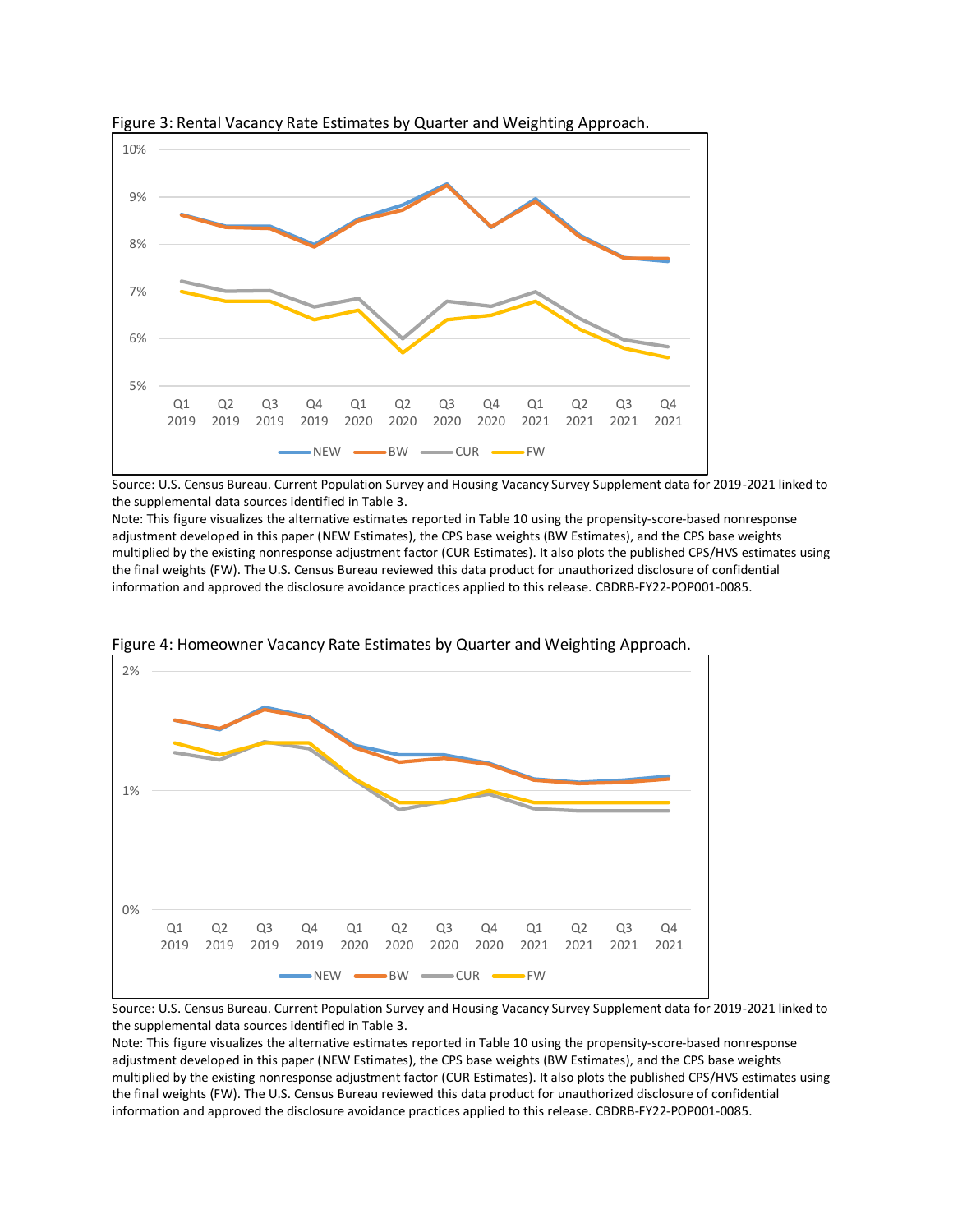Figure 3: Rental Vacancy Rate Estimates by Quarter and Weighting Approach.

10%
9%
8%
7%
6%
5%

Q1 2019 Q2 2019 Q3 2019 Q4 2019 Q1 2020 Q2 2020 Q3 2020 Q4 2020 Q1 2021 Q2 2021 Q3 2021 Q4 2021

NEW BW CUR FW

Source: U.S. Census Bureau. Current Population Survey and Housing Vacancy Survey Supplement data for 2019-2021 linked to the supplemental data sources identified in Table 3.
Note: This figure visualizes the alternative estimates reported in Table 10 using the propensity-score-based nonresponse adjustment developed in this paper (NEW Estimates), the CPS base weights (BW Estimates), and the CPS base weights multiplied by the existing nonresponse adjustment factor (CUR Estimates). It also plots the published CPS/HVS estimates using the final weights (FW). The U.S. Census Bureau reviewed this data product for unauthorized disclosure of confidential information and approved the disclosure avoidance practices applied to this release. CBDRB-FY22-POP001-0085.

Figure 4: Homeowner Vacancy Rate Estimates by Quarter and Weighting Approach.

2%
1%
0%

Q1 2019 Q2 2019 Q3 2019 Q4 2019 Q1 2020 Q2 2020 Q3 2020 Q4 2020 Q1 2021 Q2 2021 Q3 2021 Q4 2021

NEW BW CUR FW

Source: U.S. Census Bureau. Current Population Survey and Housing Vacancy Survey Supplement data for 2019-2021 linked to the supplemental data sources identified in Table 3.
Note: This figure visualizes the alternative estimates reported in Table 10 using the propensity-score-based nonresponse adjustment developed in this paper (NEW Estimates), the CPS base weights (BW Estimates), and the CPS base weights multiplied by the existing nonresponse adjustment factor (CUR Estimates). It also plots the published CPS/HVS estimates using the final weights (FW). The U.S. Census Bureau reviewed this data product for unauthorized disclosure of confidential information and approved the disclosure avoidance practices applied to this release. CBDRB-FY22-POP001-0085.